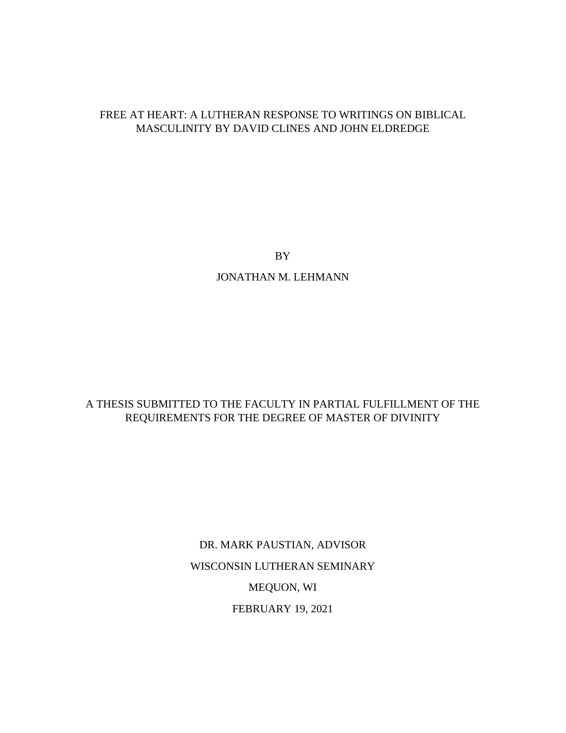# FREE AT HEART: A LUTHERAN RESPONSE TO WRITINGS ON BIBLICAL MASCULINITY BY DAVID CLINES AND JOHN ELDREDGE

BY

JONATHAN M. LEHMANN

A THESIS SUBMITTED TO THE FACULTY IN PARTIAL FULFILLMENT OF THE REQUIREMENTS FOR THE DEGREE OF MASTER OF DIVINITY

DR. MARK PAUSTIAN, ADVISOR

WISCONSIN LUTHERAN SEMINARY

MEQUON, WI

FEBRUARY 19, 2021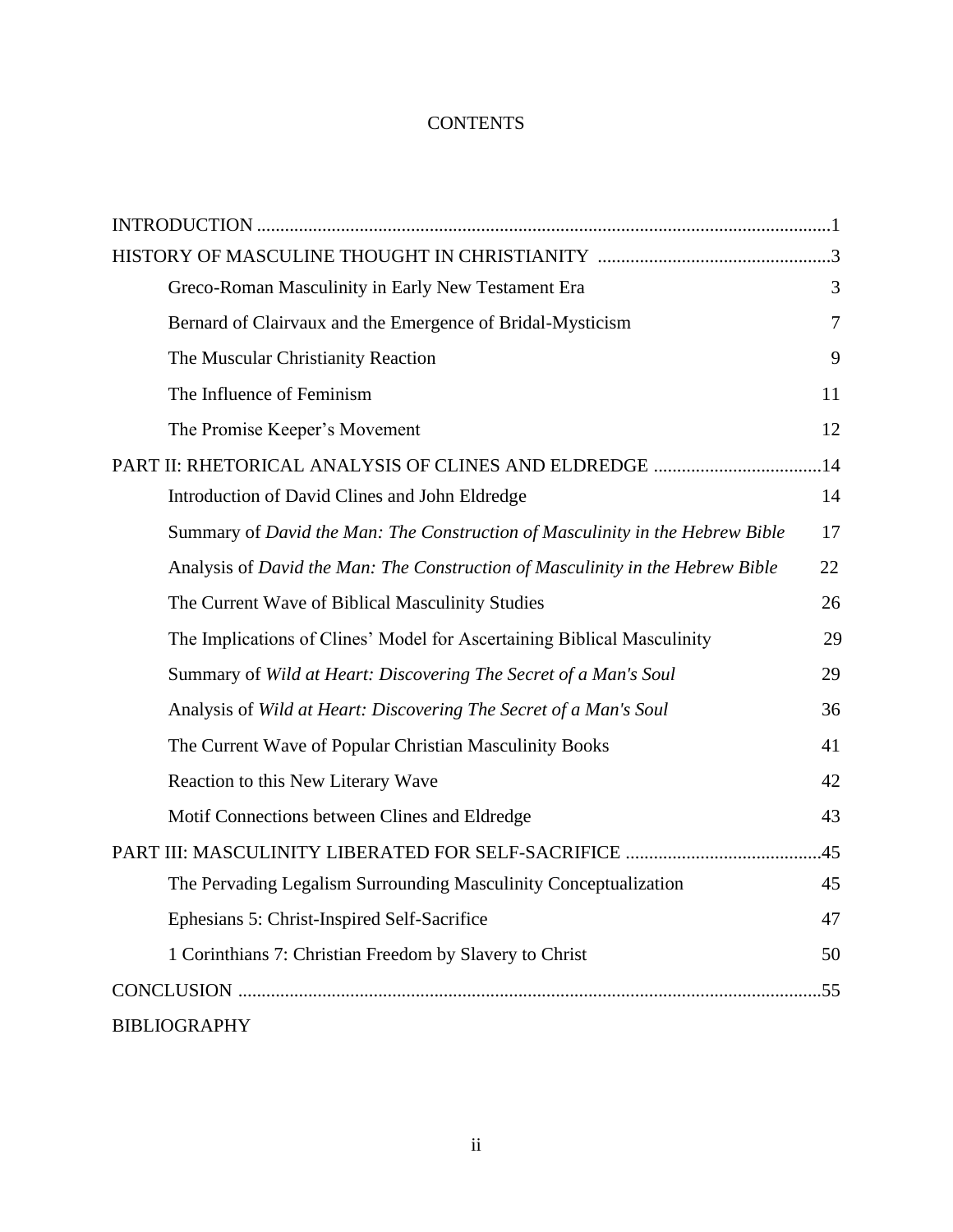# CONTENTS

INTRODUCTION ........................................................................................................................1

HISTORY OF MASCULINE THOUGHT IN CHRISTIANITY ..................................................3

- Greco-Roman Masculinity in Early New Testament Era 3
- Bernard of Clairvaux and the Emergence of Bridal-Mysticism 7
- The Muscular Christianity Reaction 9
- The Influence of Feminism 11
- The Promise Keeper's Movement 12

PART II: RHETORICAL ANALYSIS OF CLINES AND ELDREDGE ....................................14

- Introduction of David Clines and John Eldredge 14
- Summary of *David the Man: The Construction of Masculinity in the Hebrew Bible* 17
- Analysis of *David the Man: The Construction of Masculinity in the Hebrew Bible* 22
- The Current Wave of Biblical Masculinity Studies 26
- The Implications of Clines' Model for Ascertaining Biblical Masculinity 29
- Summary of *Wild at Heart: Discovering The Secret of a Man's Soul* 29
- Analysis of *Wild at Heart: Discovering The Secret of a Man's Soul* 36
- The Current Wave of Popular Christian Masculinity Books 41
- Reaction to this New Literary Wave 42
- Motif Connections between Clines and Eldredge 43

PART III: MASCULINITY LIBERATED FOR SELF-SACRIFICE ..........................................45

- The Pervading Legalism Surrounding Masculinity Conceptualization 45
- Ephesians 5: Christ-Inspired Self-Sacrifice 47
- 1 Corinthians 7: Christian Freedom by Slavery to Christ 50

CONCLUSION ...........................................................................................................................55

BIBLIOGRAPHY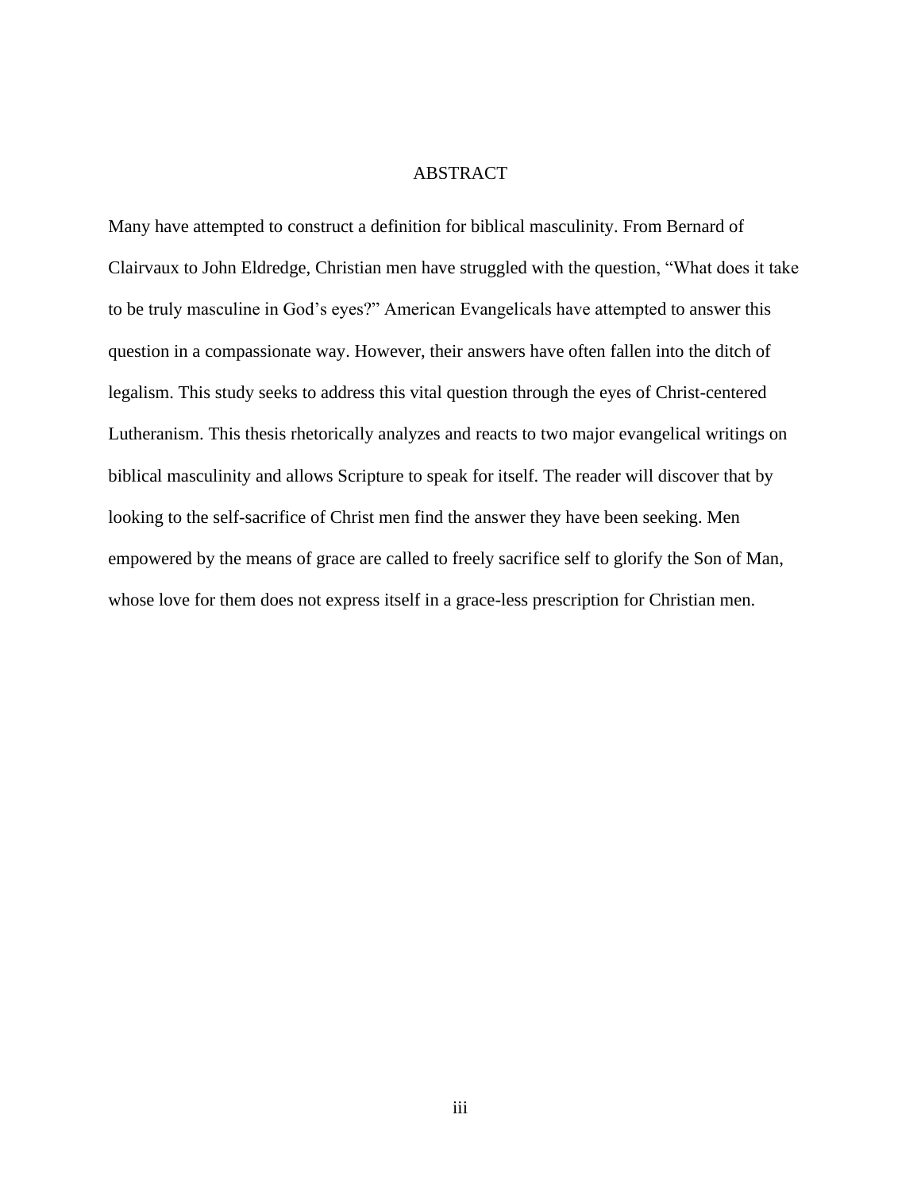# ABSTRACT

Many have attempted to construct a definition for biblical masculinity. From Bernard of Clairvaux to John Eldredge, Christian men have struggled with the question, "What does it take to be truly masculine in God's eyes?" American Evangelicals have attempted to answer this question in a compassionate way. However, their answers have often fallen into the ditch of legalism. This study seeks to address this vital question through the eyes of Christ-centered Lutheranism. This thesis rhetorically analyzes and reacts to two major evangelical writings on biblical masculinity and allows Scripture to speak for itself. The reader will discover that by looking to the self-sacrifice of Christ men find the answer they have been seeking. Men empowered by the means of grace are called to freely sacrifice self to glorify the Son of Man, whose love for them does not express itself in a grace-less prescription for Christian men.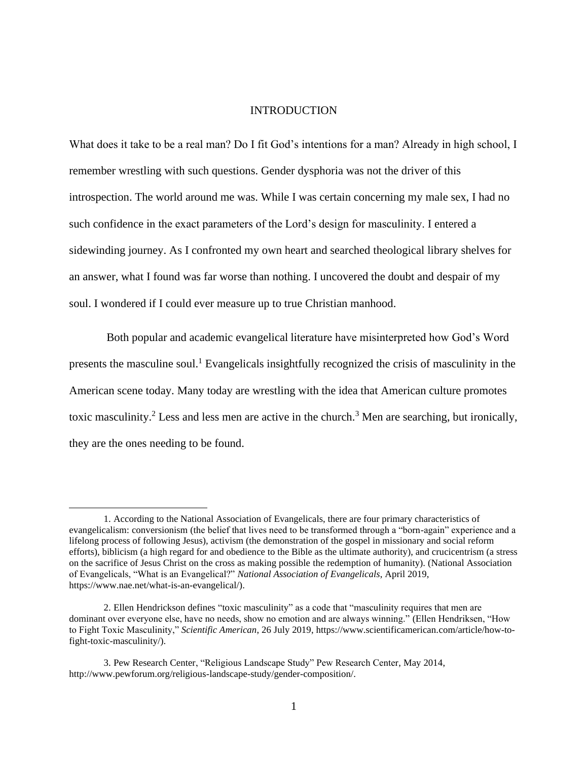# INTRODUCTION

What does it take to be a real man? Do I fit God's intentions for a man? Already in high school, I remember wrestling with such questions. Gender dysphoria was not the driver of this introspection. The world around me was. While I was certain concerning my male sex, I had no such confidence in the exact parameters of the Lord's design for masculinity. I entered a sidewinding journey. As I confronted my own heart and searched theological library shelves for an answer, what I found was far worse than nothing. I uncovered the doubt and despair of my soul. I wondered if I could ever measure up to true Christian manhood.

Both popular and academic evangelical literature have misinterpreted how God's Word presents the masculine soul.[1] Evangelicals insightfully recognized the crisis of masculinity in the American scene today. Many today are wrestling with the idea that American culture promotes toxic masculinity.[2] Less and less men are active in the church.[3] Men are searching, but ironically, they are the ones needing to be found.

---

1. According to the National Association of Evangelicals, there are four primary characteristics of evangelicalism: conversionism (the belief that lives need to be transformed through a "born-again" experience and a lifelong process of following Jesus), activism (the demonstration of the gospel in missionary and social reform efforts), biblicism (a high regard for and obedience to the Bible as the ultimate authority), and crucicentrism (a stress on the sacrifice of Jesus Christ on the cross as making possible the redemption of humanity). (National Association of Evangelicals, "What is an Evangelical?" *National Association of Evangelicals*, April 2019, https://www.nae.net/what-is-an-evangelical/).

2. Ellen Hendrickson defines "toxic masculinity" as a code that "masculinity requires that men are dominant over everyone else, have no needs, show no emotion and are always winning." (Ellen Hendriksen, "How to Fight Toxic Masculinity," *Scientific American*, 26 July 2019, https://www.scientificamerican.com/article/how-to-fight-toxic-masculinity/).

3. Pew Research Center, "Religious Landscape Study" Pew Research Center, May 2014, http://www.pewforum.org/religious-landscape-study/gender-composition/.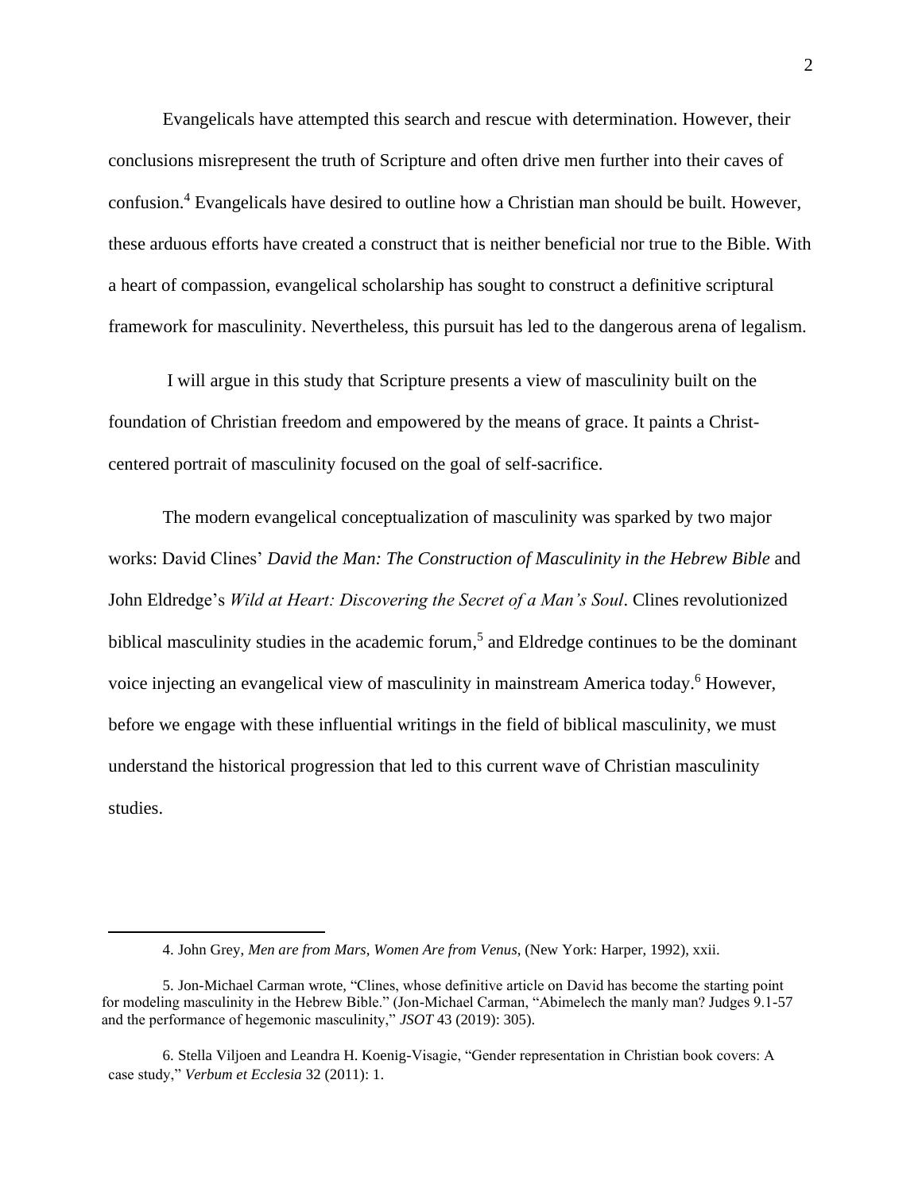Evangelicals have attempted this search and rescue with determination. However, their conclusions misrepresent the truth of Scripture and often drive men further into their caves of confusion.[4] Evangelicals have desired to outline how a Christian man should be built. However, these arduous efforts have created a construct that is neither beneficial nor true to the Bible. With a heart of compassion, evangelical scholarship has sought to construct a definitive scriptural framework for masculinity. Nevertheless, this pursuit has led to the dangerous arena of legalism.

I will argue in this study that Scripture presents a view of masculinity built on the foundation of Christian freedom and empowered by the means of grace. It paints a Christ-centered portrait of masculinity focused on the goal of self-sacrifice.

The modern evangelical conceptualization of masculinity was sparked by two major works: David Clines' *David the Man: The Construction of Masculinity in the Hebrew Bible* and John Eldredge's *Wild at Heart: Discovering the Secret of a Man's Soul*. Clines revolutionized biblical masculinity studies in the academic forum,[5] and Eldredge continues to be the dominant voice injecting an evangelical view of masculinity in mainstream America today.[6] However, before we engage with these influential writings in the field of biblical masculinity, we must understand the historical progression that led to this current wave of Christian masculinity studies.

---

4. John Grey, *Men are from Mars, Women Are from Venus*, (New York: Harper, 1992), xxii.

5. Jon-Michael Carman wrote, "Clines, whose definitive article on David has become the starting point for modeling masculinity in the Hebrew Bible." (Jon-Michael Carman, "Abimelech the manly man? Judges 9.1-57 and the performance of hegemonic masculinity," *JSOT* 43 (2019): 305).

6. Stella Viljoen and Leandra H. Koenig-Visagie, "Gender representation in Christian book covers: A case study," *Verbum et Ecclesia* 32 (2011): 1.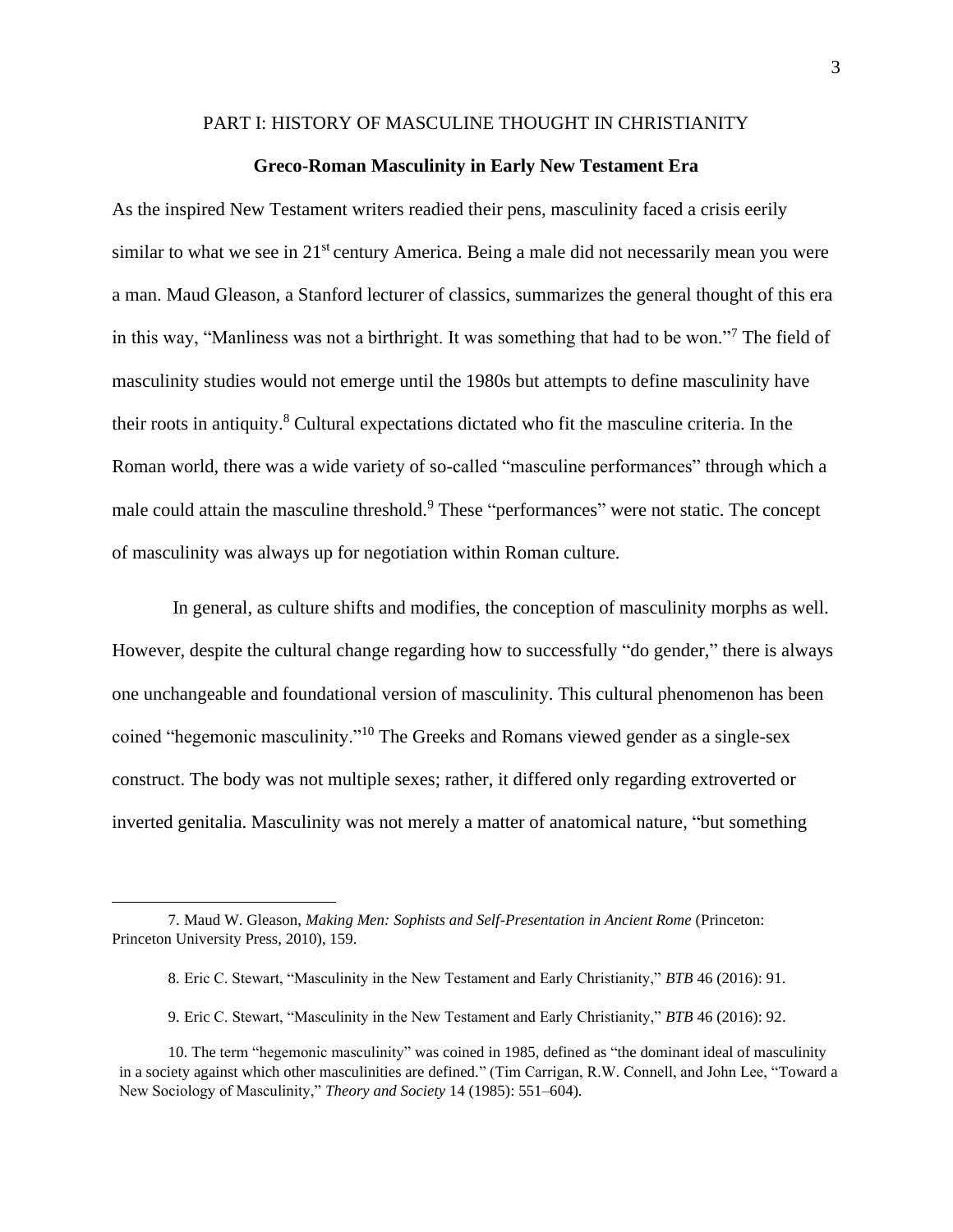# PART I: HISTORY OF MASCULINE THOUGHT IN CHRISTIANITY

## Greco-Roman Masculinity in Early New Testament Era

As the inspired New Testament writers readied their pens, masculinity faced a crisis eerily similar to what we see in 21st century America. Being a male did not necessarily mean you were a man. Maud Gleason, a Stanford lecturer of classics, summarizes the general thought of this era in this way, "Manliness was not a birthright. It was something that had to be won."[7] The field of masculinity studies would not emerge until the 1980s but attempts to define masculinity have their roots in antiquity.[8] Cultural expectations dictated who fit the masculine criteria. In the Roman world, there was a wide variety of so-called "masculine performances" through which a male could attain the masculine threshold.[9] These "performances" were not static. The concept of masculinity was always up for negotiation within Roman culture.

In general, as culture shifts and modifies, the conception of masculinity morphs as well. However, despite the cultural change regarding how to successfully "do gender," there is always one unchangeable and foundational version of masculinity. This cultural phenomenon has been coined "hegemonic masculinity."[10] The Greeks and Romans viewed gender as a single-sex construct. The body was not multiple sexes; rather, it differed only regarding extroverted or inverted genitalia. Masculinity was not merely a matter of anatomical nature, "but something

---

7. Maud W. Gleason, *Making Men: Sophists and Self-Presentation in Ancient Rome* (Princeton: Princeton University Press, 2010), 159.

8. Eric C. Stewart, "Masculinity in the New Testament and Early Christianity," *BTB* 46 (2016): 91.

9. Eric C. Stewart, "Masculinity in the New Testament and Early Christianity," *BTB* 46 (2016): 92.

10. The term "hegemonic masculinity" was coined in 1985, defined as "the dominant ideal of masculinity in a society against which other masculinities are defined." (Tim Carrigan, R.W. Connell, and John Lee, "Toward a New Sociology of Masculinity," *Theory and Society* 14 (1985): 551–604).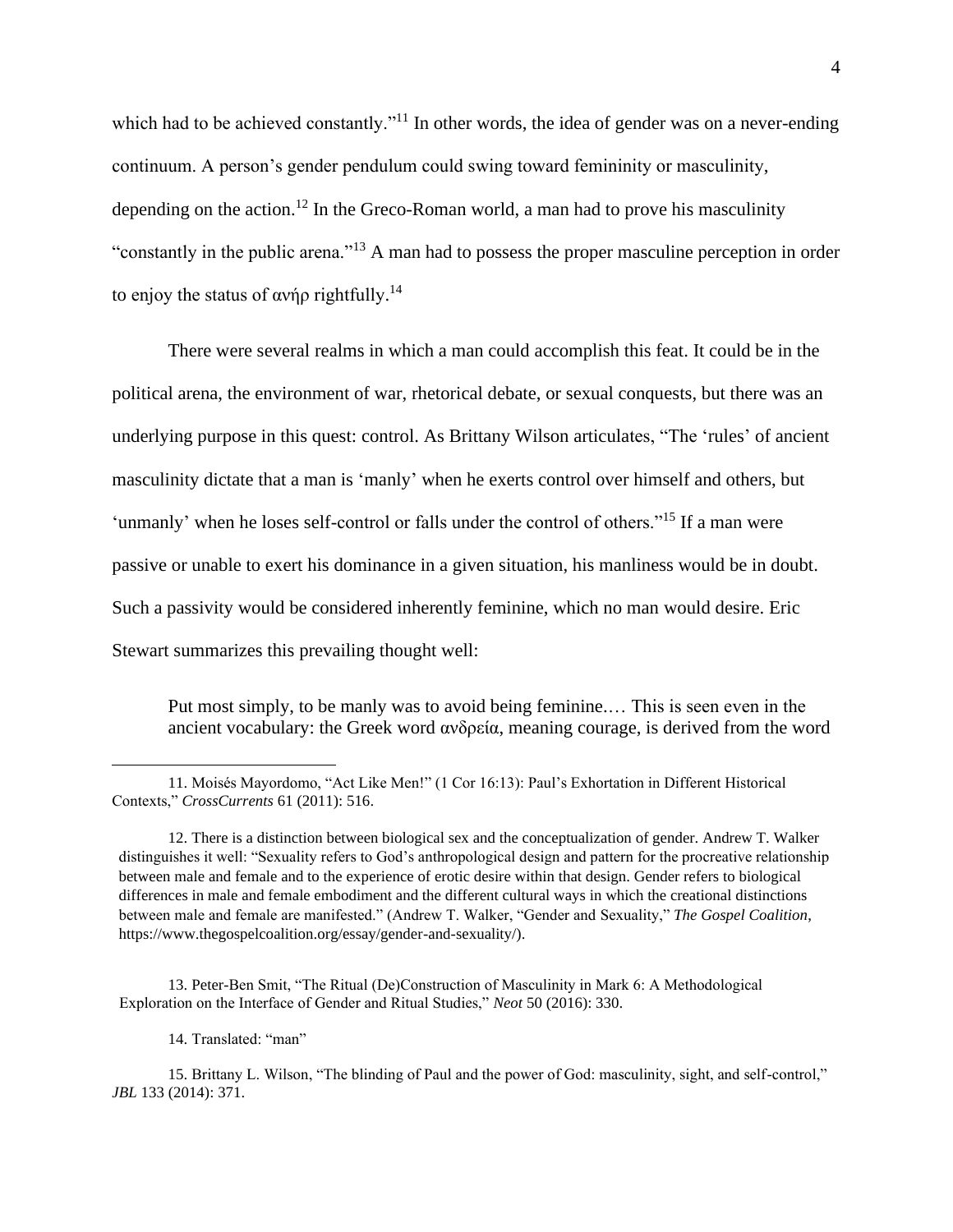which had to be achieved constantly."[11] In other words, the idea of gender was on a never-ending continuum. A person's gender pendulum could swing toward femininity or masculinity, depending on the action.[12] In the Greco-Roman world, a man had to prove his masculinity "constantly in the public arena."[13] A man had to possess the proper masculine perception in order to enjoy the status of ανήρ rightfully.[14]

There were several realms in which a man could accomplish this feat. It could be in the political arena, the environment of war, rhetorical debate, or sexual conquests, but there was an underlying purpose in this quest: control. As Brittany Wilson articulates, "The 'rules' of ancient masculinity dictate that a man is 'manly' when he exerts control over himself and others, but 'unmanly' when he loses self-control or falls under the control of others."[15] If a man were passive or unable to exert his dominance in a given situation, his manliness would be in doubt. Such a passivity would be considered inherently feminine, which no man would desire. Eric Stewart summarizes this prevailing thought well:

> Put most simply, to be manly was to avoid being feminine.… This is seen even in the ancient vocabulary: the Greek word ανδρεία, meaning courage, is derived from the word

---

11. Moisés Mayordomo, "Act Like Men!" (1 Cor 16:13): Paul's Exhortation in Different Historical Contexts," *CrossCurrents* 61 (2011): 516.

12. There is a distinction between biological sex and the conceptualization of gender. Andrew T. Walker distinguishes it well: "Sexuality refers to God's anthropological design and pattern for the procreative relationship between male and female and to the experience of erotic desire within that design. Gender refers to biological differences in male and female embodiment and the different cultural ways in which the creational distinctions between male and female are manifested." (Andrew T. Walker, "Gender and Sexuality," *The Gospel Coalition*, https://www.thegospelcoalition.org/essay/gender-and-sexuality/).

13. Peter-Ben Smit, "The Ritual (De)Construction of Masculinity in Mark 6: A Methodological Exploration on the Interface of Gender and Ritual Studies," *Neot* 50 (2016): 330.

14. Translated: "man"

15. Brittany L. Wilson, "The blinding of Paul and the power of God: masculinity, sight, and self-control," *JBL* 133 (2014): 371.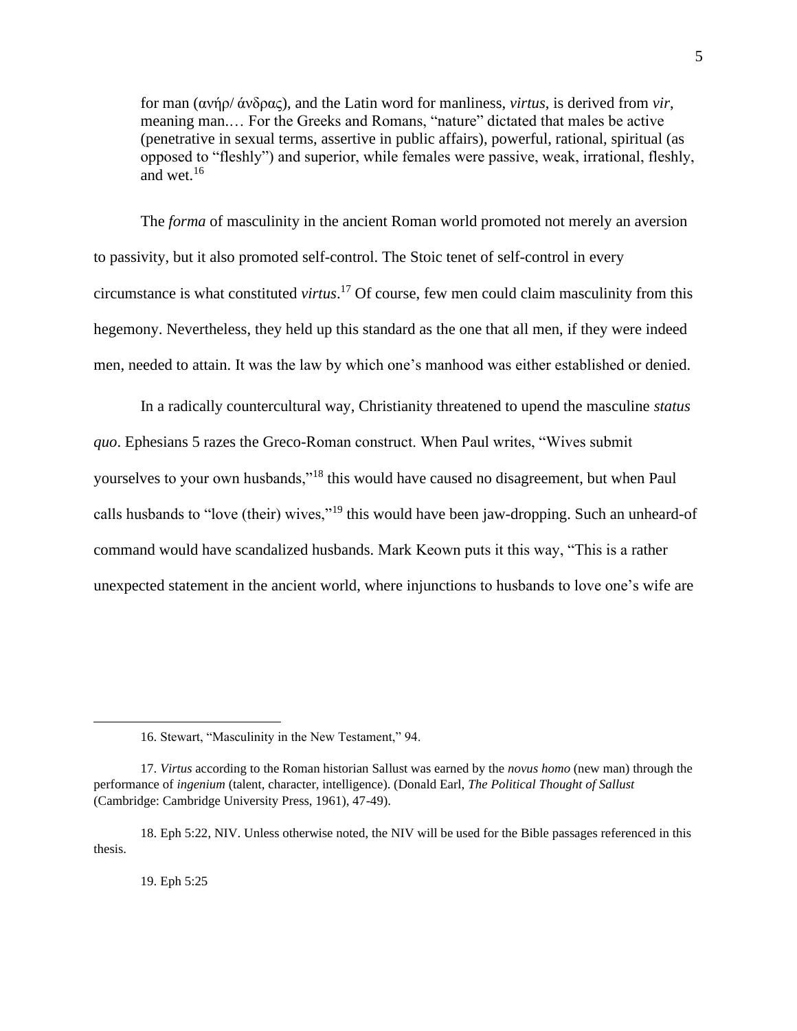> for man (ανήρ/ άνδρας), and the Latin word for manliness, *virtus*, is derived from *vir*, meaning man.… For the Greeks and Romans, "nature" dictated that males be active (penetrative in sexual terms, assertive in public affairs), powerful, rational, spiritual (as opposed to "fleshly") and superior, while females were passive, weak, irrational, fleshly, and wet.[16]

The *forma* of masculinity in the ancient Roman world promoted not merely an aversion to passivity, but it also promoted self-control. The Stoic tenet of self-control in every circumstance is what constituted *virtus*.[17] Of course, few men could claim masculinity from this hegemony. Nevertheless, they held up this standard as the one that all men, if they were indeed men, needed to attain. It was the law by which one's manhood was either established or denied.

In a radically countercultural way, Christianity threatened to upend the masculine *status quo*. Ephesians 5 razes the Greco-Roman construct. When Paul writes, "Wives submit yourselves to your own husbands,"[18] this would have caused no disagreement, but when Paul calls husbands to "love (their) wives,"[19] this would have been jaw-dropping. Such an unheard-of command would have scandalized husbands. Mark Keown puts it this way, "This is a rather unexpected statement in the ancient world, where injunctions to husbands to love one's wife are

---

16. Stewart, "Masculinity in the New Testament," 94.

17. *Virtus* according to the Roman historian Sallust was earned by the *novus homo* (new man) through the performance of *ingenium* (talent, character, intelligence). (Donald Earl, *The Political Thought of Sallust* (Cambridge: Cambridge University Press, 1961), 47-49).

18. Eph 5:22, NIV. Unless otherwise noted, the NIV will be used for the Bible passages referenced in this thesis.

19. Eph 5:25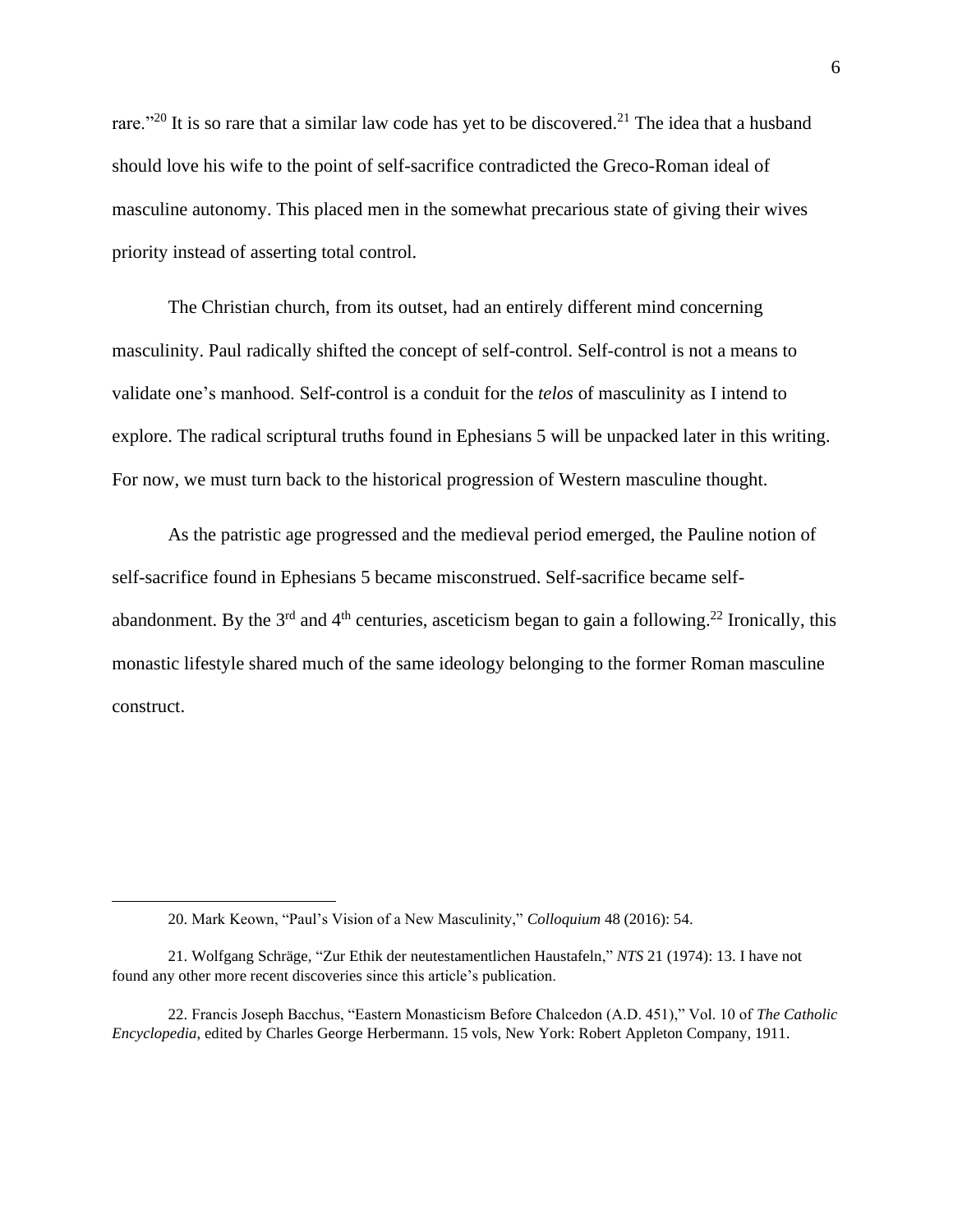rare."[20] It is so rare that a similar law code has yet to be discovered.[21] The idea that a husband should love his wife to the point of self-sacrifice contradicted the Greco-Roman ideal of masculine autonomy. This placed men in the somewhat precarious state of giving their wives priority instead of asserting total control.

The Christian church, from its outset, had an entirely different mind concerning masculinity. Paul radically shifted the concept of self-control. Self-control is not a means to validate one's manhood. Self-control is a conduit for the *telos* of masculinity as I intend to explore. The radical scriptural truths found in Ephesians 5 will be unpacked later in this writing. For now, we must turn back to the historical progression of Western masculine thought.

As the patristic age progressed and the medieval period emerged, the Pauline notion of self-sacrifice found in Ephesians 5 became misconstrued. Self-sacrifice became self-abandonment. By the 3rd and 4th centuries, asceticism began to gain a following.[22] Ironically, this monastic lifestyle shared much of the same ideology belonging to the former Roman masculine construct.

---

20. Mark Keown, "Paul's Vision of a New Masculinity," *Colloquium* 48 (2016): 54.

21. Wolfgang Schräge, "Zur Ethik der neutestamentlichen Haustafeln," *NTS* 21 (1974): 13. I have not found any other more recent discoveries since this article's publication.

22. Francis Joseph Bacchus, "Eastern Monasticism Before Chalcedon (A.D. 451)," Vol. 10 of *The Catholic Encyclopedia*, edited by Charles George Herbermann. 15 vols, New York: Robert Appleton Company, 1911.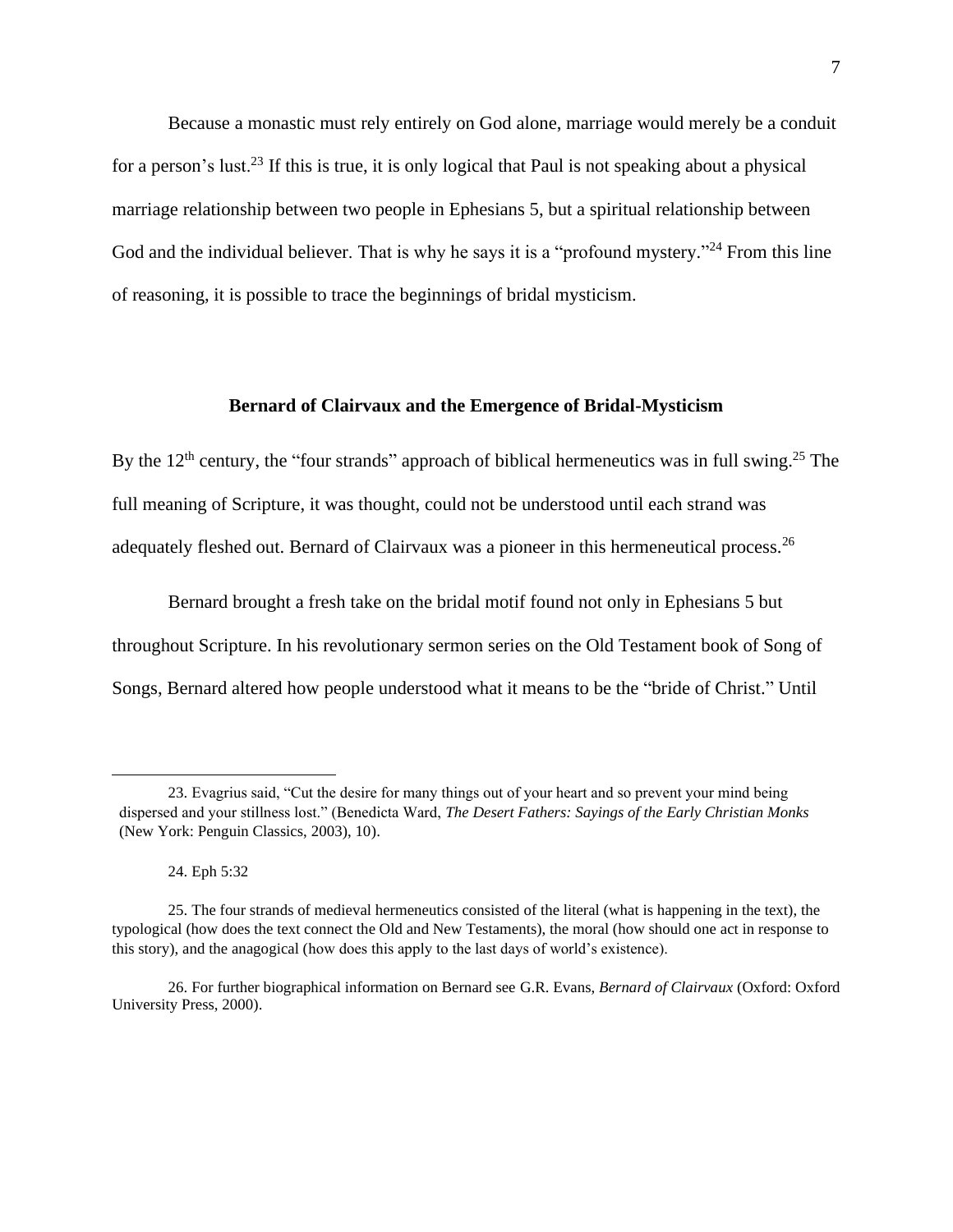Because a monastic must rely entirely on God alone, marriage would merely be a conduit for a person's lust.[23] If this is true, it is only logical that Paul is not speaking about a physical marriage relationship between two people in Ephesians 5, but a spiritual relationship between God and the individual believer. That is why he says it is a "profound mystery."[24] From this line of reasoning, it is possible to trace the beginnings of bridal mysticism.

## Bernard of Clairvaux and the Emergence of Bridal-Mysticism

By the 12th century, the "four strands" approach of biblical hermeneutics was in full swing.[25] The full meaning of Scripture, it was thought, could not be understood until each strand was adequately fleshed out. Bernard of Clairvaux was a pioneer in this hermeneutical process.[26]

Bernard brought a fresh take on the bridal motif found not only in Ephesians 5 but throughout Scripture. In his revolutionary sermon series on the Old Testament book of Song of Songs, Bernard altered how people understood what it means to be the "bride of Christ." Until

---

23. Evagrius said, "Cut the desire for many things out of your heart and so prevent your mind being dispersed and your stillness lost." (Benedicta Ward, *The Desert Fathers: Sayings of the Early Christian Monks* (New York: Penguin Classics, 2003), 10).

24. Eph 5:32

25. The four strands of medieval hermeneutics consisted of the literal (what is happening in the text), the typological (how does the text connect the Old and New Testaments), the moral (how should one act in response to this story), and the anagogical (how does this apply to the last days of world's existence).

26. For further biographical information on Bernard see G.R. Evans, *Bernard of Clairvaux* (Oxford: Oxford University Press, 2000).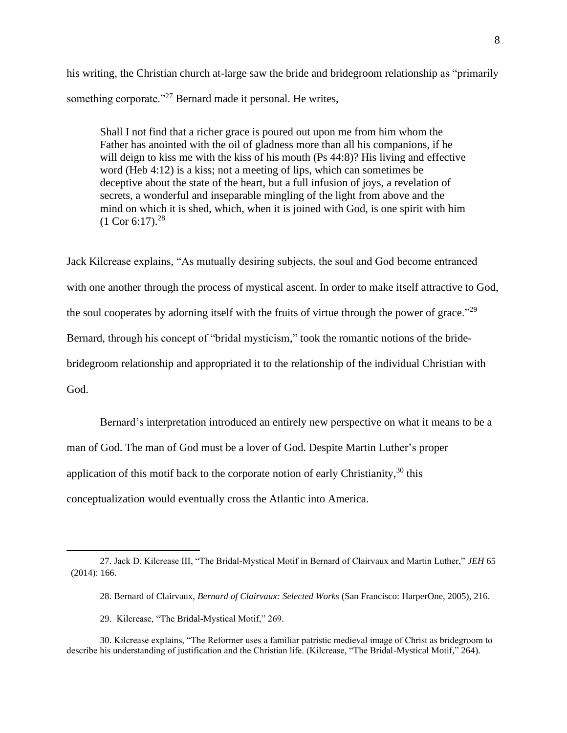his writing, the Christian church at-large saw the bride and bridegroom relationship as "primarily something corporate."[27] Bernard made it personal. He writes,

> Shall I not find that a richer grace is poured out upon me from him whom the Father has anointed with the oil of gladness more than all his companions, if he will deign to kiss me with the kiss of his mouth (Ps 44:8)? His living and effective word (Heb 4:12) is a kiss; not a meeting of lips, which can sometimes be deceptive about the state of the heart, but a full infusion of joys, a revelation of secrets, a wonderful and inseparable mingling of the light from above and the mind on which it is shed, which, when it is joined with God, is one spirit with him (1 Cor 6:17).[28]

Jack Kilcrease explains, "As mutually desiring subjects, the soul and God become entranced with one another through the process of mystical ascent. In order to make itself attractive to God, the soul cooperates by adorning itself with the fruits of virtue through the power of grace."[29] Bernard, through his concept of "bridal mysticism," took the romantic notions of the bride-bridegroom relationship and appropriated it to the relationship of the individual Christian with God.

Bernard's interpretation introduced an entirely new perspective on what it means to be a man of God. The man of God must be a lover of God. Despite Martin Luther's proper application of this motif back to the corporate notion of early Christianity,[30] this conceptualization would eventually cross the Atlantic into America.

---

27. Jack D. Kilcrease III, "The Bridal-Mystical Motif in Bernard of Clairvaux and Martin Luther," *JEH* 65 (2014): 166.

28. Bernard of Clairvaux, *Bernard of Clairvaux: Selected Works* (San Francisco: HarperOne, 2005), 216.

29. Kilcrease, "The Bridal-Mystical Motif," 269.

30. Kilcrease explains, "The Reformer uses a familiar patristic medieval image of Christ as bridegroom to describe his understanding of justification and the Christian life. (Kilcrease, "The Bridal-Mystical Motif," 264).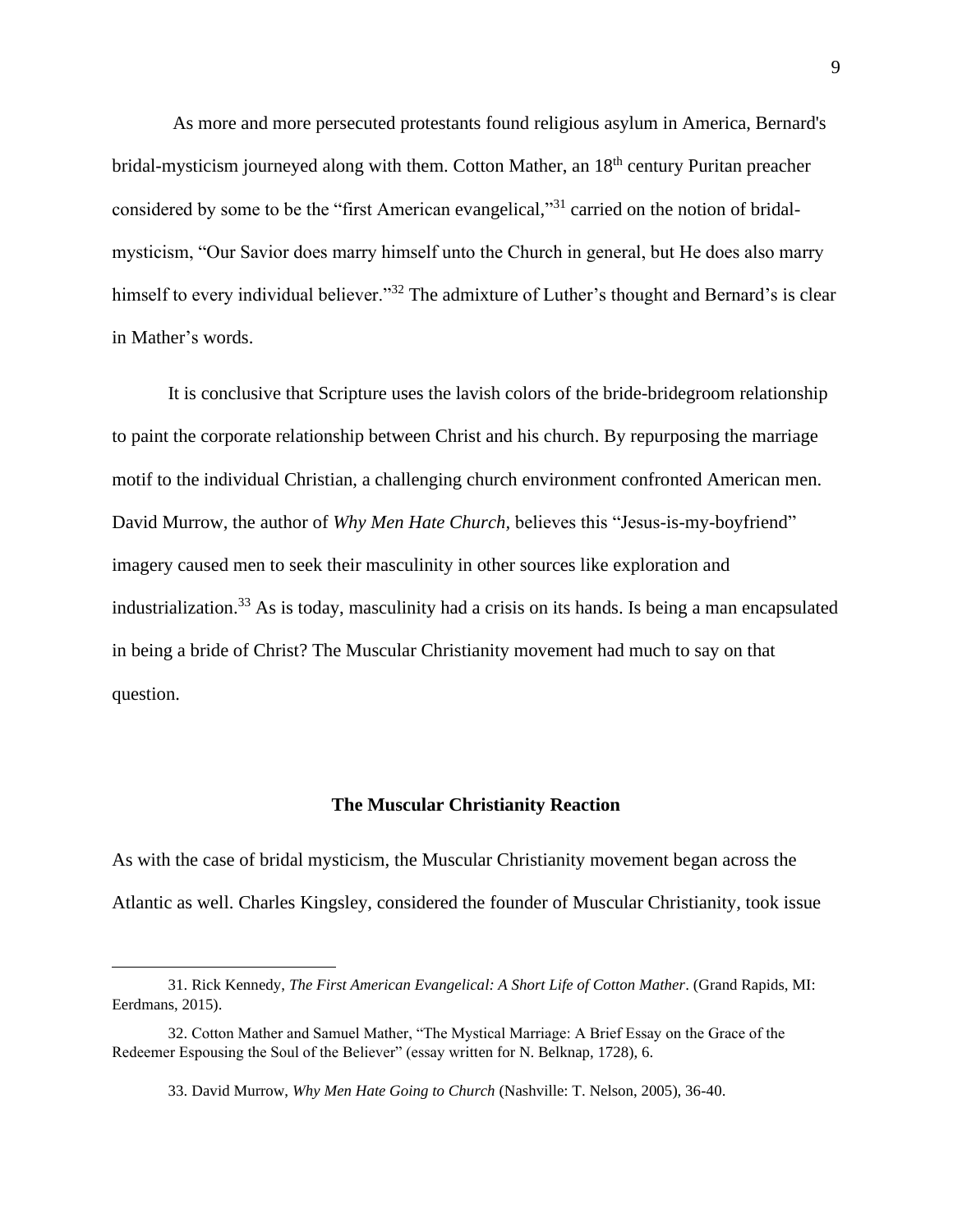As more and more persecuted protestants found religious asylum in America, Bernard's bridal-mysticism journeyed along with them. Cotton Mather, an 18th century Puritan preacher considered by some to be the "first American evangelical,"[31] carried on the notion of bridal-mysticism, "Our Savior does marry himself unto the Church in general, but He does also marry himself to every individual believer."[32] The admixture of Luther's thought and Bernard's is clear in Mather's words.

It is conclusive that Scripture uses the lavish colors of the bride-bridegroom relationship to paint the corporate relationship between Christ and his church. By repurposing the marriage motif to the individual Christian, a challenging church environment confronted American men. David Murrow, the author of *Why Men Hate Church,* believes this "Jesus-is-my-boyfriend" imagery caused men to seek their masculinity in other sources like exploration and industrialization.[33] As is today, masculinity had a crisis on its hands. Is being a man encapsulated in being a bride of Christ? The Muscular Christianity movement had much to say on that question.

### The Muscular Christianity Reaction

As with the case of bridal mysticism, the Muscular Christianity movement began across the Atlantic as well. Charles Kingsley, considered the founder of Muscular Christianity, took issue

---

31. Rick Kennedy, *The First American Evangelical: A Short Life of Cotton Mather*. (Grand Rapids, MI: Eerdmans, 2015).

32. Cotton Mather and Samuel Mather, "The Mystical Marriage: A Brief Essay on the Grace of the Redeemer Espousing the Soul of the Believer" (essay written for N. Belknap, 1728), 6.

33. David Murrow, *Why Men Hate Going to Church* (Nashville: T. Nelson, 2005), 36-40.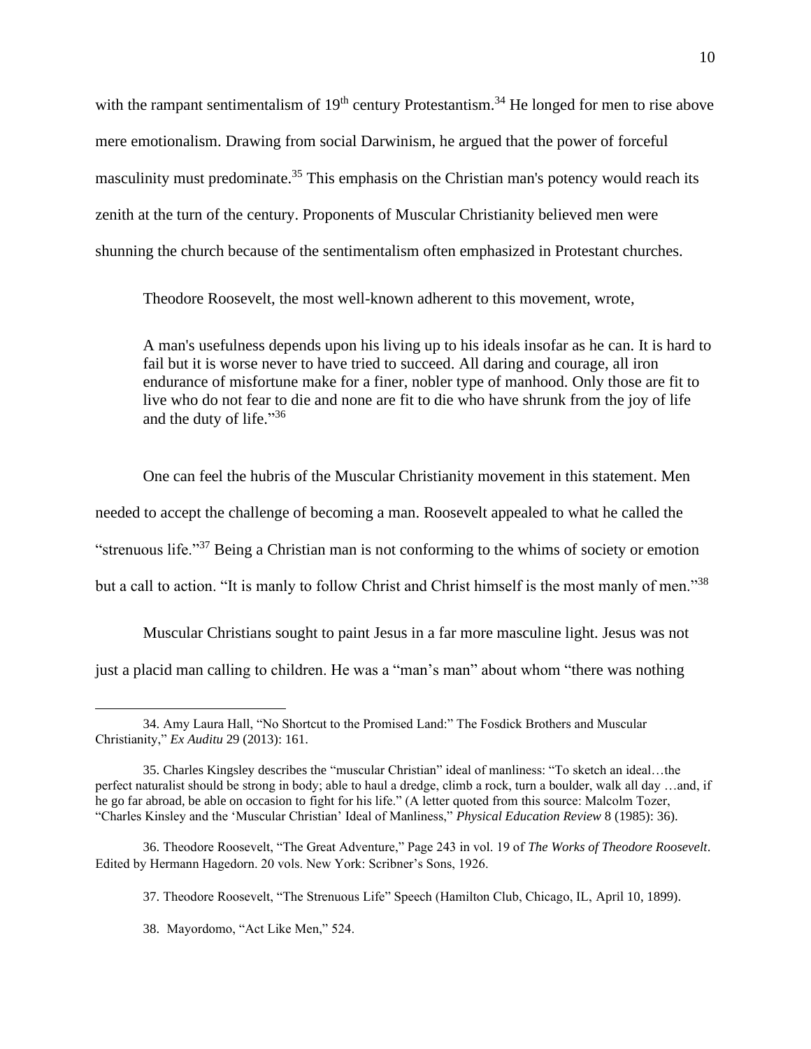with the rampant sentimentalism of 19th century Protestantism.[34] He longed for men to rise above mere emotionalism. Drawing from social Darwinism, he argued that the power of forceful masculinity must predominate.[35] This emphasis on the Christian man's potency would reach its zenith at the turn of the century. Proponents of Muscular Christianity believed men were shunning the church because of the sentimentalism often emphasized in Protestant churches.

Theodore Roosevelt, the most well-known adherent to this movement, wrote,

> A man's usefulness depends upon his living up to his ideals insofar as he can. It is hard to fail but it is worse never to have tried to succeed. All daring and courage, all iron endurance of misfortune make for a finer, nobler type of manhood. Only those are fit to live who do not fear to die and none are fit to die who have shrunk from the joy of life and the duty of life."[36]

One can feel the hubris of the Muscular Christianity movement in this statement. Men needed to accept the challenge of becoming a man. Roosevelt appealed to what he called the "strenuous life."[37] Being a Christian man is not conforming to the whims of society or emotion but a call to action. "It is manly to follow Christ and Christ himself is the most manly of men."[38]

Muscular Christians sought to paint Jesus in a far more masculine light. Jesus was not just a placid man calling to children. He was a "man's man" about whom "there was nothing

---

34. Amy Laura Hall, "No Shortcut to the Promised Land:" The Fosdick Brothers and Muscular Christianity," *Ex Auditu* 29 (2013): 161.

35. Charles Kingsley describes the "muscular Christian" ideal of manliness: "To sketch an ideal…the perfect naturalist should be strong in body; able to haul a dredge, climb a rock, turn a boulder, walk all day …and, if he go far abroad, be able on occasion to fight for his life." (A letter quoted from this source: Malcolm Tozer, "Charles Kinsley and the 'Muscular Christian' Ideal of Manliness," *Physical Education Review* 8 (1985): 36).

36. Theodore Roosevelt, "The Great Adventure," Page 243 in vol. 19 of *The Works of Theodore Roosevelt*. Edited by Hermann Hagedorn. 20 vols. New York: Scribner's Sons, 1926.

37. Theodore Roosevelt, "The Strenuous Life" Speech (Hamilton Club, Chicago, IL, April 10, 1899).

38. Mayordomo, "Act Like Men," 524.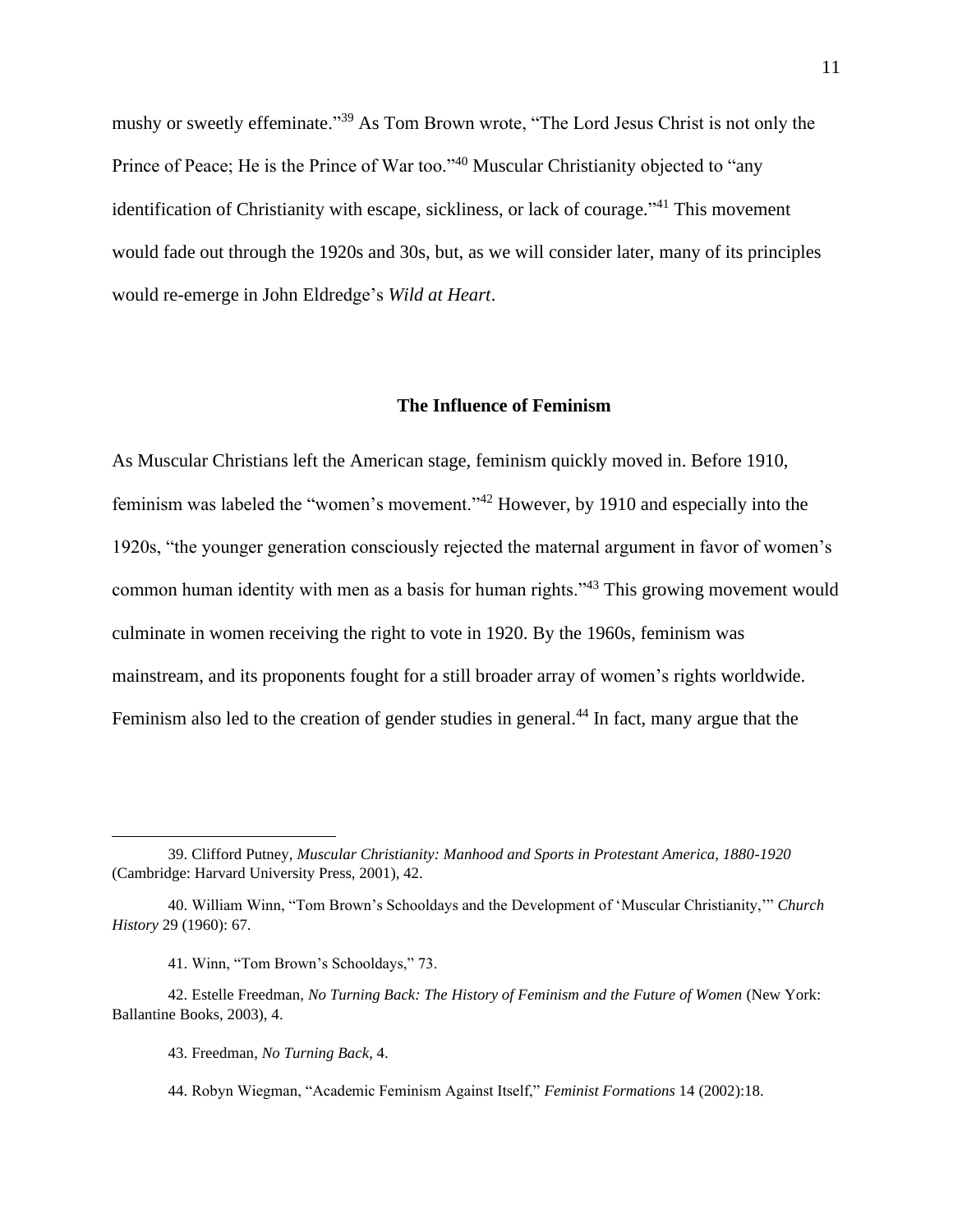mushy or sweetly effeminate."[39] As Tom Brown wrote, "The Lord Jesus Christ is not only the Prince of Peace; He is the Prince of War too."[40] Muscular Christianity objected to "any identification of Christianity with escape, sickliness, or lack of courage."[41] This movement would fade out through the 1920s and 30s, but, as we will consider later, many of its principles would re-emerge in John Eldredge's *Wild at Heart*.

## The Influence of Feminism

As Muscular Christians left the American stage, feminism quickly moved in. Before 1910, feminism was labeled the "women's movement."[42] However, by 1910 and especially into the 1920s, "the younger generation consciously rejected the maternal argument in favor of women's common human identity with men as a basis for human rights."[43] This growing movement would culminate in women receiving the right to vote in 1920. By the 1960s, feminism was mainstream, and its proponents fought for a still broader array of women's rights worldwide. Feminism also led to the creation of gender studies in general.[44] In fact, many argue that the

---

39. Clifford Putney, *Muscular Christianity: Manhood and Sports in Protestant America, 1880-1920* (Cambridge: Harvard University Press, 2001), 42.

40. William Winn, "Tom Brown's Schooldays and the Development of 'Muscular Christianity,'" *Church History* 29 (1960): 67.

41. Winn, "Tom Brown's Schooldays," 73.

42. Estelle Freedman, *No Turning Back: The History of Feminism and the Future of Women* (New York: Ballantine Books, 2003), 4.

43. Freedman, *No Turning Back*, 4.

44. Robyn Wiegman, "Academic Feminism Against Itself," *Feminist Formations* 14 (2002):18.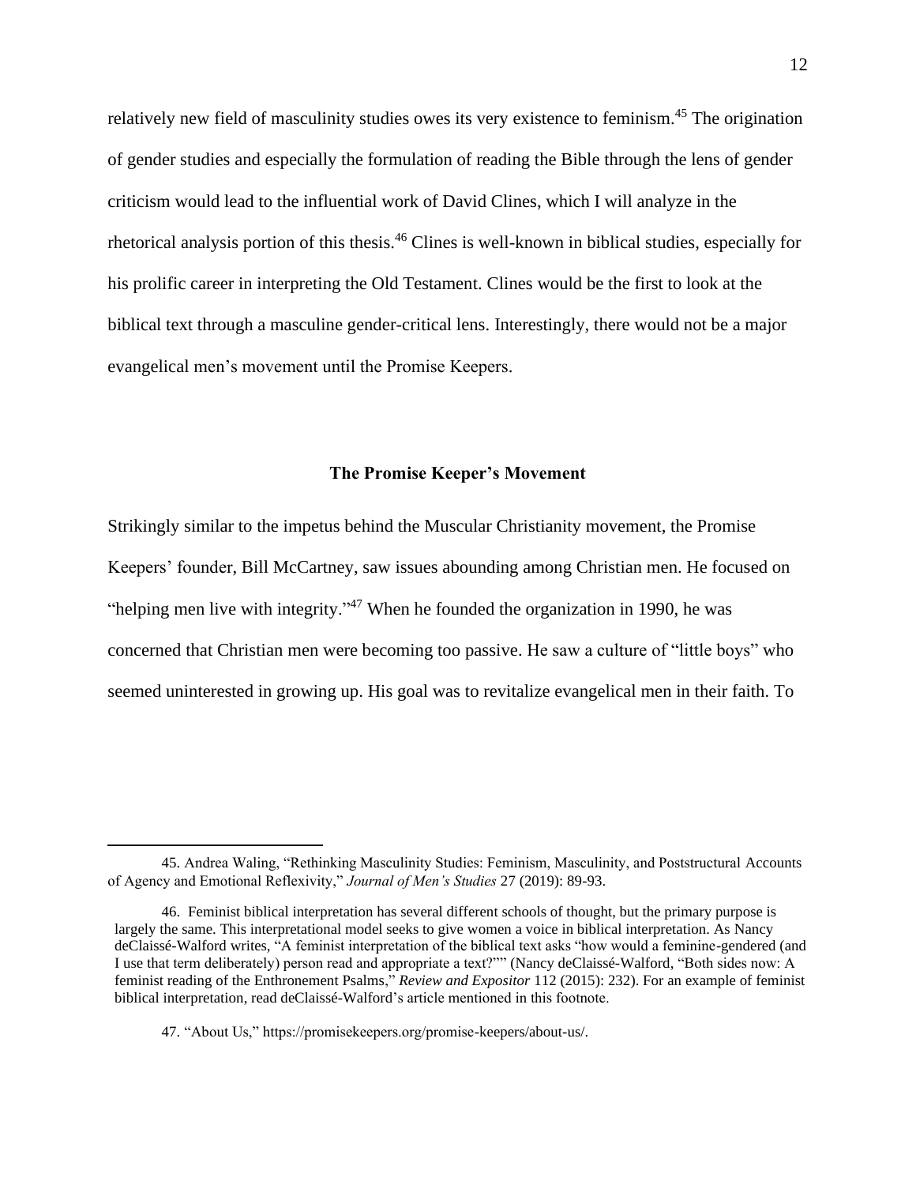relatively new field of masculinity studies owes its very existence to feminism.[45] The origination of gender studies and especially the formulation of reading the Bible through the lens of gender criticism would lead to the influential work of David Clines, which I will analyze in the rhetorical analysis portion of this thesis.[46] Clines is well-known in biblical studies, especially for his prolific career in interpreting the Old Testament. Clines would be the first to look at the biblical text through a masculine gender-critical lens. Interestingly, there would not be a major evangelical men's movement until the Promise Keepers.

### The Promise Keeper's Movement

Strikingly similar to the impetus behind the Muscular Christianity movement, the Promise Keepers' founder, Bill McCartney, saw issues abounding among Christian men. He focused on "helping men live with integrity."[47] When he founded the organization in 1990, he was concerned that Christian men were becoming too passive. He saw a culture of "little boys" who seemed uninterested in growing up. His goal was to revitalize evangelical men in their faith. To

---

45. Andrea Waling, "Rethinking Masculinity Studies: Feminism, Masculinity, and Poststructural Accounts of Agency and Emotional Reflexivity," *Journal of Men's Studies* 27 (2019): 89-93.

46. Feminist biblical interpretation has several different schools of thought, but the primary purpose is largely the same. This interpretational model seeks to give women a voice in biblical interpretation. As Nancy deClaissé-Walford writes, "A feminist interpretation of the biblical text asks "how would a feminine-gendered (and I use that term deliberately) person read and appropriate a text?"" (Nancy deClaissé-Walford, "Both sides now: A feminist reading of the Enthronement Psalms," *Review and Expositor* 112 (2015): 232). For an example of feminist biblical interpretation, read deClaissé-Walford's article mentioned in this footnote.

47. "About Us," https://promisekeepers.org/promise-keepers/about-us/.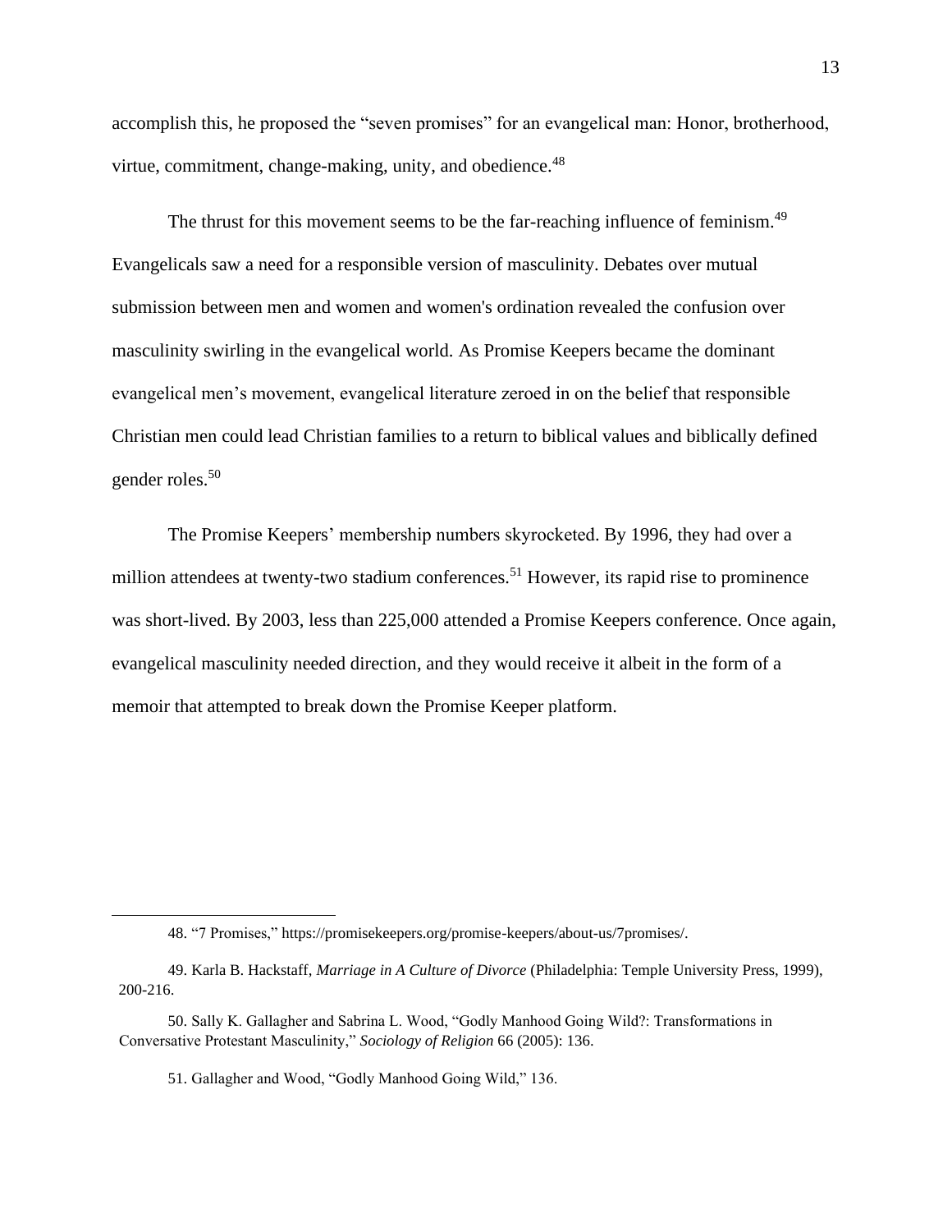accomplish this, he proposed the "seven promises" for an evangelical man: Honor, brotherhood, virtue, commitment, change-making, unity, and obedience.[48]

The thrust for this movement seems to be the far-reaching influence of feminism.[49] Evangelicals saw a need for a responsible version of masculinity. Debates over mutual submission between men and women and women's ordination revealed the confusion over masculinity swirling in the evangelical world. As Promise Keepers became the dominant evangelical men's movement, evangelical literature zeroed in on the belief that responsible Christian men could lead Christian families to a return to biblical values and biblically defined gender roles.[50]

The Promise Keepers' membership numbers skyrocketed. By 1996, they had over a million attendees at twenty-two stadium conferences.[51] However, its rapid rise to prominence was short-lived. By 2003, less than 225,000 attended a Promise Keepers conference. Once again, evangelical masculinity needed direction, and they would receive it albeit in the form of a memoir that attempted to break down the Promise Keeper platform.

---

48. "7 Promises," https://promisekeepers.org/promise-keepers/about-us/7promises/.

49. Karla B. Hackstaff, *Marriage in A Culture of Divorce* (Philadelphia: Temple University Press, 1999), 200-216.

50. Sally K. Gallagher and Sabrina L. Wood, "Godly Manhood Going Wild?: Transformations in Conversative Protestant Masculinity," *Sociology of Religion* 66 (2005): 136.

51. Gallagher and Wood, "Godly Manhood Going Wild," 136.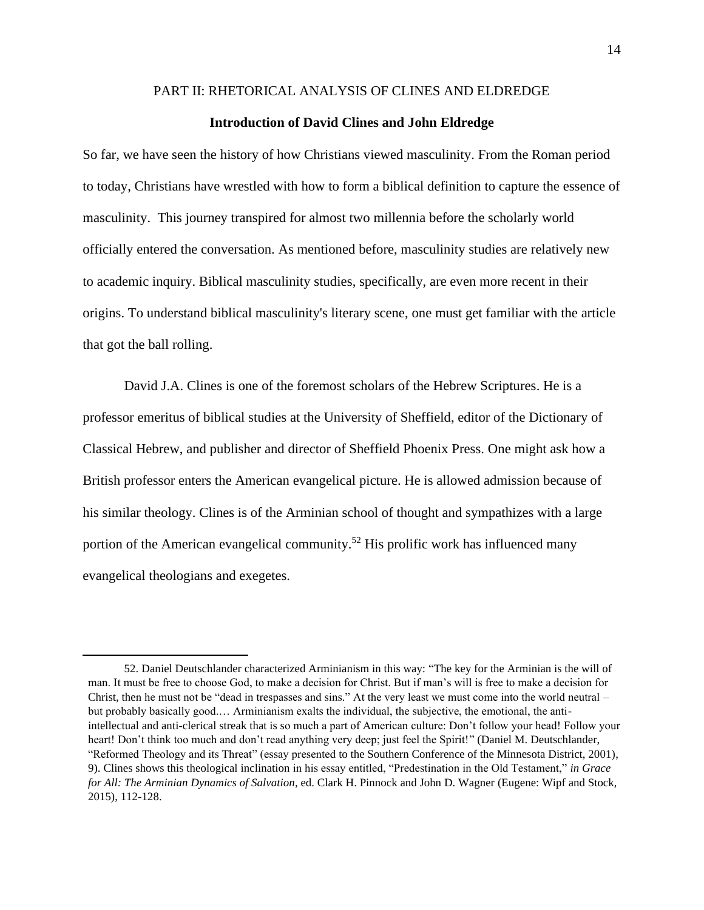## PART II: RHETORICAL ANALYSIS OF CLINES AND ELDREDGE

### Introduction of David Clines and John Eldredge

So far, we have seen the history of how Christians viewed masculinity. From the Roman period to today, Christians have wrestled with how to form a biblical definition to capture the essence of masculinity. This journey transpired for almost two millennia before the scholarly world officially entered the conversation. As mentioned before, masculinity studies are relatively new to academic inquiry. Biblical masculinity studies, specifically, are even more recent in their origins. To understand biblical masculinity's literary scene, one must get familiar with the article that got the ball rolling.

David J.A. Clines is one of the foremost scholars of the Hebrew Scriptures. He is a professor emeritus of biblical studies at the University of Sheffield, editor of the Dictionary of Classical Hebrew, and publisher and director of Sheffield Phoenix Press. One might ask how a British professor enters the American evangelical picture. He is allowed admission because of his similar theology. Clines is of the Arminian school of thought and sympathizes with a large portion of the American evangelical community.[52] His prolific work has influenced many evangelical theologians and exegetes.

---

52. Daniel Deutschlander characterized Arminianism in this way: "The key for the Arminian is the will of man. It must be free to choose God, to make a decision for Christ. But if man's will is free to make a decision for Christ, then he must not be "dead in trespasses and sins." At the very least we must come into the world neutral – but probably basically good.… Arminianism exalts the individual, the subjective, the emotional, the anti-intellectual and anti-clerical streak that is so much a part of American culture: Don't follow your head! Follow your heart! Don't think too much and don't read anything very deep; just feel the Spirit!" (Daniel M. Deutschlander, "Reformed Theology and its Threat" (essay presented to the Southern Conference of the Minnesota District, 2001), 9). Clines shows this theological inclination in his essay entitled, "Predestination in the Old Testament," *in Grace for All: The Arminian Dynamics of Salvation*, ed. Clark H. Pinnock and John D. Wagner (Eugene: Wipf and Stock, 2015), 112-128.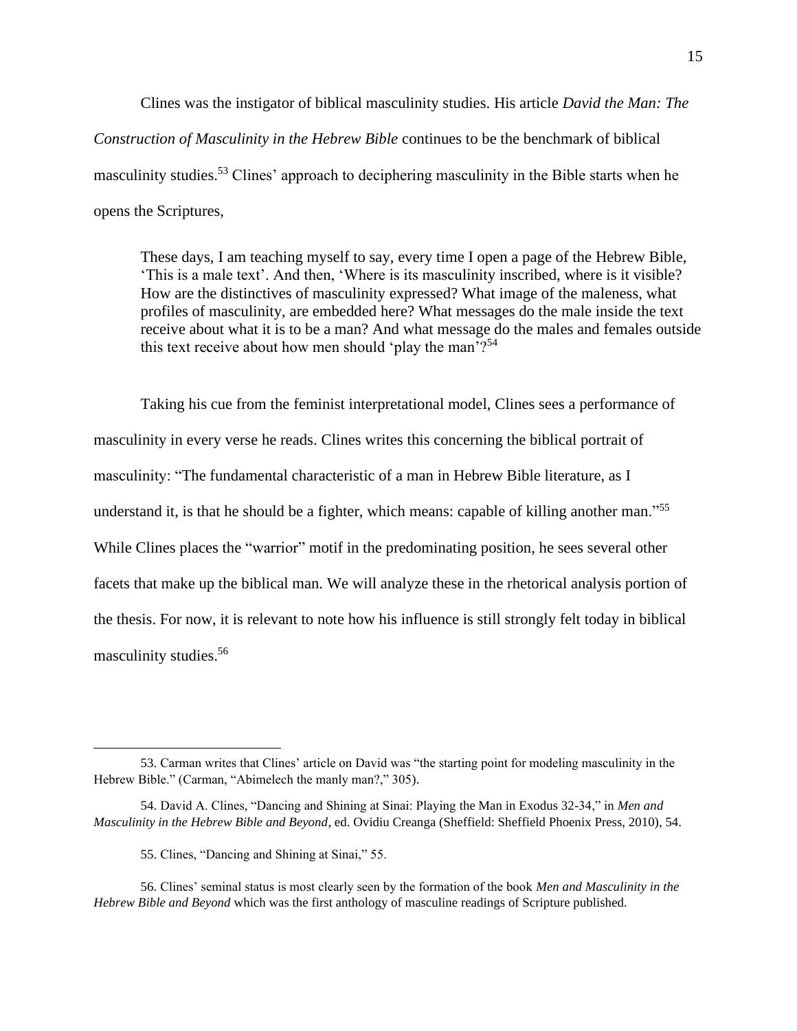Clines was the instigator of biblical masculinity studies. His article *David the Man: The Construction of Masculinity in the Hebrew Bible* continues to be the benchmark of biblical masculinity studies.[53] Clines' approach to deciphering masculinity in the Bible starts when he opens the Scriptures,

> These days, I am teaching myself to say, every time I open a page of the Hebrew Bible, 'This is a male text'. And then, 'Where is its masculinity inscribed, where is it visible? How are the distinctives of masculinity expressed? What image of the maleness, what profiles of masculinity, are embedded here? What messages do the male inside the text receive about what it is to be a man? And what message do the males and females outside this text receive about how men should 'play the man'?[54]

Taking his cue from the feminist interpretational model, Clines sees a performance of masculinity in every verse he reads. Clines writes this concerning the biblical portrait of masculinity: "The fundamental characteristic of a man in Hebrew Bible literature, as I understand it, is that he should be a fighter, which means: capable of killing another man."[55] While Clines places the "warrior" motif in the predominating position, he sees several other facets that make up the biblical man. We will analyze these in the rhetorical analysis portion of the thesis. For now, it is relevant to note how his influence is still strongly felt today in biblical masculinity studies.[56]

---

53. Carman writes that Clines' article on David was "the starting point for modeling masculinity in the Hebrew Bible." (Carman, "Abimelech the manly man?," 305).

54. David A. Clines, "Dancing and Shining at Sinai: Playing the Man in Exodus 32-34," in *Men and Masculinity in the Hebrew Bible and Beyond*, ed. Ovidiu Creanga (Sheffield: Sheffield Phoenix Press, 2010), 54.

55. Clines, "Dancing and Shining at Sinai," 55.

56. Clines' seminal status is most clearly seen by the formation of the book *Men and Masculinity in the Hebrew Bible and Beyond* which was the first anthology of masculine readings of Scripture published.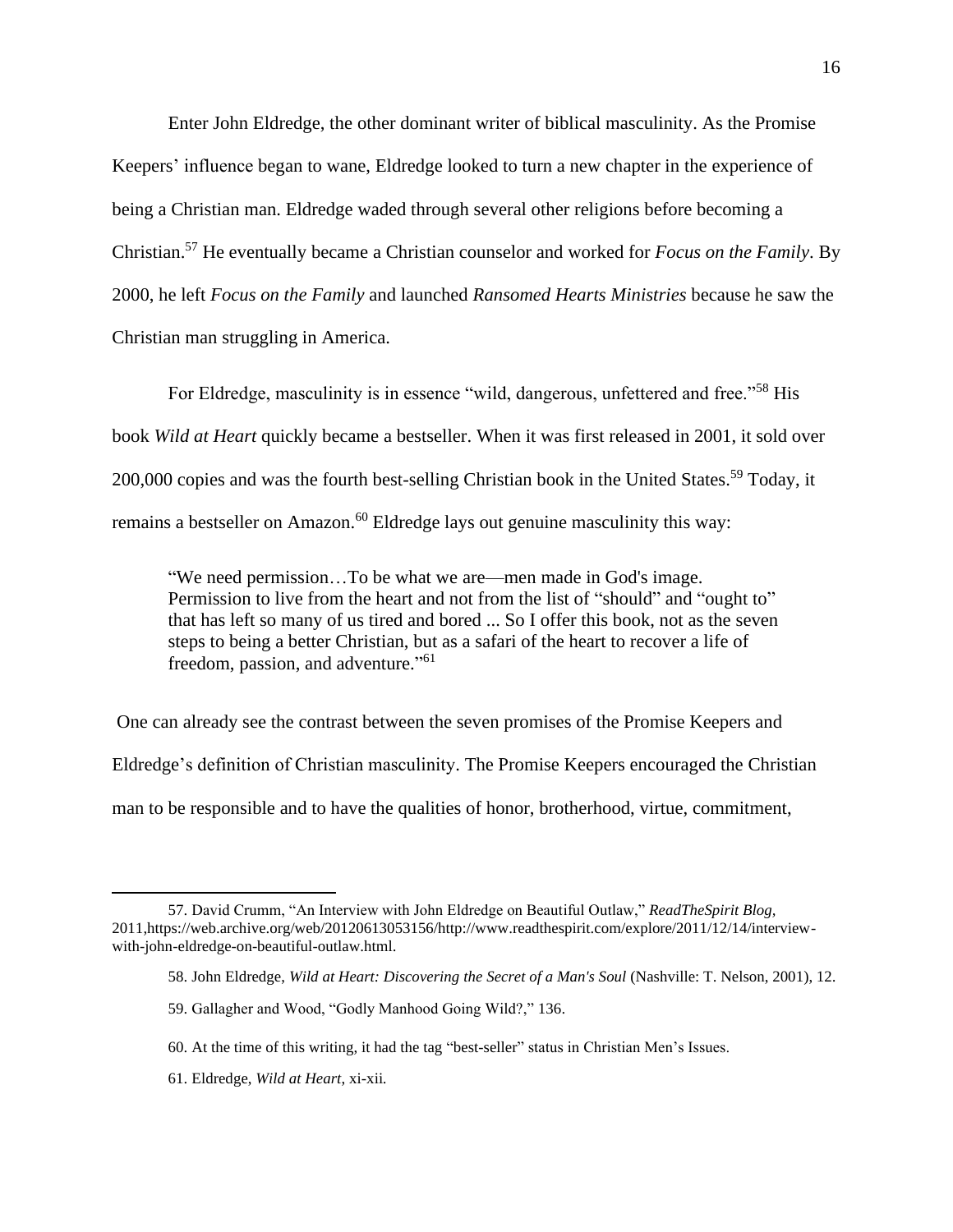Enter John Eldredge, the other dominant writer of biblical masculinity. As the Promise Keepers' influence began to wane, Eldredge looked to turn a new chapter in the experience of being a Christian man. Eldredge waded through several other religions before becoming a Christian.[57] He eventually became a Christian counselor and worked for *Focus on the Family*. By 2000, he left *Focus on the Family* and launched *Ransomed Hearts Ministries* because he saw the Christian man struggling in America.

For Eldredge, masculinity is in essence "wild, dangerous, unfettered and free."[58] His book *Wild at Heart* quickly became a bestseller. When it was first released in 2001, it sold over 200,000 copies and was the fourth best-selling Christian book in the United States.[59] Today, it remains a bestseller on Amazon.[60] Eldredge lays out genuine masculinity this way:

> "We need permission…To be what we are—men made in God's image. Permission to live from the heart and not from the list of "should" and "ought to" that has left so many of us tired and bored ... So I offer this book, not as the seven steps to being a better Christian, but as a safari of the heart to recover a life of freedom, passion, and adventure."[61]

One can already see the contrast between the seven promises of the Promise Keepers and Eldredge's definition of Christian masculinity. The Promise Keepers encouraged the Christian man to be responsible and to have the qualities of honor, brotherhood, virtue, commitment,

---

57. David Crumm, "An Interview with John Eldredge on Beautiful Outlaw," *ReadTheSpirit Blog,* 2011,https://web.archive.org/web/20120613053156/http://www.readthespirit.com/explore/2011/12/14/interview-with-john-eldredge-on-beautiful-outlaw.html.

58. John Eldredge, *Wild at Heart: Discovering the Secret of a Man's Soul* (Nashville: T. Nelson, 2001), 12.

59. Gallagher and Wood, "Godly Manhood Going Wild?," 136.

60. At the time of this writing, it had the tag "best-seller" status in Christian Men's Issues.

61. Eldredge, *Wild at Heart*, xi-xii*.*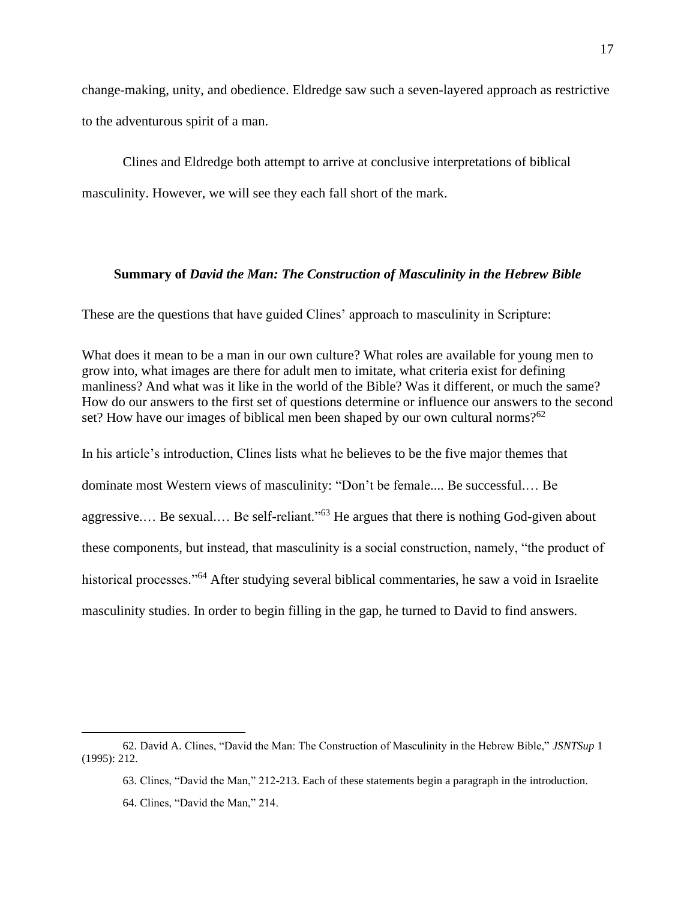change-making, unity, and obedience. Eldredge saw such a seven-layered approach as restrictive to the adventurous spirit of a man.

Clines and Eldredge both attempt to arrive at conclusive interpretations of biblical masculinity. However, we will see they each fall short of the mark.

### Summary of *David the Man: The Construction of Masculinity in the Hebrew Bible*

These are the questions that have guided Clines' approach to masculinity in Scripture:

> What does it mean to be a man in our own culture? What roles are available for young men to grow into, what images are there for adult men to imitate, what criteria exist for defining manliness? And what was it like in the world of the Bible? Was it different, or much the same? How do our answers to the first set of questions determine or influence our answers to the second set? How have our images of biblical men been shaped by our own cultural norms?[62]

In his article's introduction, Clines lists what he believes to be the five major themes that dominate most Western views of masculinity: "Don't be female.... Be successful.… Be aggressive.… Be sexual.… Be self-reliant."[63] He argues that there is nothing God-given about these components, but instead, that masculinity is a social construction, namely, "the product of historical processes."[64] After studying several biblical commentaries, he saw a void in Israelite masculinity studies. In order to begin filling in the gap, he turned to David to find answers.

---

62. David A. Clines, "David the Man: The Construction of Masculinity in the Hebrew Bible," *JSNTSup* 1 (1995): 212.

63. Clines, "David the Man," 212-213. Each of these statements begin a paragraph in the introduction.

64. Clines, "David the Man," 214.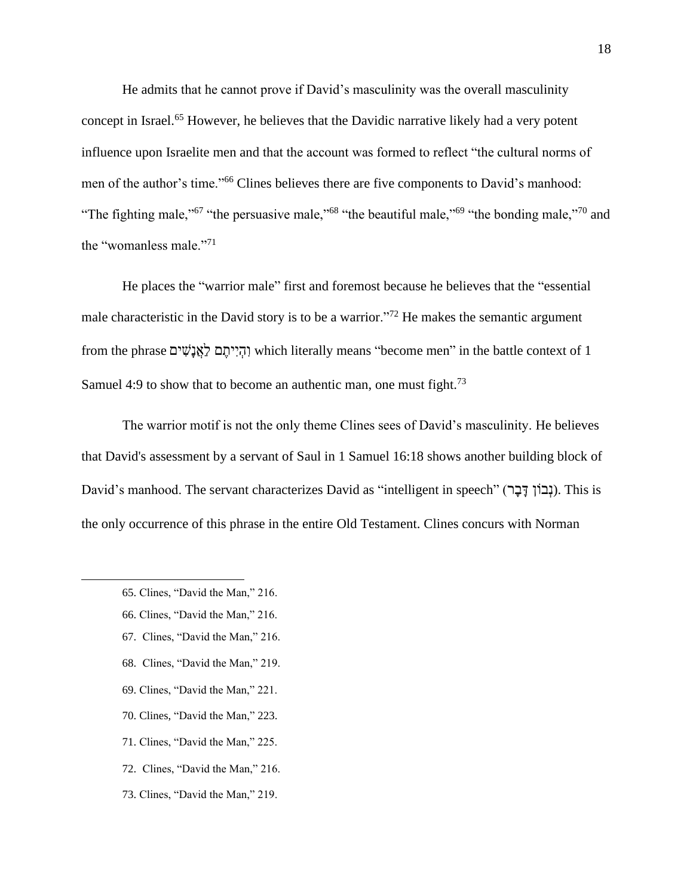He admits that he cannot prove if David's masculinity was the overall masculinity concept in Israel.[65] However, he believes that the Davidic narrative likely had a very potent influence upon Israelite men and that the account was formed to reflect "the cultural norms of men of the author's time."[66] Clines believes there are five components to David's manhood: "The fighting male,"[67] "the persuasive male,"[68] "the beautiful male,"[69] "the bonding male,"[70] and the "womanless male."[71]

He places the "warrior male" first and foremost because he believes that the "essential male characteristic in the David story is to be a warrior."[72] He makes the semantic argument from the phrase וִהְיִיתֶם לַאֲנָשִׁים which literally means "become men" in the battle context of 1 Samuel 4:9 to show that to become an authentic man, one must fight.[73]

The warrior motif is not the only theme Clines sees of David's masculinity. He believes that David's assessment by a servant of Saul in 1 Samuel 16:18 shows another building block of David's manhood. The servant characterizes David as "intelligent in speech" (נְבוֹן דָּבָר). This is the only occurrence of this phrase in the entire Old Testament. Clines concurs with Norman

---

65. Clines, "David the Man," 216.

66. Clines, "David the Man," 216.

67. Clines, "David the Man," 216.

68. Clines, "David the Man," 219.

69. Clines, "David the Man," 221.

70. Clines, "David the Man," 223.

71. Clines, "David the Man," 225.

72. Clines, "David the Man," 216.

73. Clines, "David the Man," 219.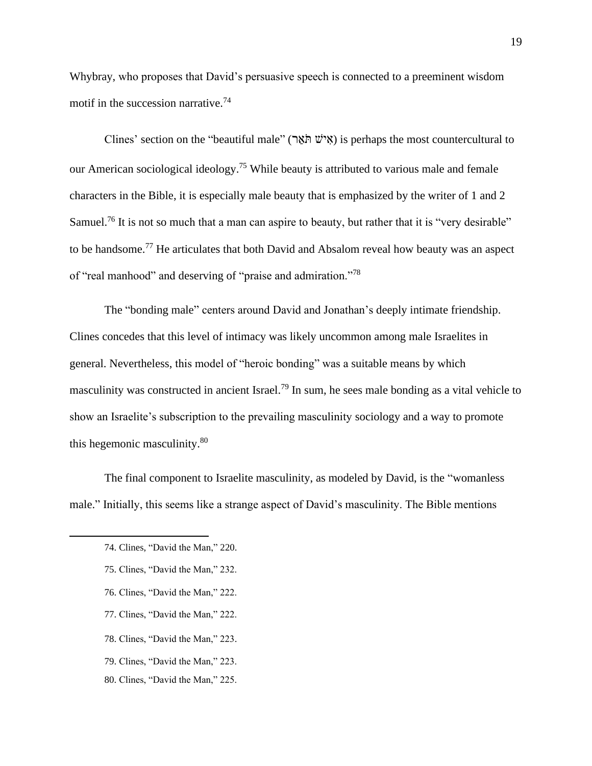Whybray, who proposes that David's persuasive speech is connected to a preeminent wisdom motif in the succession narrative.[74]

Clines' section on the "beautiful male" (אִישׁ תֹּאַר) is perhaps the most countercultural to our American sociological ideology.[75] While beauty is attributed to various male and female characters in the Bible, it is especially male beauty that is emphasized by the writer of 1 and 2 Samuel.[76] It is not so much that a man can aspire to beauty, but rather that it is "very desirable" to be handsome.[77] He articulates that both David and Absalom reveal how beauty was an aspect of "real manhood" and deserving of "praise and admiration."[78]

The "bonding male" centers around David and Jonathan's deeply intimate friendship. Clines concedes that this level of intimacy was likely uncommon among male Israelites in general. Nevertheless, this model of "heroic bonding" was a suitable means by which masculinity was constructed in ancient Israel.[79] In sum, he sees male bonding as a vital vehicle to show an Israelite's subscription to the prevailing masculinity sociology and a way to promote this hegemonic masculinity.[80]

The final component to Israelite masculinity, as modeled by David, is the "womanless male." Initially, this seems like a strange aspect of David's masculinity. The Bible mentions

---

74. Clines, "David the Man," 220.

75. Clines, "David the Man," 232.

76. Clines, "David the Man," 222.

77. Clines, "David the Man," 222.

78. Clines, "David the Man," 223.

79. Clines, "David the Man," 223.

80. Clines, "David the Man," 225.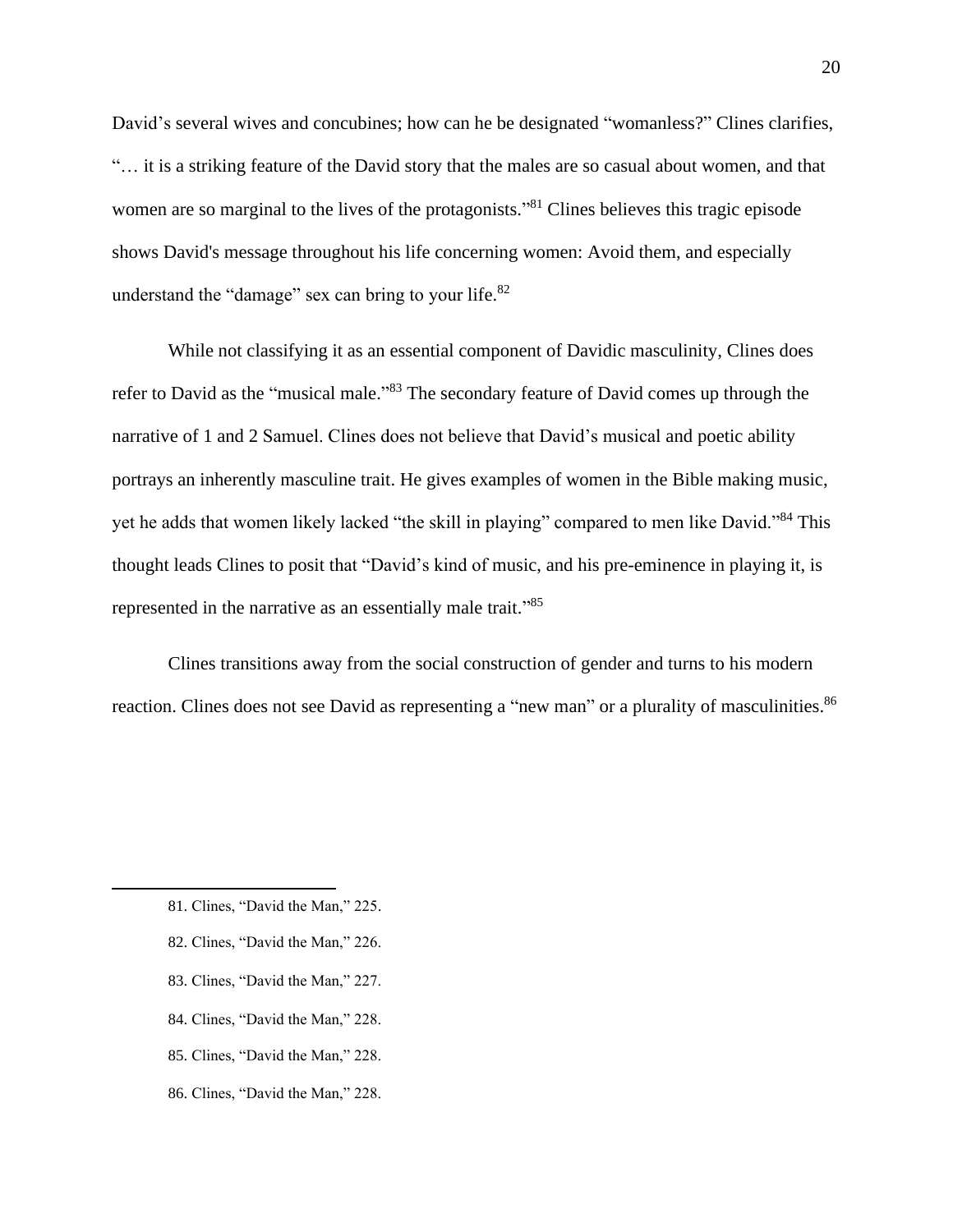David's several wives and concubines; how can he be designated "womanless?" Clines clarifies, "… it is a striking feature of the David story that the males are so casual about women, and that women are so marginal to the lives of the protagonists."[81] Clines believes this tragic episode shows David's message throughout his life concerning women: Avoid them, and especially understand the "damage" sex can bring to your life.[82]

While not classifying it as an essential component of Davidic masculinity, Clines does refer to David as the "musical male."[83] The secondary feature of David comes up through the narrative of 1 and 2 Samuel. Clines does not believe that David's musical and poetic ability portrays an inherently masculine trait. He gives examples of women in the Bible making music, yet he adds that women likely lacked "the skill in playing" compared to men like David."[84] This thought leads Clines to posit that "David's kind of music, and his pre-eminence in playing it, is represented in the narrative as an essentially male trait."[85]

Clines transitions away from the social construction of gender and turns to his modern reaction. Clines does not see David as representing a "new man" or a plurality of masculinities.[86]

---

81. Clines, "David the Man," 225.

82. Clines, "David the Man," 226.

83. Clines, "David the Man," 227.

84. Clines, "David the Man," 228.

85. Clines, "David the Man," 228.

86. Clines, "David the Man," 228.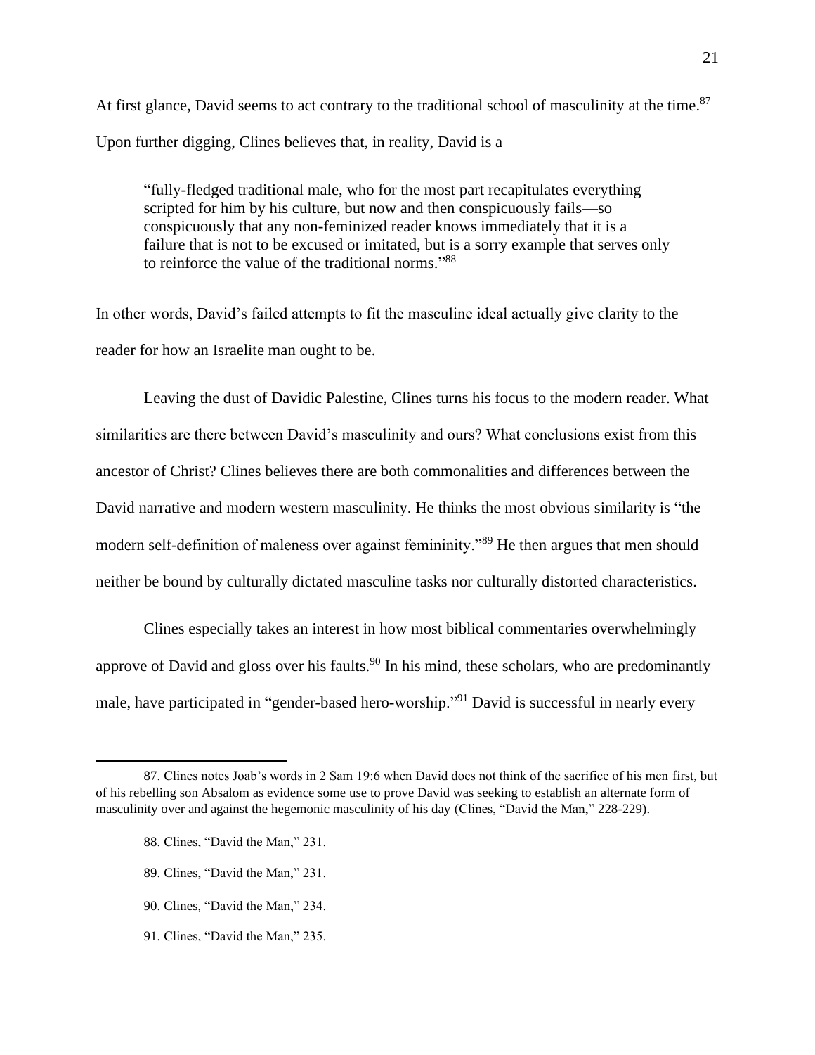At first glance, David seems to act contrary to the traditional school of masculinity at the time.[87] Upon further digging, Clines believes that, in reality, David is a

> "fully-fledged traditional male, who for the most part recapitulates everything scripted for him by his culture, but now and then conspicuously fails—so conspicuously that any non-feminized reader knows immediately that it is a failure that is not to be excused or imitated, but is a sorry example that serves only to reinforce the value of the traditional norms."[88]

In other words, David's failed attempts to fit the masculine ideal actually give clarity to the reader for how an Israelite man ought to be.

Leaving the dust of Davidic Palestine, Clines turns his focus to the modern reader. What similarities are there between David's masculinity and ours? What conclusions exist from this ancestor of Christ? Clines believes there are both commonalities and differences between the David narrative and modern western masculinity. He thinks the most obvious similarity is "the modern self-definition of maleness over against femininity."[89] He then argues that men should neither be bound by culturally dictated masculine tasks nor culturally distorted characteristics.

Clines especially takes an interest in how most biblical commentaries overwhelmingly approve of David and gloss over his faults.[90] In his mind, these scholars, who are predominantly male, have participated in "gender-based hero-worship."[91] David is successful in nearly every

---

87. Clines notes Joab's words in 2 Sam 19:6 when David does not think of the sacrifice of his men first, but of his rebelling son Absalom as evidence some use to prove David was seeking to establish an alternate form of masculinity over and against the hegemonic masculinity of his day (Clines, "David the Man," 228-229).

88. Clines, "David the Man," 231.

89. Clines, "David the Man," 231.

90. Clines, "David the Man," 234.

91. Clines, "David the Man," 235.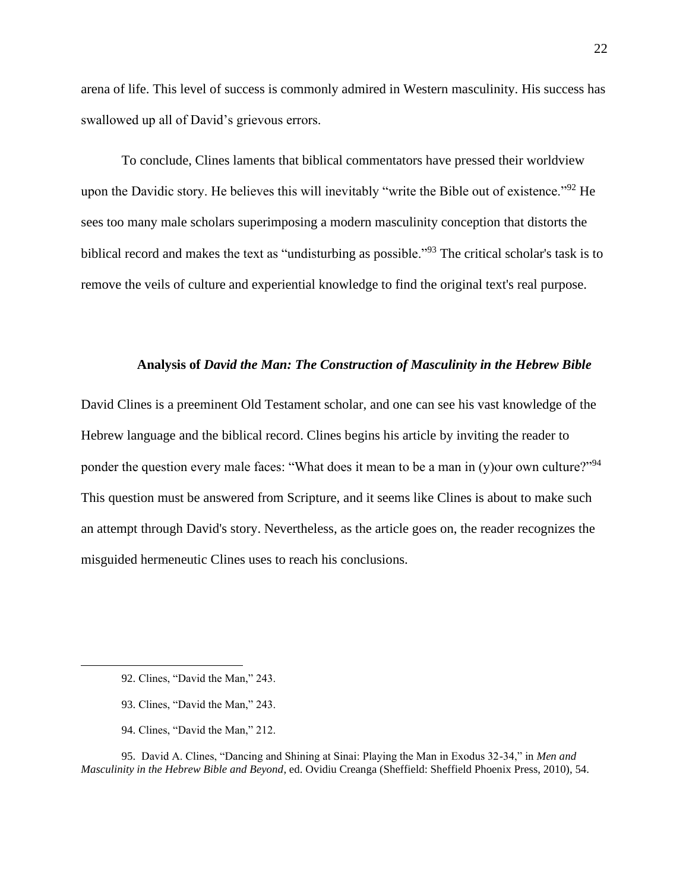arena of life. This level of success is commonly admired in Western masculinity. His success has swallowed up all of David's grievous errors.

To conclude, Clines laments that biblical commentators have pressed their worldview upon the Davidic story. He believes this will inevitably "write the Bible out of existence."[92] He sees too many male scholars superimposing a modern masculinity conception that distorts the biblical record and makes the text as "undisturbing as possible."[93] The critical scholar's task is to remove the veils of culture and experiential knowledge to find the original text's real purpose.

### Analysis of *David the Man: The Construction of Masculinity in the Hebrew Bible*

David Clines is a preeminent Old Testament scholar, and one can see his vast knowledge of the Hebrew language and the biblical record. Clines begins his article by inviting the reader to ponder the question every male faces: "What does it mean to be a man in (y)our own culture?"[94] This question must be answered from Scripture, and it seems like Clines is about to make such an attempt through David's story. Nevertheless, as the article goes on, the reader recognizes the misguided hermeneutic Clines uses to reach his conclusions.

---

92. Clines, "David the Man," 243.

93. Clines, "David the Man," 243.

94. Clines, "David the Man," 212.

95. David A. Clines, "Dancing and Shining at Sinai: Playing the Man in Exodus 32-34," in *Men and Masculinity in the Hebrew Bible and Beyond*, ed. Ovidiu Creanga (Sheffield: Sheffield Phoenix Press, 2010), 54.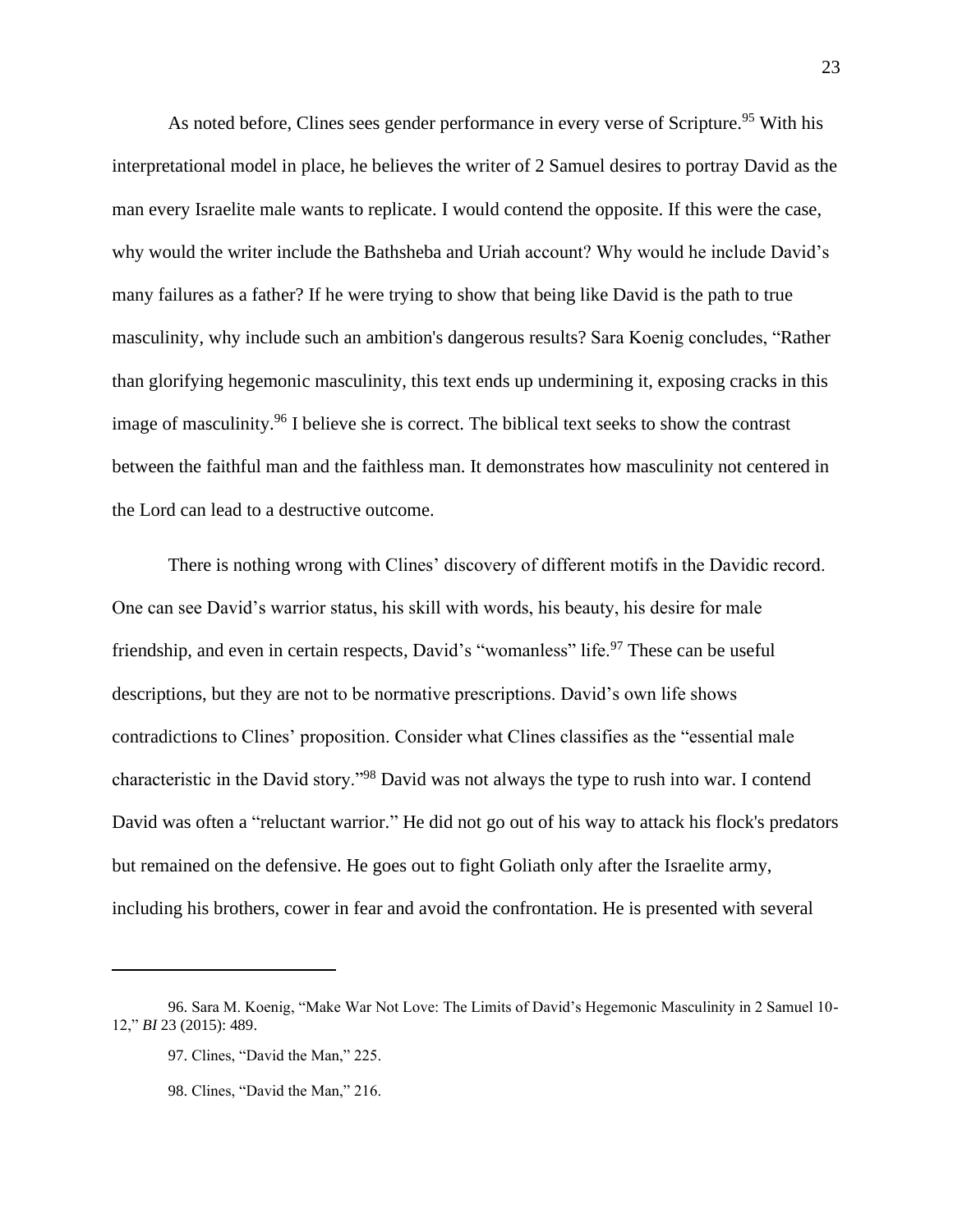As noted before, Clines sees gender performance in every verse of Scripture.[95] With his interpretational model in place, he believes the writer of 2 Samuel desires to portray David as the man every Israelite male wants to replicate. I would contend the opposite. If this were the case, why would the writer include the Bathsheba and Uriah account? Why would he include David's many failures as a father? If he were trying to show that being like David is the path to true masculinity, why include such an ambition's dangerous results? Sara Koenig concludes, "Rather than glorifying hegemonic masculinity, this text ends up undermining it, exposing cracks in this image of masculinity.[96] I believe she is correct. The biblical text seeks to show the contrast between the faithful man and the faithless man. It demonstrates how masculinity not centered in the Lord can lead to a destructive outcome.

There is nothing wrong with Clines' discovery of different motifs in the Davidic record. One can see David's warrior status, his skill with words, his beauty, his desire for male friendship, and even in certain respects, David's "womanless" life.[97] These can be useful descriptions, but they are not to be normative prescriptions. David's own life shows contradictions to Clines' proposition. Consider what Clines classifies as the "essential male characteristic in the David story."[98] David was not always the type to rush into war. I contend David was often a "reluctant warrior." He did not go out of his way to attack his flock's predators but remained on the defensive. He goes out to fight Goliath only after the Israelite army, including his brothers, cower in fear and avoid the confrontation. He is presented with several

---

96. Sara M. Koenig, "Make War Not Love: The Limits of David's Hegemonic Masculinity in 2 Samuel 10-12," *BI* 23 (2015): 489.

97. Clines, "David the Man," 225.

98. Clines, "David the Man," 216.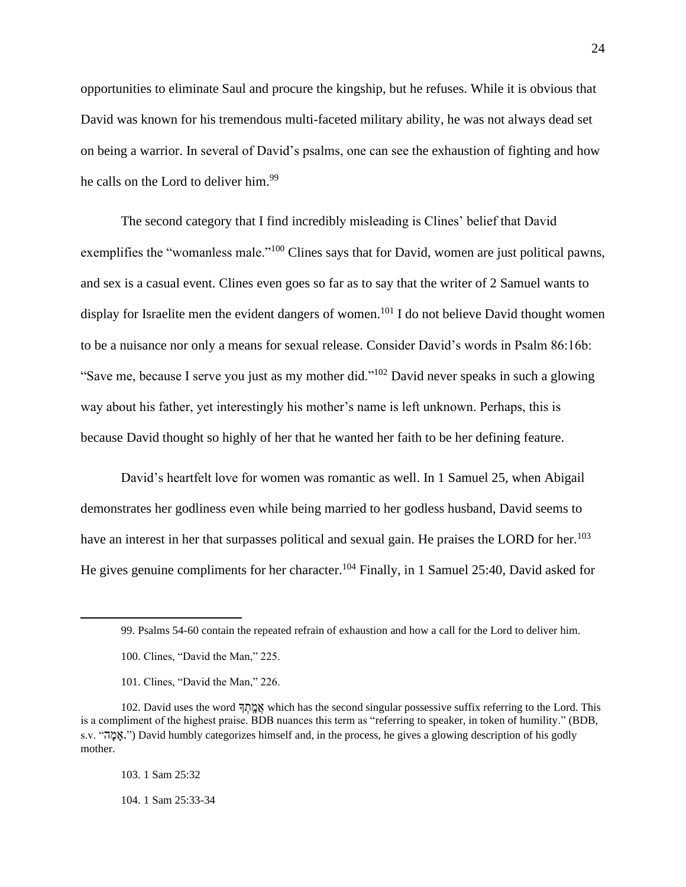opportunities to eliminate Saul and procure the kingship, but he refuses. While it is obvious that David was known for his tremendous multi-faceted military ability, he was not always dead set on being a warrior. In several of David's psalms, one can see the exhaustion of fighting and how he calls on the Lord to deliver him.[99]

The second category that I find incredibly misleading is Clines' belief that David exemplifies the "womanless male."[100] Clines says that for David, women are just political pawns, and sex is a casual event. Clines even goes so far as to say that the writer of 2 Samuel wants to display for Israelite men the evident dangers of women.[101] I do not believe David thought women to be a nuisance nor only a means for sexual release. Consider David's words in Psalm 86:16b: "Save me, because I serve you just as my mother did."[102] David never speaks in such a glowing way about his father, yet interestingly his mother's name is left unknown. Perhaps, this is because David thought so highly of her that he wanted her faith to be her defining feature.

David's heartfelt love for women was romantic as well. In 1 Samuel 25, when Abigail demonstrates her godliness even while being married to her godless husband, David seems to have an interest in her that surpasses political and sexual gain. He praises the LORD for her.[103] He gives genuine compliments for her character.[104] Finally, in 1 Samuel 25:40, David asked for

---

99. Psalms 54-60 contain the repeated refrain of exhaustion and how a call for the Lord to deliver him.

100. Clines, "David the Man," 225.

101. Clines, "David the Man," 226.

102. David uses the word אֲמָתֶךָ which has the second singular possessive suffix referring to the Lord. This is a compliment of the highest praise. BDB nuances this term as "referring to speaker, in token of humility." (BDB, s.v. "אָמָה.") David humbly categorizes himself and, in the process, he gives a glowing description of his godly mother.

103. 1 Sam 25:32

104. 1 Sam 25:33-34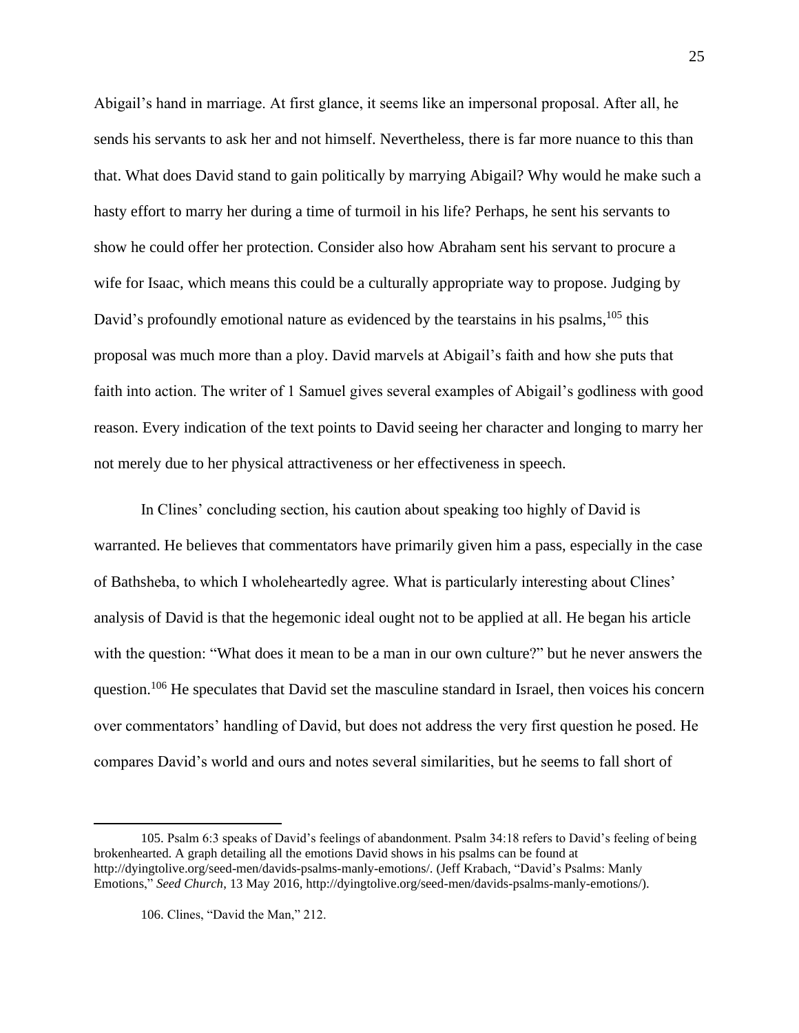Abigail's hand in marriage. At first glance, it seems like an impersonal proposal. After all, he sends his servants to ask her and not himself. Nevertheless, there is far more nuance to this than that. What does David stand to gain politically by marrying Abigail? Why would he make such a hasty effort to marry her during a time of turmoil in his life? Perhaps, he sent his servants to show he could offer her protection. Consider also how Abraham sent his servant to procure a wife for Isaac, which means this could be a culturally appropriate way to propose. Judging by David's profoundly emotional nature as evidenced by the tearstains in his psalms,[105] this proposal was much more than a ploy. David marvels at Abigail's faith and how she puts that faith into action. The writer of 1 Samuel gives several examples of Abigail's godliness with good reason. Every indication of the text points to David seeing her character and longing to marry her not merely due to her physical attractiveness or her effectiveness in speech.

In Clines' concluding section, his caution about speaking too highly of David is warranted. He believes that commentators have primarily given him a pass, especially in the case of Bathsheba, to which I wholeheartedly agree. What is particularly interesting about Clines' analysis of David is that the hegemonic ideal ought not to be applied at all. He began his article with the question: "What does it mean to be a man in our own culture?" but he never answers the question.[106] He speculates that David set the masculine standard in Israel, then voices his concern over commentators' handling of David, but does not address the very first question he posed. He compares David's world and ours and notes several similarities, but he seems to fall short of

105. Psalm 6:3 speaks of David's feelings of abandonment. Psalm 34:18 refers to David's feeling of being brokenhearted. A graph detailing all the emotions David shows in his psalms can be found at http://dyingtolive.org/seed-men/davids-psalms-manly-emotions/. (Jeff Krabach, "David's Psalms: Manly Emotions," *Seed Church*, 13 May 2016, http://dyingtolive.org/seed-men/davids-psalms-manly-emotions/).

106. Clines, "David the Man," 212.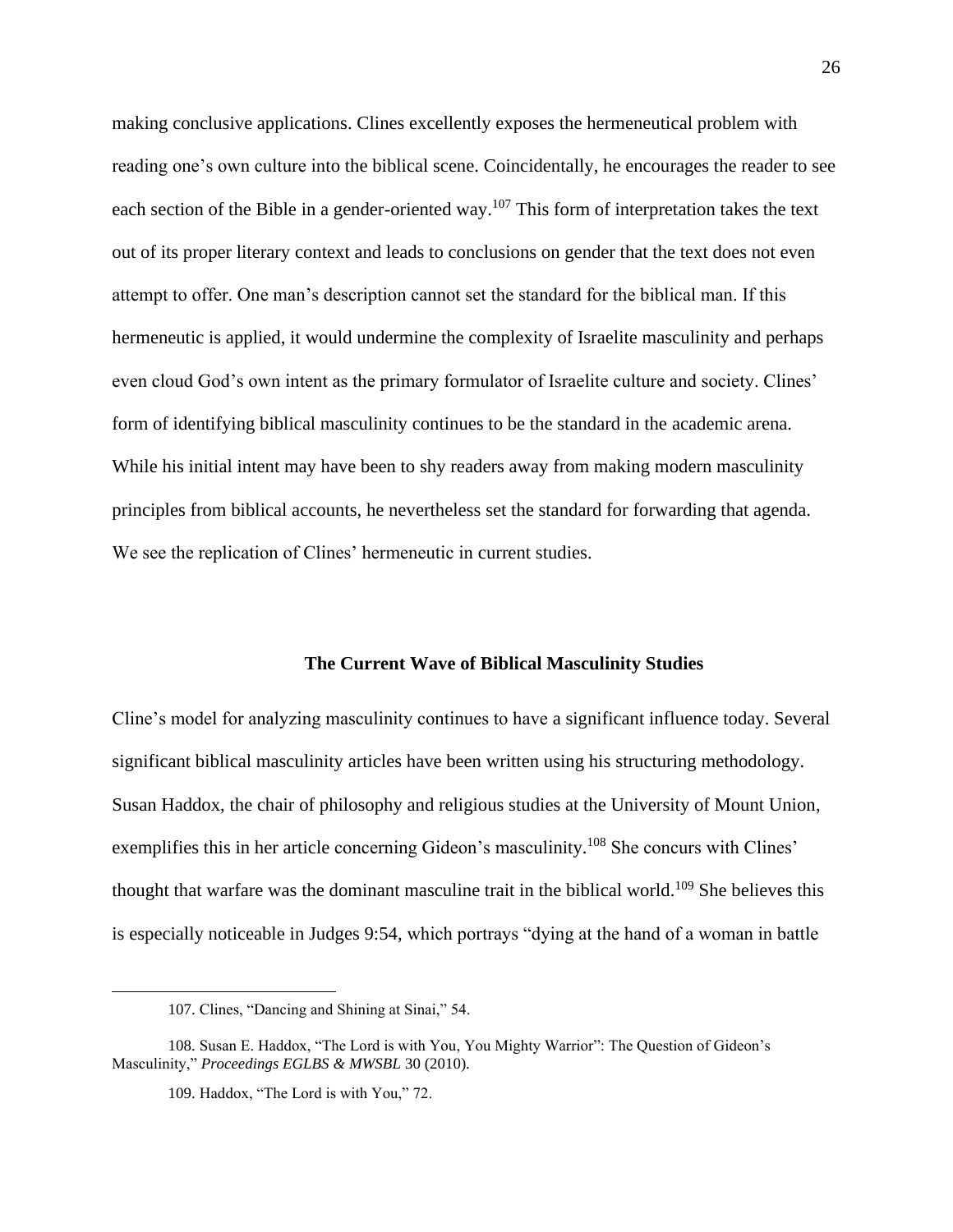making conclusive applications. Clines excellently exposes the hermeneutical problem with reading one's own culture into the biblical scene. Coincidentally, he encourages the reader to see each section of the Bible in a gender-oriented way.[107] This form of interpretation takes the text out of its proper literary context and leads to conclusions on gender that the text does not even attempt to offer. One man's description cannot set the standard for the biblical man. If this hermeneutic is applied, it would undermine the complexity of Israelite masculinity and perhaps even cloud God's own intent as the primary formulator of Israelite culture and society. Clines' form of identifying biblical masculinity continues to be the standard in the academic arena. While his initial intent may have been to shy readers away from making modern masculinity principles from biblical accounts, he nevertheless set the standard for forwarding that agenda. We see the replication of Clines' hermeneutic in current studies.

## The Current Wave of Biblical Masculinity Studies

Cline's model for analyzing masculinity continues to have a significant influence today. Several significant biblical masculinity articles have been written using his structuring methodology. Susan Haddox, the chair of philosophy and religious studies at the University of Mount Union, exemplifies this in her article concerning Gideon's masculinity.[108] She concurs with Clines' thought that warfare was the dominant masculine trait in the biblical world.[109] She believes this is especially noticeable in Judges 9:54, which portrays "dying at the hand of a woman in battle

107. Clines, "Dancing and Shining at Sinai," 54.

108. Susan E. Haddox, "The Lord is with You, You Mighty Warrior": The Question of Gideon's Masculinity," *Proceedings EGLBS & MWSBL* 30 (2010).

109. Haddox, "The Lord is with You," 72.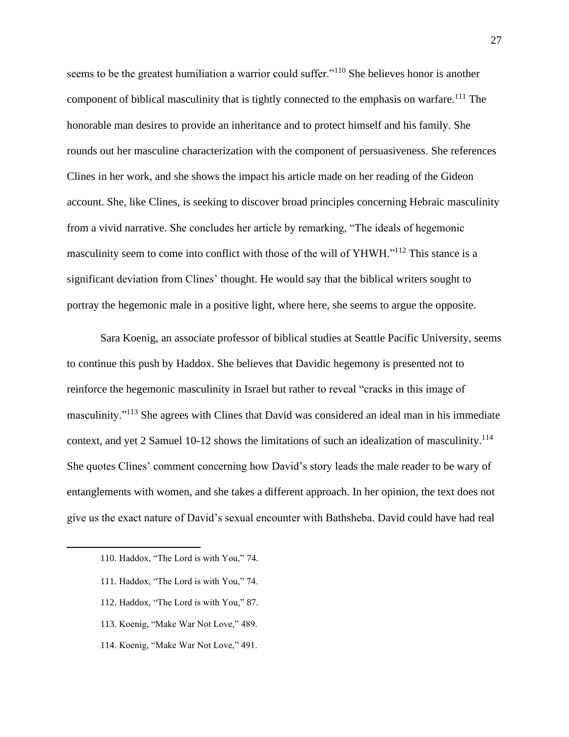seems to be the greatest humiliation a warrior could suffer."[110] She believes honor is another component of biblical masculinity that is tightly connected to the emphasis on warfare.[111] The honorable man desires to provide an inheritance and to protect himself and his family. She rounds out her masculine characterization with the component of persuasiveness. She references Clines in her work, and she shows the impact his article made on her reading of the Gideon account. She, like Clines, is seeking to discover broad principles concerning Hebraic masculinity from a vivid narrative. She concludes her article by remarking, "The ideals of hegemonic masculinity seem to come into conflict with those of the will of YHWH."[112] This stance is a significant deviation from Clines' thought. He would say that the biblical writers sought to portray the hegemonic male in a positive light, where here, she seems to argue the opposite.

Sara Koenig, an associate professor of biblical studies at Seattle Pacific University, seems to continue this push by Haddox. She believes that Davidic hegemony is presented not to reinforce the hegemonic masculinity in Israel but rather to reveal "cracks in this image of masculinity."[113] She agrees with Clines that David was considered an ideal man in his immediate context, and yet 2 Samuel 10-12 shows the limitations of such an idealization of masculinity.[114] She quotes Clines' comment concerning how David's story leads the male reader to be wary of entanglements with women, and she takes a different approach. In her opinion, the text does not give us the exact nature of David's sexual encounter with Bathsheba. David could have had real

110. Haddox, "The Lord is with You," 74.

111. Haddox, "The Lord is with You," 74.

112. Haddox, "The Lord is with You," 87.

113. Koenig, "Make War Not Love," 489.

114. Koenig, "Make War Not Love," 491.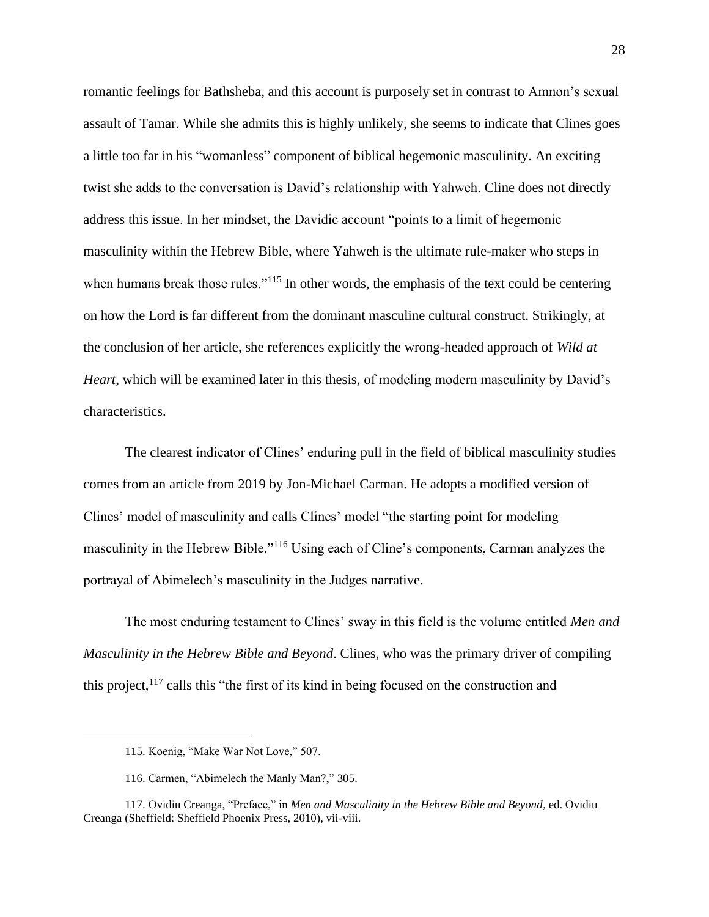romantic feelings for Bathsheba, and this account is purposely set in contrast to Amnon's sexual assault of Tamar. While she admits this is highly unlikely, she seems to indicate that Clines goes a little too far in his "womanless" component of biblical hegemonic masculinity. An exciting twist she adds to the conversation is David's relationship with Yahweh. Cline does not directly address this issue. In her mindset, the Davidic account "points to a limit of hegemonic masculinity within the Hebrew Bible, where Yahweh is the ultimate rule-maker who steps in when humans break those rules."[115] In other words, the emphasis of the text could be centering on how the Lord is far different from the dominant masculine cultural construct. Strikingly, at the conclusion of her article, she references explicitly the wrong-headed approach of *Wild at Heart*, which will be examined later in this thesis, of modeling modern masculinity by David's characteristics.

The clearest indicator of Clines' enduring pull in the field of biblical masculinity studies comes from an article from 2019 by Jon-Michael Carman. He adopts a modified version of Clines' model of masculinity and calls Clines' model "the starting point for modeling masculinity in the Hebrew Bible."[116] Using each of Cline's components, Carman analyzes the portrayal of Abimelech's masculinity in the Judges narrative.

The most enduring testament to Clines' sway in this field is the volume entitled *Men and Masculinity in the Hebrew Bible and Beyond*. Clines, who was the primary driver of compiling this project,[117] calls this "the first of its kind in being focused on the construction and

---

115. Koenig, "Make War Not Love," 507.

116. Carmen, "Abimelech the Manly Man?," 305.

117. Ovidiu Creanga, "Preface," in *Men and Masculinity in the Hebrew Bible and Beyond*, ed. Ovidiu Creanga (Sheffield: Sheffield Phoenix Press, 2010), vii-viii.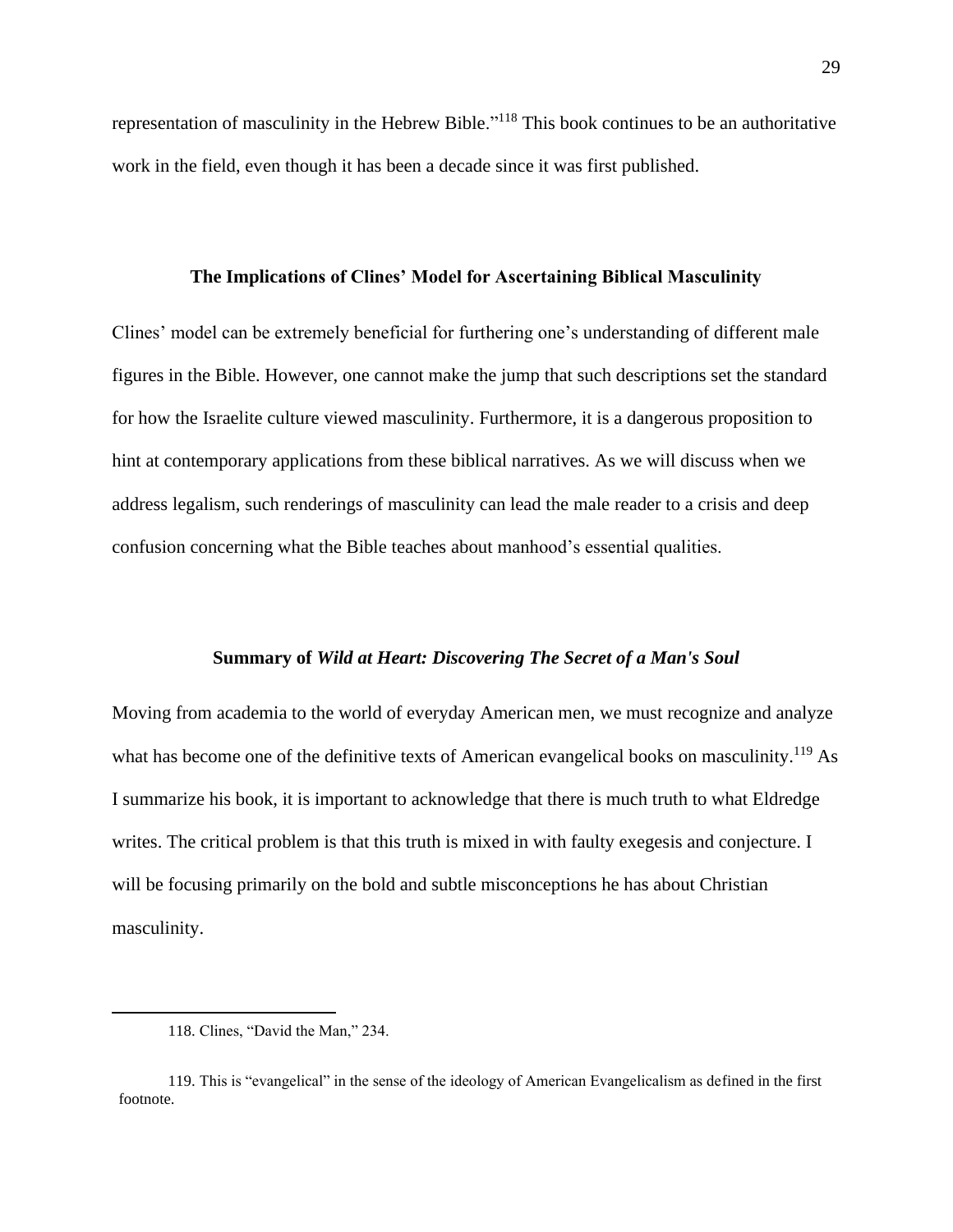representation of masculinity in the Hebrew Bible."[118] This book continues to be an authoritative work in the field, even though it has been a decade since it was first published.

### The Implications of Clines' Model for Ascertaining Biblical Masculinity

Clines' model can be extremely beneficial for furthering one's understanding of different male figures in the Bible. However, one cannot make the jump that such descriptions set the standard for how the Israelite culture viewed masculinity. Furthermore, it is a dangerous proposition to hint at contemporary applications from these biblical narratives. As we will discuss when we address legalism, such renderings of masculinity can lead the male reader to a crisis and deep confusion concerning what the Bible teaches about manhood's essential qualities.

### Summary of *Wild at Heart: Discovering The Secret of a Man's Soul*

Moving from academia to the world of everyday American men, we must recognize and analyze what has become one of the definitive texts of American evangelical books on masculinity.[119] As I summarize his book, it is important to acknowledge that there is much truth to what Eldredge writes. The critical problem is that this truth is mixed in with faulty exegesis and conjecture. I will be focusing primarily on the bold and subtle misconceptions he has about Christian masculinity.

---

118. Clines, "David the Man," 234.

119. This is "evangelical" in the sense of the ideology of American Evangelicalism as defined in the first footnote.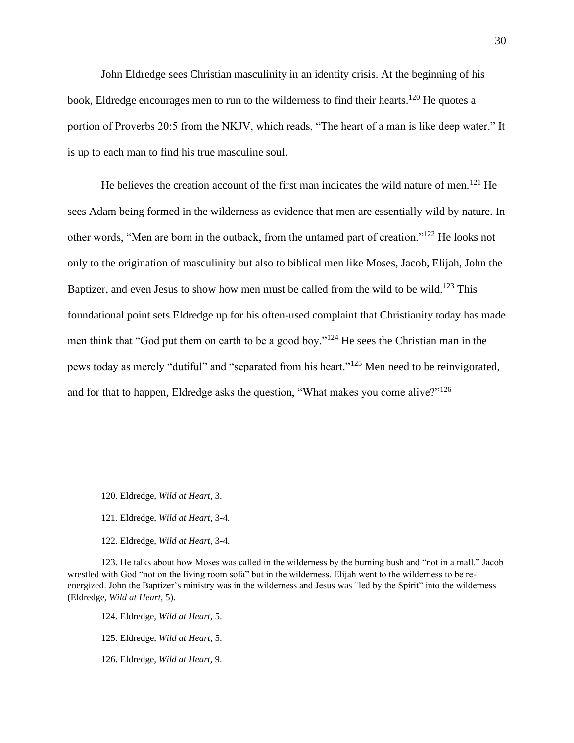John Eldredge sees Christian masculinity in an identity crisis. At the beginning of his book, Eldredge encourages men to run to the wilderness to find their hearts.[120] He quotes a portion of Proverbs 20:5 from the NKJV, which reads, "The heart of a man is like deep water." It is up to each man to find his true masculine soul.

He believes the creation account of the first man indicates the wild nature of men.[121] He sees Adam being formed in the wilderness as evidence that men are essentially wild by nature. In other words, "Men are born in the outback, from the untamed part of creation."[122] He looks not only to the origination of masculinity but also to biblical men like Moses, Jacob, Elijah, John the Baptizer, and even Jesus to show how men must be called from the wild to be wild.[123] This foundational point sets Eldredge up for his often-used complaint that Christianity today has made men think that "God put them on earth to be a good boy."[124] He sees the Christian man in the pews today as merely "dutiful" and "separated from his heart."[125] Men need to be reinvigorated, and for that to happen, Eldredge asks the question, "What makes you come alive?"[126]

---

120. Eldredge, *Wild at Heart*, 3.

121. Eldredge, *Wild at Heart*, 3-4.

122. Eldredge, *Wild at Heart,* 3-4.

123. He talks about how Moses was called in the wilderness by the burning bush and "not in a mall." Jacob wrestled with God "not on the living room sofa" but in the wilderness. Elijah went to the wilderness to be re-energized. John the Baptizer's ministry was in the wilderness and Jesus was "led by the Spirit" into the wilderness (Eldredge, *Wild at Heart,* 5).

124. Eldredge, *Wild at Heart*, 5.

125. Eldredge, *Wild at Heart*, 5.

126. Eldredge, *Wild at Heart,* 9.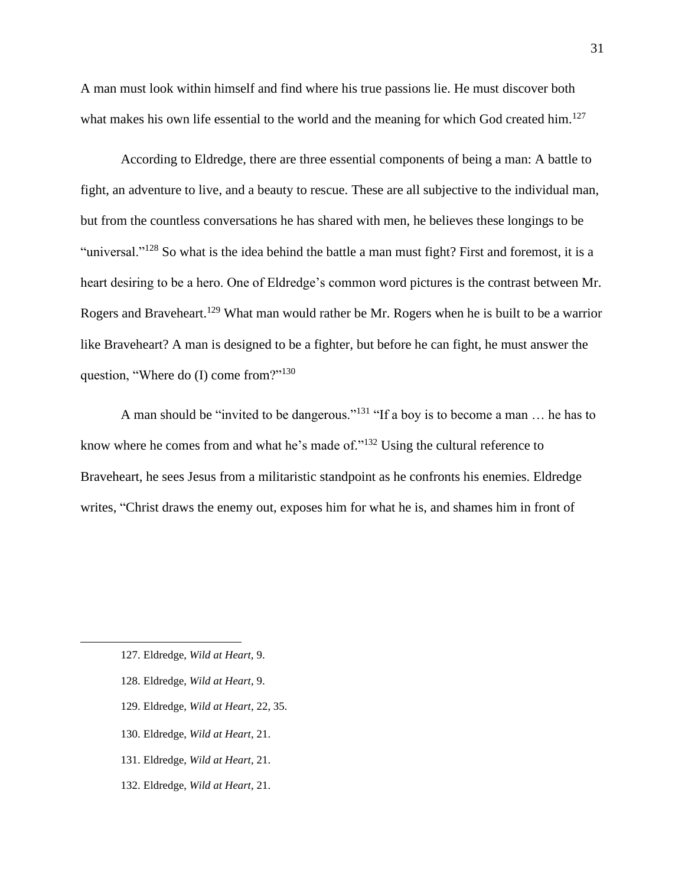A man must look within himself and find where his true passions lie. He must discover both what makes his own life essential to the world and the meaning for which God created him.[127]

According to Eldredge, there are three essential components of being a man: A battle to fight, an adventure to live, and a beauty to rescue. These are all subjective to the individual man, but from the countless conversations he has shared with men, he believes these longings to be "universal."[128] So what is the idea behind the battle a man must fight? First and foremost, it is a heart desiring to be a hero. One of Eldredge's common word pictures is the contrast between Mr. Rogers and Braveheart.[129] What man would rather be Mr. Rogers when he is built to be a warrior like Braveheart? A man is designed to be a fighter, but before he can fight, he must answer the question, "Where do (I) come from?"[130]

A man should be "invited to be dangerous."[131] "If a boy is to become a man … he has to know where he comes from and what he's made of."[132] Using the cultural reference to Braveheart, he sees Jesus from a militaristic standpoint as he confronts his enemies. Eldredge writes, "Christ draws the enemy out, exposes him for what he is, and shames him in front of

---

127. Eldredge, *Wild at Heart*, 9.

128. Eldredge, *Wild at Heart*, 9.

129. Eldredge, *Wild at Heart*, 22, 35.

130. Eldredge, *Wild at Heart*, 21.

131. Eldredge, *Wild at Heart*, 21.

132. Eldredge, *Wild at Heart*, 21.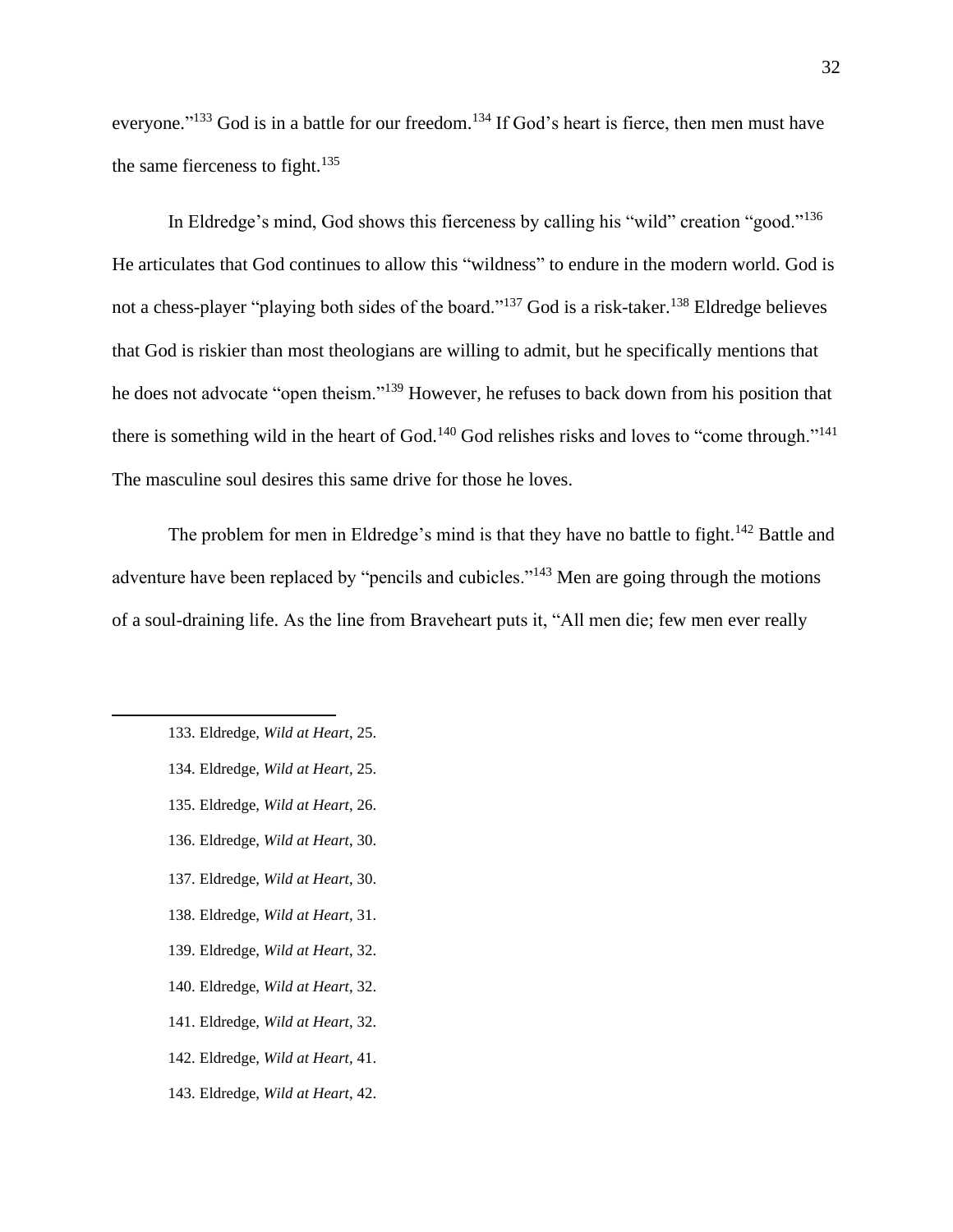everyone."[133] God is in a battle for our freedom.[134] If God's heart is fierce, then men must have the same fierceness to fight.[135]

In Eldredge's mind, God shows this fierceness by calling his "wild" creation "good."[136] He articulates that God continues to allow this "wildness" to endure in the modern world. God is not a chess-player "playing both sides of the board."[137] God is a risk-taker.[138] Eldredge believes that God is riskier than most theologians are willing to admit, but he specifically mentions that he does not advocate "open theism."[139] However, he refuses to back down from his position that there is something wild in the heart of God.[140] God relishes risks and loves to "come through."[141] The masculine soul desires this same drive for those he loves.

The problem for men in Eldredge's mind is that they have no battle to fight.[142] Battle and adventure have been replaced by "pencils and cubicles."[143] Men are going through the motions of a soul-draining life. As the line from Braveheart puts it, "All men die; few men ever really

---

133. Eldredge, *Wild at Heart*, 25.

134. Eldredge, *Wild at Heart*, 25.

135. Eldredge, *Wild at Heart*, 26.

136. Eldredge, *Wild at Heart*, 30.

137. Eldredge, *Wild at Heart*, 30.

138. Eldredge, *Wild at Heart*, 31.

139. Eldredge, *Wild at Heart*, 32.

140. Eldredge, *Wild at Heart*, 32.

141. Eldredge, *Wild at Heart*, 32.

142. Eldredge, *Wild at Heart*, 41.

143. Eldredge, *Wild at Heart*, 42.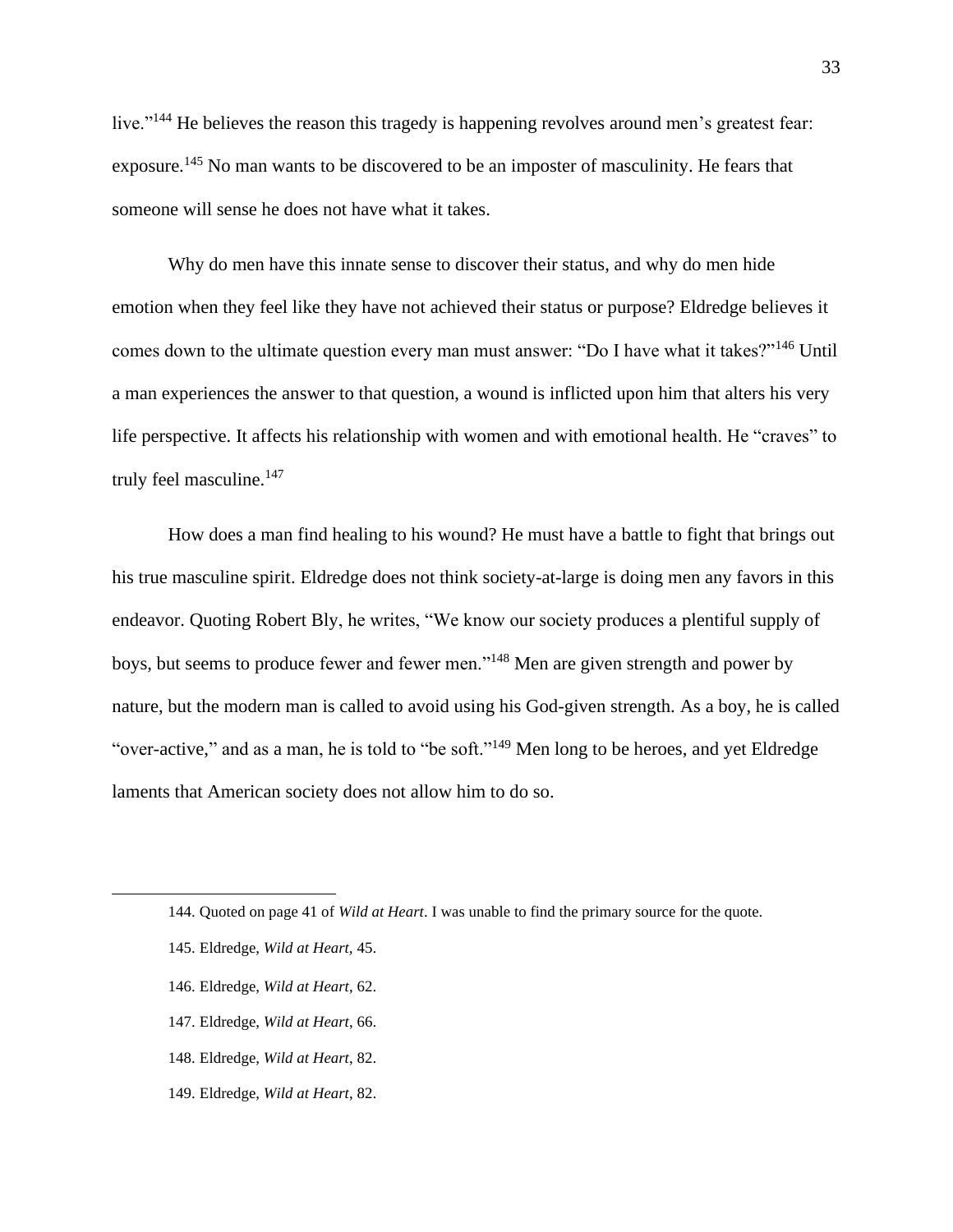live."[144] He believes the reason this tragedy is happening revolves around men's greatest fear: exposure.[145] No man wants to be discovered to be an imposter of masculinity. He fears that someone will sense he does not have what it takes.

Why do men have this innate sense to discover their status, and why do men hide emotion when they feel like they have not achieved their status or purpose? Eldredge believes it comes down to the ultimate question every man must answer: "Do I have what it takes?"[146] Until a man experiences the answer to that question, a wound is inflicted upon him that alters his very life perspective. It affects his relationship with women and with emotional health. He "craves" to truly feel masculine.[147]

How does a man find healing to his wound? He must have a battle to fight that brings out his true masculine spirit. Eldredge does not think society-at-large is doing men any favors in this endeavor. Quoting Robert Bly, he writes, "We know our society produces a plentiful supply of boys, but seems to produce fewer and fewer men."[148] Men are given strength and power by nature, but the modern man is called to avoid using his God-given strength. As a boy, he is called "over-active," and as a man, he is told to "be soft."[149] Men long to be heroes, and yet Eldredge laments that American society does not allow him to do so.

---

144. Quoted on page 41 of *Wild at Heart*. I was unable to find the primary source for the quote.

145. Eldredge, *Wild at Heart,* 45.

146. Eldredge, *Wild at Heart*, 62.

147. Eldredge, *Wild at Heart*, 66.

148. Eldredge, *Wild at Heart*, 82.

149. Eldredge, *Wild at Heart*, 82.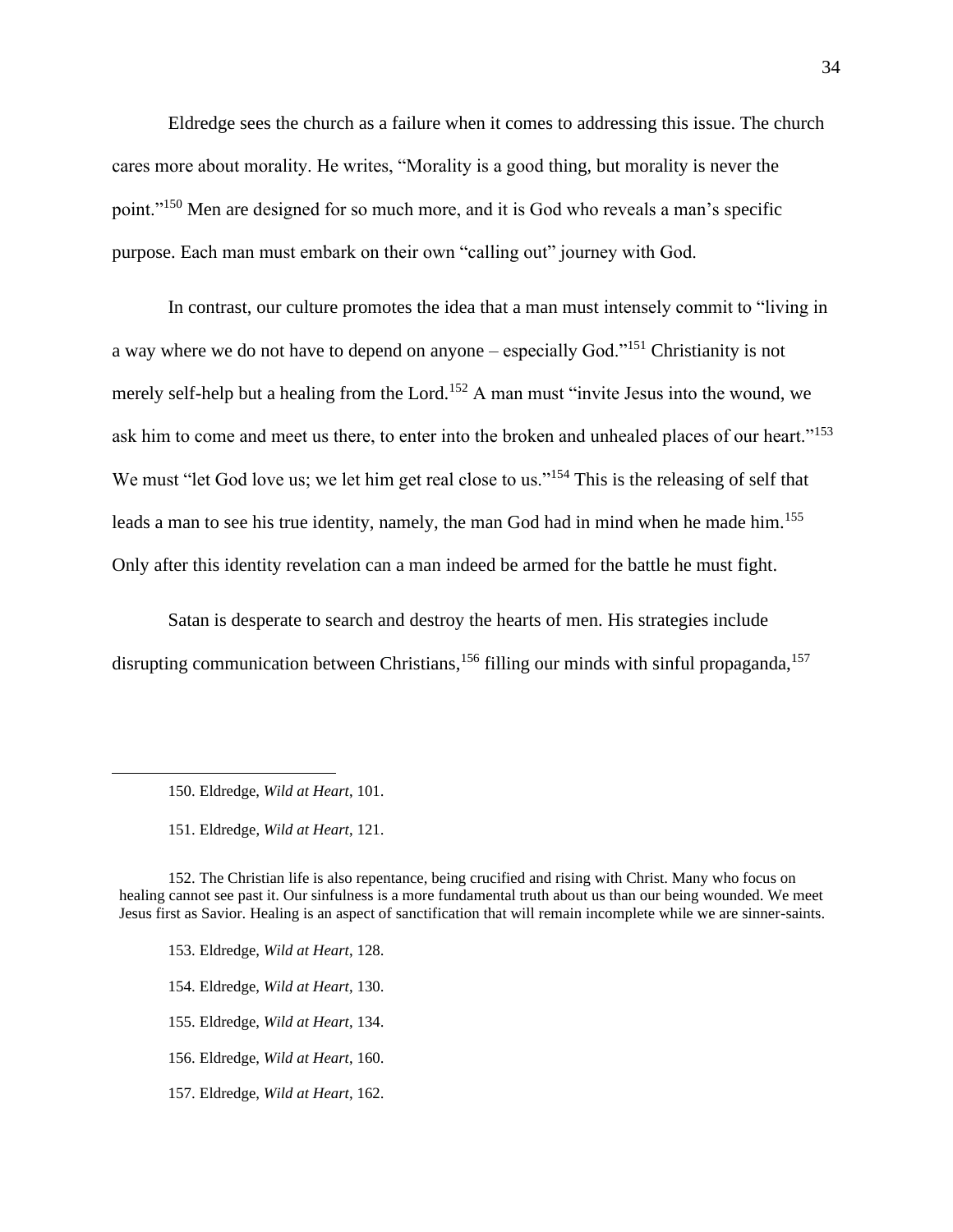Eldredge sees the church as a failure when it comes to addressing this issue. The church cares more about morality. He writes, "Morality is a good thing, but morality is never the point."[150] Men are designed for so much more, and it is God who reveals a man's specific purpose. Each man must embark on their own "calling out" journey with God.

In contrast, our culture promotes the idea that a man must intensely commit to "living in a way where we do not have to depend on anyone – especially God."[151] Christianity is not merely self-help but a healing from the Lord.[152] A man must "invite Jesus into the wound, we ask him to come and meet us there, to enter into the broken and unhealed places of our heart."[153] We must "let God love us; we let him get real close to us."[154] This is the releasing of self that leads a man to see his true identity, namely, the man God had in mind when he made him.[155] Only after this identity revelation can a man indeed be armed for the battle he must fight.

Satan is desperate to search and destroy the hearts of men. His strategies include disrupting communication between Christians,[156] filling our minds with sinful propaganda,[157]

---

150. Eldredge, *Wild at Heart*, 101.

151. Eldredge, *Wild at Heart*, 121.

152. The Christian life is also repentance, being crucified and rising with Christ. Many who focus on healing cannot see past it. Our sinfulness is a more fundamental truth about us than our being wounded. We meet Jesus first as Savior. Healing is an aspect of sanctification that will remain incomplete while we are sinner-saints.

153. Eldredge, *Wild at Heart*, 128.

154. Eldredge, *Wild at Heart*, 130.

155. Eldredge, *Wild at Heart*, 134.

156. Eldredge, *Wild at Heart*, 160.

157. Eldredge, *Wild at Heart*, 162.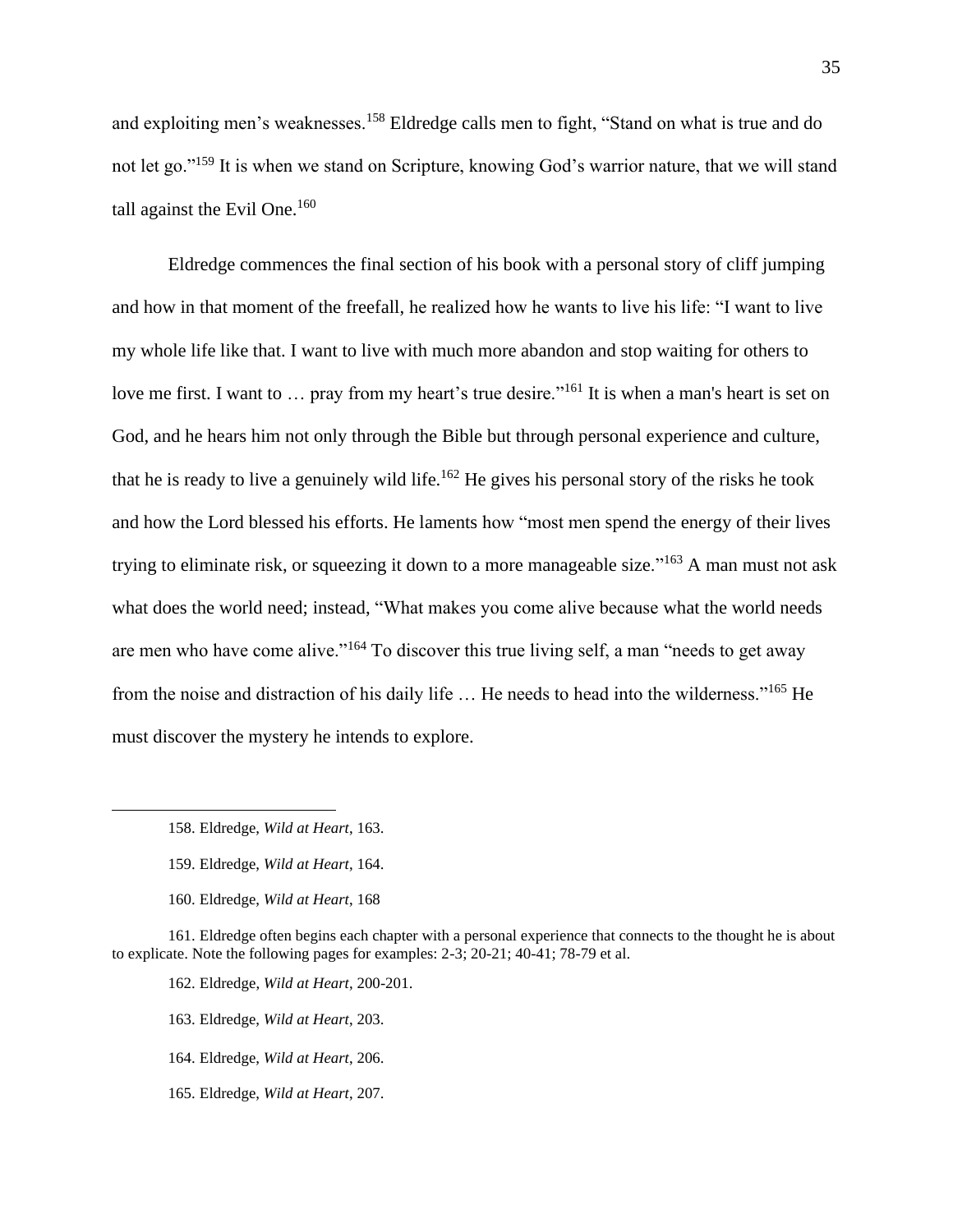and exploiting men's weaknesses.[158] Eldredge calls men to fight, "Stand on what is true and do not let go."[159] It is when we stand on Scripture, knowing God's warrior nature, that we will stand tall against the Evil One.[160]

Eldredge commences the final section of his book with a personal story of cliff jumping and how in that moment of the freefall, he realized how he wants to live his life: "I want to live my whole life like that. I want to live with much more abandon and stop waiting for others to love me first. I want to … pray from my heart's true desire."[161] It is when a man's heart is set on God, and he hears him not only through the Bible but through personal experience and culture, that he is ready to live a genuinely wild life.[162] He gives his personal story of the risks he took and how the Lord blessed his efforts. He laments how "most men spend the energy of their lives trying to eliminate risk, or squeezing it down to a more manageable size."[163] A man must not ask what does the world need; instead, "What makes you come alive because what the world needs are men who have come alive."[164] To discover this true living self, a man "needs to get away from the noise and distraction of his daily life … He needs to head into the wilderness."[165] He must discover the mystery he intends to explore.

---

158. Eldredge, *Wild at Heart*, 163.

159. Eldredge, *Wild at Heart*, 164.

160. Eldredge, *Wild at Heart*, 168

161. Eldredge often begins each chapter with a personal experience that connects to the thought he is about to explicate. Note the following pages for examples: 2-3; 20-21; 40-41; 78-79 et al.

162. Eldredge, *Wild at Heart*, 200-201.

163. Eldredge, *Wild at Heart*, 203.

164. Eldredge, *Wild at Heart*, 206.

165. Eldredge, *Wild at Heart*, 207.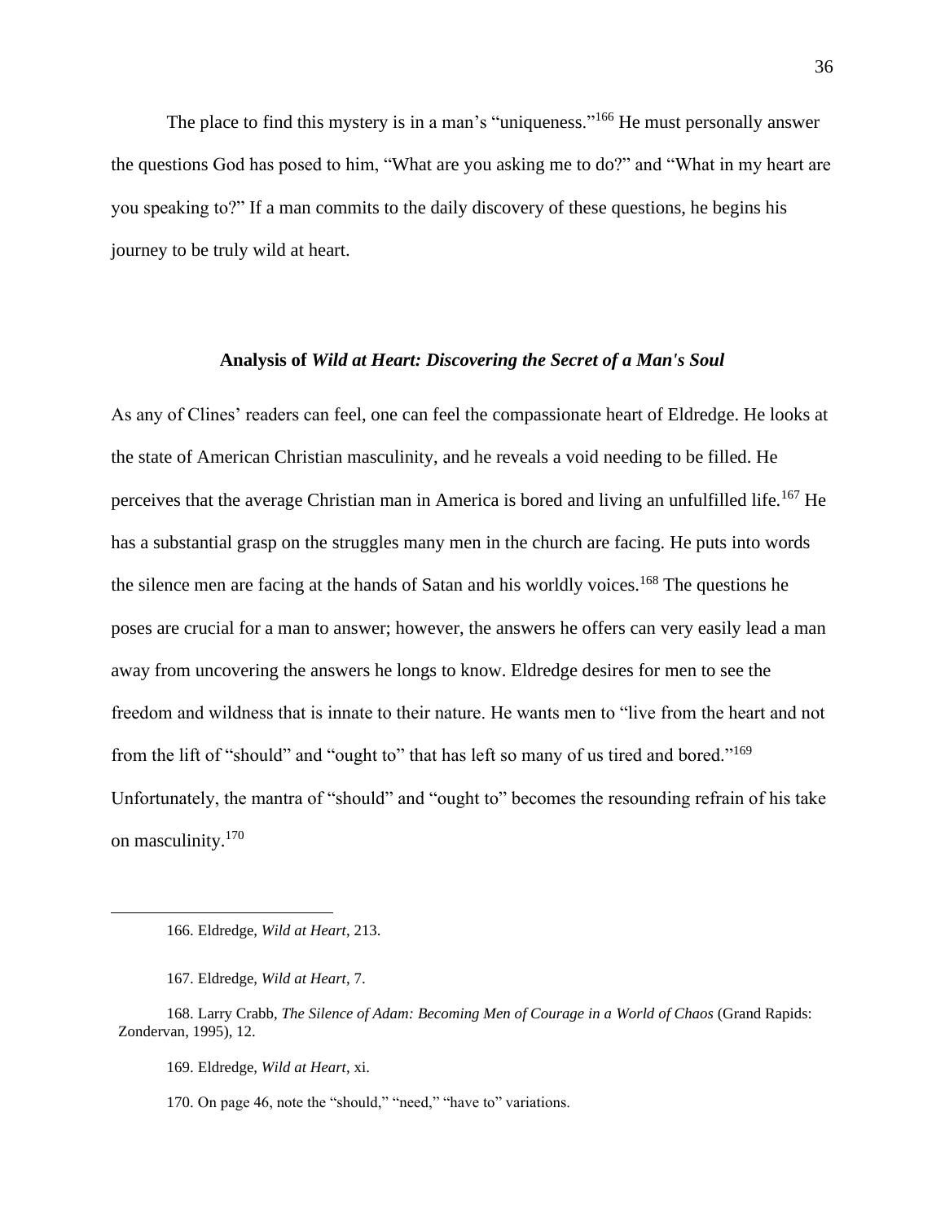The place to find this mystery is in a man's "uniqueness."[166] He must personally answer the questions God has posed to him, "What are you asking me to do?" and "What in my heart are you speaking to?" If a man commits to the daily discovery of these questions, he begins his journey to be truly wild at heart.

### Analysis of *Wild at Heart: Discovering the Secret of a Man's Soul*

As any of Clines' readers can feel, one can feel the compassionate heart of Eldredge. He looks at the state of American Christian masculinity, and he reveals a void needing to be filled. He perceives that the average Christian man in America is bored and living an unfulfilled life.[167] He has a substantial grasp on the struggles many men in the church are facing. He puts into words the silence men are facing at the hands of Satan and his worldly voices.[168] The questions he poses are crucial for a man to answer; however, the answers he offers can very easily lead a man away from uncovering the answers he longs to know. Eldredge desires for men to see the freedom and wildness that is innate to their nature. He wants men to "live from the heart and not from the lift of "should" and "ought to" that has left so many of us tired and bored."[169] Unfortunately, the mantra of "should" and "ought to" becomes the resounding refrain of his take on masculinity.[170]

---

166. Eldredge, *Wild at Heart*, 213.

167. Eldredge, *Wild at Heart*, 7.

168. Larry Crabb, *The Silence of Adam: Becoming Men of Courage in a World of Chaos* (Grand Rapids: Zondervan, 1995), 12.

169. Eldredge, *Wild at Heart*, xi.

170. On page 46, note the "should," "need," "have to" variations.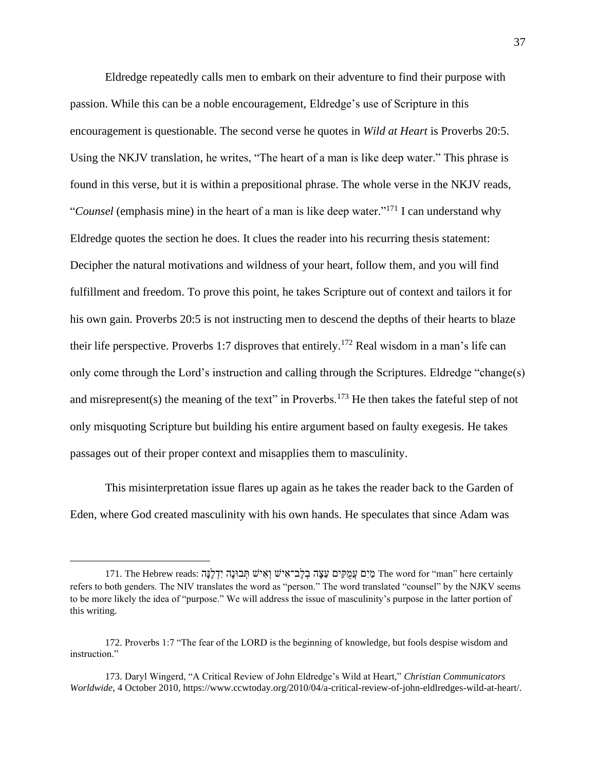Eldredge repeatedly calls men to embark on their adventure to find their purpose with passion. While this can be a noble encouragement, Eldredge's use of Scripture in this encouragement is questionable. The second verse he quotes in *Wild at Heart* is Proverbs 20:5. Using the NKJV translation, he writes, "The heart of a man is like deep water." This phrase is found in this verse, but it is within a prepositional phrase. The whole verse in the NKJV reads, "*Counsel* (emphasis mine) in the heart of a man is like deep water."[171] I can understand why Eldredge quotes the section he does. It clues the reader into his recurring thesis statement: Decipher the natural motivations and wildness of your heart, follow them, and you will find fulfillment and freedom. To prove this point, he takes Scripture out of context and tailors it for his own gain. Proverbs 20:5 is not instructing men to descend the depths of their hearts to blaze their life perspective. Proverbs 1:7 disproves that entirely.[172] Real wisdom in a man's life can only come through the Lord's instruction and calling through the Scriptures. Eldredge "change(s) and misrepresent(s) the meaning of the text" in Proverbs.[173] He then takes the fateful step of not only misquoting Scripture but building his entire argument based on faulty exegesis. He takes passages out of their proper context and misapplies them to masculinity.

This misinterpretation issue flares up again as he takes the reader back to the Garden of Eden, where God created masculinity with his own hands. He speculates that since Adam was

---

171. The Hebrew reads: מַיִם עֲמֻקִּים עֵצָה בְלֶב־אִישׁ וְאִישׁ תְּבוּנָה יִדְלֶנָּה׃ The word for "man" here certainly refers to both genders. The NIV translates the word as "person." The word translated "counsel" by the NJKV seems to be more likely the idea of "purpose." We will address the issue of masculinity's purpose in the latter portion of this writing.

172. Proverbs 1:7 "The fear of the LORD is the beginning of knowledge, but fools despise wisdom and instruction."

173. Daryl Wingerd, "A Critical Review of John Eldredge's Wild at Heart," *Christian Communicators Worldwide*, 4 October 2010, https://www.ccwtoday.org/2010/04/a-critical-review-of-john-eldlredges-wild-at-heart/.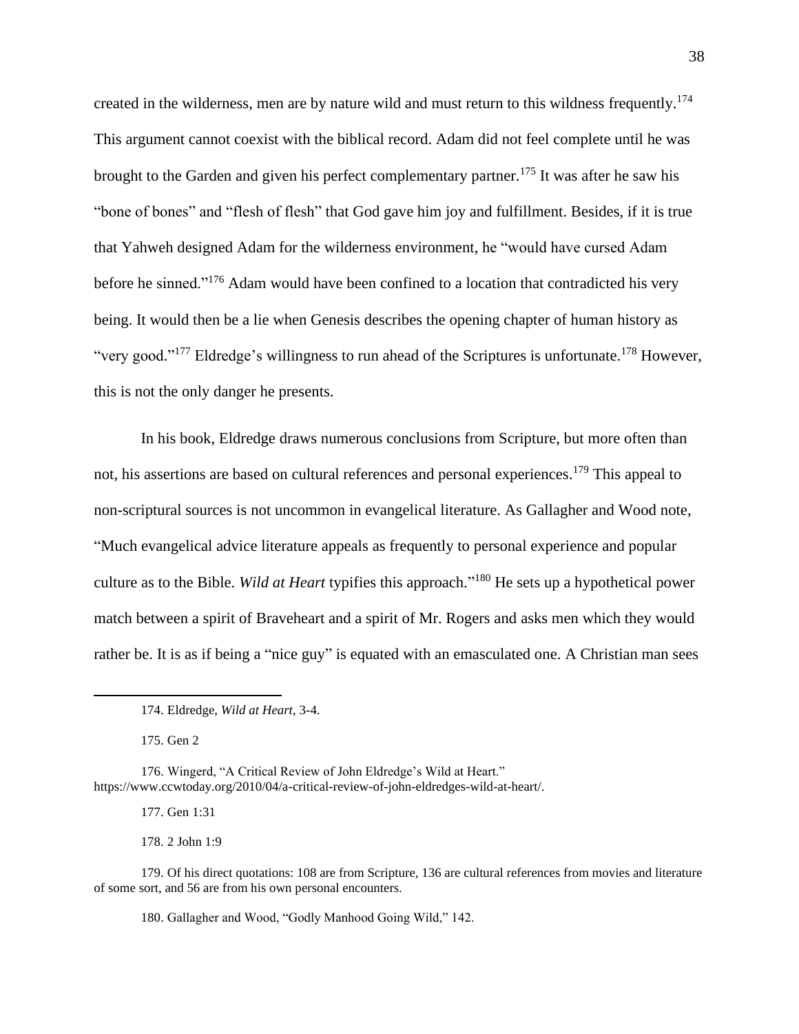created in the wilderness, men are by nature wild and must return to this wildness frequently.[174] This argument cannot coexist with the biblical record. Adam did not feel complete until he was brought to the Garden and given his perfect complementary partner.[175] It was after he saw his "bone of bones" and "flesh of flesh" that God gave him joy and fulfillment. Besides, if it is true that Yahweh designed Adam for the wilderness environment, he "would have cursed Adam before he sinned."[176] Adam would have been confined to a location that contradicted his very being. It would then be a lie when Genesis describes the opening chapter of human history as "very good."[177] Eldredge's willingness to run ahead of the Scriptures is unfortunate.[178] However, this is not the only danger he presents.

In his book, Eldredge draws numerous conclusions from Scripture, but more often than not, his assertions are based on cultural references and personal experiences.[179] This appeal to non-scriptural sources is not uncommon in evangelical literature. As Gallagher and Wood note, "Much evangelical advice literature appeals as frequently to personal experience and popular culture as to the Bible. *Wild at Heart* typifies this approach."[180] He sets up a hypothetical power match between a spirit of Braveheart and a spirit of Mr. Rogers and asks men which they would rather be. It is as if being a "nice guy" is equated with an emasculated one. A Christian man sees

---

174. Eldredge, *Wild at Heart*, 3-4.

175. Gen 2

176. Wingerd, "A Critical Review of John Eldredge's Wild at Heart." https://www.ccwtoday.org/2010/04/a-critical-review-of-john-eldredges-wild-at-heart/.

177. Gen 1:31

178. 2 John 1:9

179. Of his direct quotations: 108 are from Scripture, 136 are cultural references from movies and literature of some sort, and 56 are from his own personal encounters.

180. Gallagher and Wood, "Godly Manhood Going Wild," 142.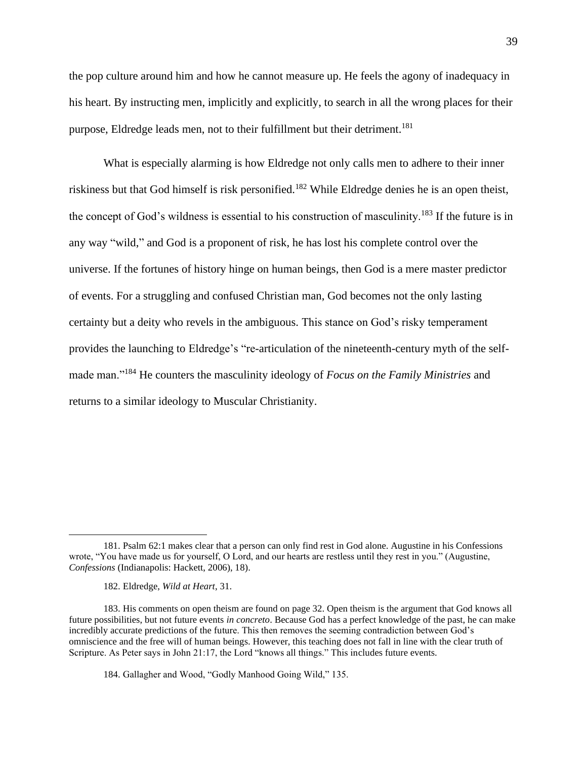the pop culture around him and how he cannot measure up. He feels the agony of inadequacy in his heart. By instructing men, implicitly and explicitly, to search in all the wrong places for their purpose, Eldredge leads men, not to their fulfillment but their detriment.[181]

What is especially alarming is how Eldredge not only calls men to adhere to their inner riskiness but that God himself is risk personified.[182] While Eldredge denies he is an open theist, the concept of God's wildness is essential to his construction of masculinity.[183] If the future is in any way "wild," and God is a proponent of risk, he has lost his complete control over the universe. If the fortunes of history hinge on human beings, then God is a mere master predictor of events. For a struggling and confused Christian man, God becomes not the only lasting certainty but a deity who revels in the ambiguous. This stance on God's risky temperament provides the launching to Eldredge's "re-articulation of the nineteenth-century myth of the self-made man."[184] He counters the masculinity ideology of *Focus on the Family Ministries* and returns to a similar ideology to Muscular Christianity.

---

181. Psalm 62:1 makes clear that a person can only find rest in God alone. Augustine in his Confessions wrote, "You have made us for yourself, O Lord, and our hearts are restless until they rest in you." (Augustine, *Confessions* (Indianapolis: Hackett, 2006), 18).

182. Eldredge, *Wild at Heart*, 31.

183. His comments on open theism are found on page 32. Open theism is the argument that God knows all future possibilities, but not future events *in concreto*. Because God has a perfect knowledge of the past, he can make incredibly accurate predictions of the future. This then removes the seeming contradiction between God's omniscience and the free will of human beings. However, this teaching does not fall in line with the clear truth of Scripture. As Peter says in John 21:17, the Lord "knows all things." This includes future events.

184. Gallagher and Wood, "Godly Manhood Going Wild," 135.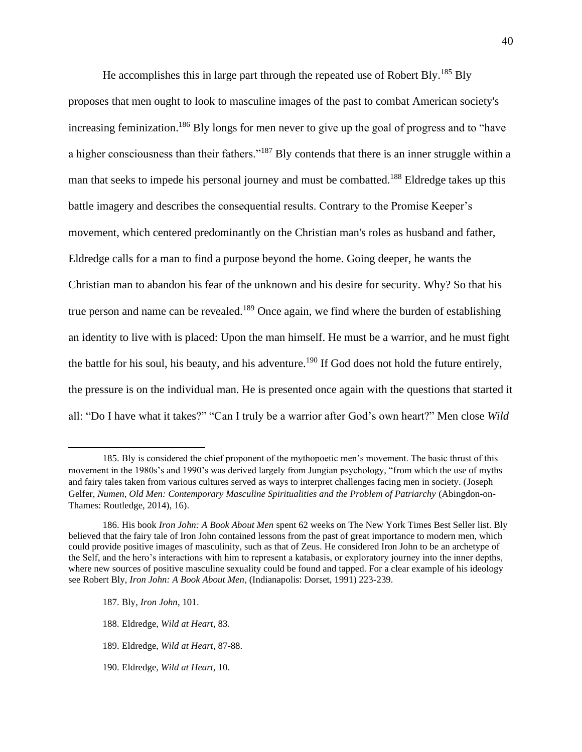He accomplishes this in large part through the repeated use of Robert Bly.[185] Bly proposes that men ought to look to masculine images of the past to combat American society's increasing feminization.[186] Bly longs for men never to give up the goal of progress and to “have a higher consciousness than their fathers.”[187] Bly contends that there is an inner struggle within a man that seeks to impede his personal journey and must be combatted.[188] Eldredge takes up this battle imagery and describes the consequential results. Contrary to the Promise Keeper’s movement, which centered predominantly on the Christian man's roles as husband and father, Eldredge calls for a man to find a purpose beyond the home. Going deeper, he wants the Christian man to abandon his fear of the unknown and his desire for security. Why? So that his true person and name can be revealed.[189] Once again, we find where the burden of establishing an identity to live with is placed: Upon the man himself. He must be a warrior, and he must fight the battle for his soul, his beauty, and his adventure.[190] If God does not hold the future entirely, the pressure is on the individual man. He is presented once again with the questions that started it all: “Do I have what it takes?” “Can I truly be a warrior after God’s own heart?” Men close *Wild*

---

185. Bly is considered the chief proponent of the mythopoetic men’s movement. The basic thrust of this movement in the 1980s’s and 1990’s was derived largely from Jungian psychology, “from which the use of myths and fairy tales taken from various cultures served as ways to interpret challenges facing men in society. (Joseph Gelfer, *Numen, Old Men: Contemporary Masculine Spiritualities and the Problem of Patriarchy* (Abingdon-on-Thames: Routledge, 2014), 16).

186. His book *Iron John: A Book About Men* spent 62 weeks on The New York Times Best Seller list. Bly believed that the fairy tale of Iron John contained lessons from the past of great importance to modern men, which could provide positive images of masculinity, such as that of Zeus. He considered Iron John to be an archetype of the Self, and the hero’s interactions with him to represent a katabasis, or exploratory journey into the inner depths, where new sources of positive masculine sexuality could be found and tapped. For a clear example of his ideology see Robert Bly, *Iron John: A Book About Men*, (Indianapolis: Dorset, 1991) 223-239.

187. Bly, *Iron John*, 101.

188. Eldredge, *Wild at Heart*, 83.

189. Eldredge, *Wild at Heart*, 87-88.

190. Eldredge, *Wild at Heart*, 10.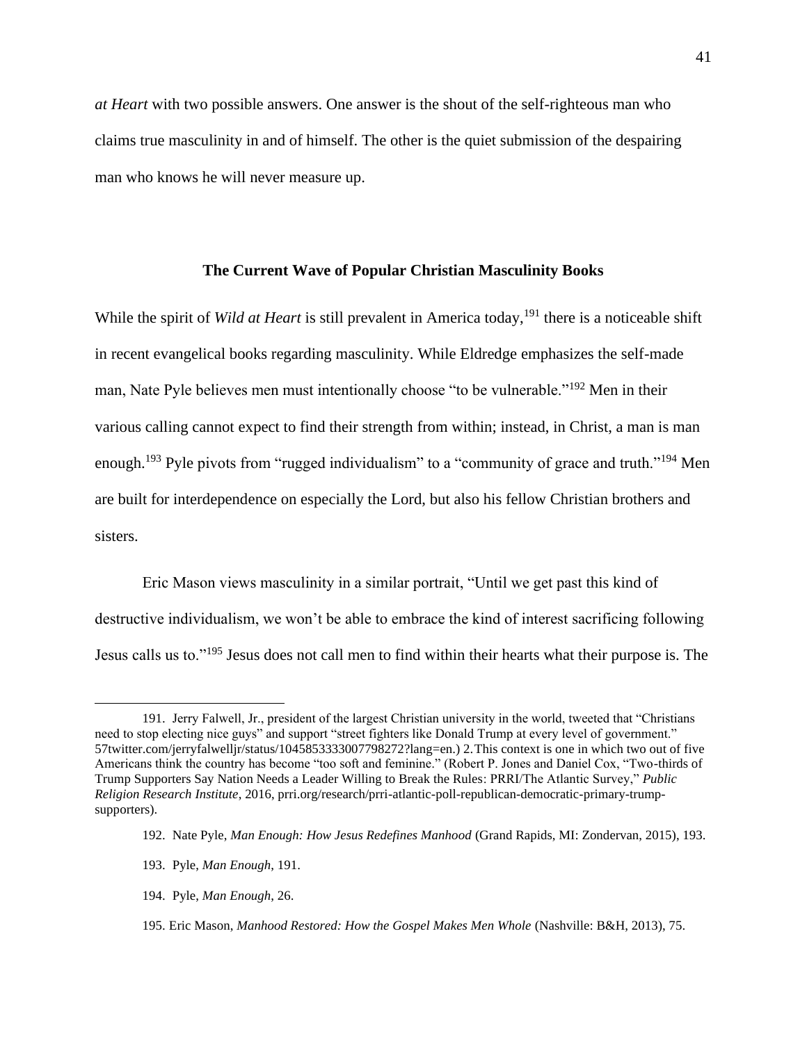*at Heart* with two possible answers. One answer is the shout of the self-righteous man who claims true masculinity in and of himself. The other is the quiet submission of the despairing man who knows he will never measure up.

### The Current Wave of Popular Christian Masculinity Books

While the spirit of *Wild at Heart* is still prevalent in America today,[191] there is a noticeable shift in recent evangelical books regarding masculinity. While Eldredge emphasizes the self-made man, Nate Pyle believes men must intentionally choose "to be vulnerable."[192] Men in their various calling cannot expect to find their strength from within; instead, in Christ, a man is man enough.[193] Pyle pivots from "rugged individualism" to a "community of grace and truth."[194] Men are built for interdependence on especially the Lord, but also his fellow Christian brothers and sisters.

Eric Mason views masculinity in a similar portrait, "Until we get past this kind of destructive individualism, we won't be able to embrace the kind of interest sacrificing following Jesus calls us to."[195] Jesus does not call men to find within their hearts what their purpose is. The

---

191. Jerry Falwell, Jr., president of the largest Christian university in the world, tweeted that "Christians need to stop electing nice guys" and support "street fighters like Donald Trump at every level of government." 57twitter.com/jerryfalwelljr/status/1045853333007798272?lang=en.) 2.This context is one in which two out of five Americans think the country has become "too soft and feminine." (Robert P. Jones and Daniel Cox, "Two-thirds of Trump Supporters Say Nation Needs a Leader Willing to Break the Rules: PRRI/The Atlantic Survey," *Public Religion Research Institute*, 2016, prri.org/research/prri-atlantic-poll-republican-democratic-primary-trump-supporters).

192. Nate Pyle, *Man Enough: How Jesus Redefines Manhood* (Grand Rapids, MI: Zondervan, 2015), 193.

193. Pyle, *Man Enough*, 191.

194. Pyle, *Man Enough*, 26.

195. Eric Mason, *Manhood Restored: How the Gospel Makes Men Whole* (Nashville: B&H, 2013), 75.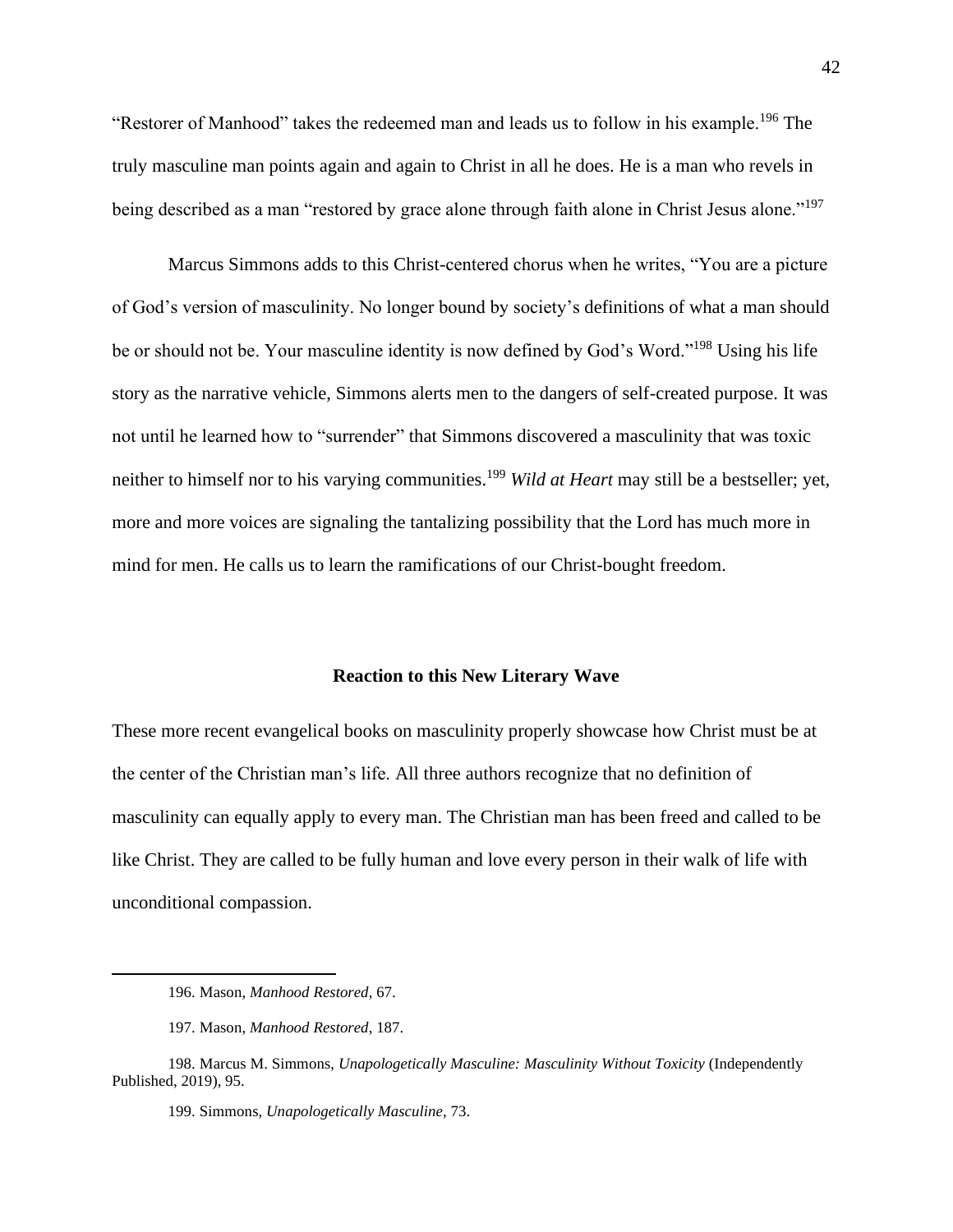"Restorer of Manhood" takes the redeemed man and leads us to follow in his example.[196] The truly masculine man points again and again to Christ in all he does. He is a man who revels in being described as a man "restored by grace alone through faith alone in Christ Jesus alone."[197]

Marcus Simmons adds to this Christ-centered chorus when he writes, "You are a picture of God's version of masculinity. No longer bound by society's definitions of what a man should be or should not be. Your masculine identity is now defined by God's Word."[198] Using his life story as the narrative vehicle, Simmons alerts men to the dangers of self-created purpose. It was not until he learned how to "surrender" that Simmons discovered a masculinity that was toxic neither to himself nor to his varying communities.[199] *Wild at Heart* may still be a bestseller; yet, more and more voices are signaling the tantalizing possibility that the Lord has much more in mind for men. He calls us to learn the ramifications of our Christ-bought freedom.

### Reaction to this New Literary Wave

These more recent evangelical books on masculinity properly showcase how Christ must be at the center of the Christian man's life. All three authors recognize that no definition of masculinity can equally apply to every man. The Christian man has been freed and called to be like Christ. They are called to be fully human and love every person in their walk of life with unconditional compassion.

---

196. Mason, *Manhood Restored*, 67.

197. Mason, *Manhood Restored*, 187.

198. Marcus M. Simmons, *Unapologetically Masculine: Masculinity Without Toxicity* (Independently Published, 2019), 95.

199. Simmons, *Unapologetically Masculine*, 73.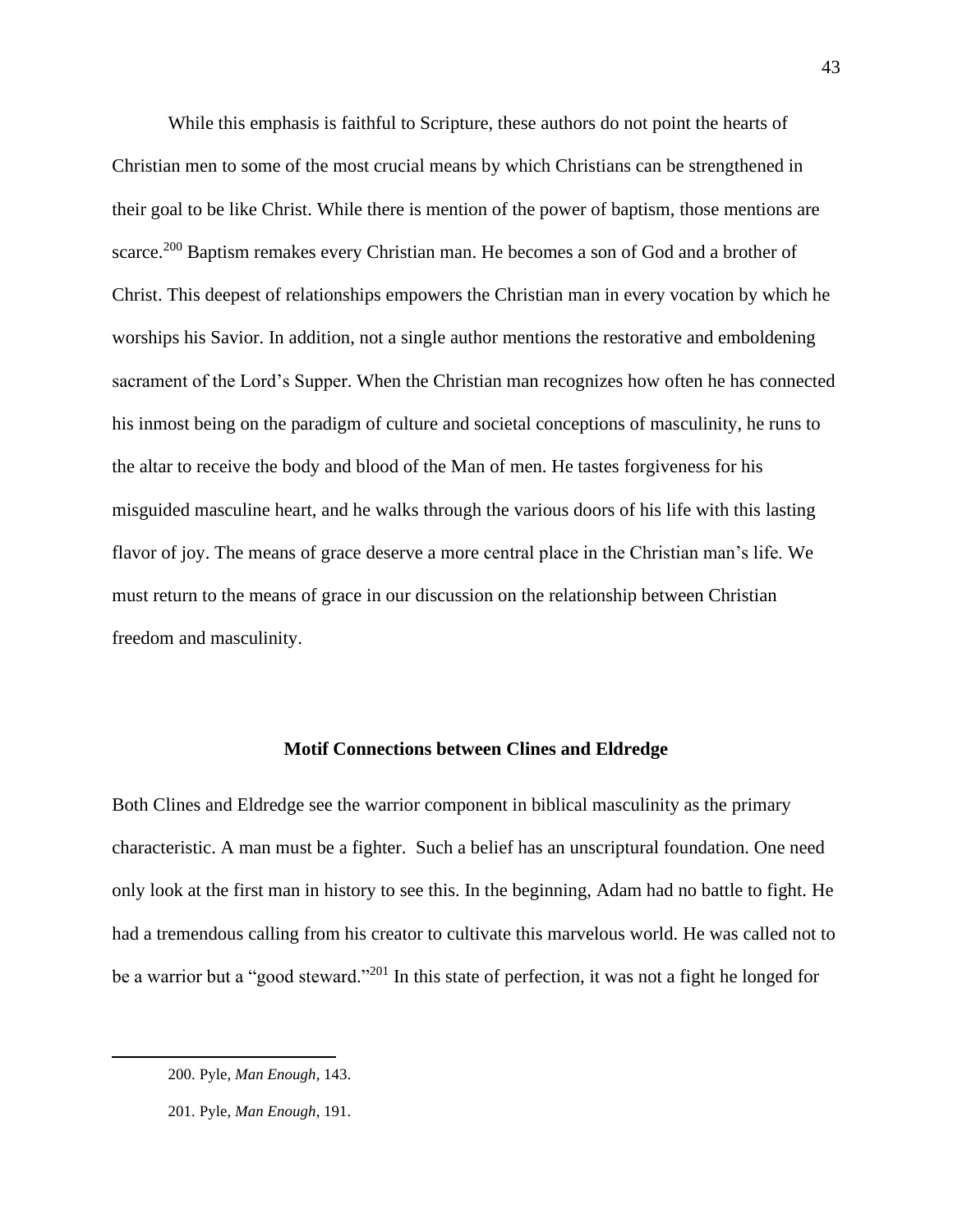While this emphasis is faithful to Scripture, these authors do not point the hearts of Christian men to some of the most crucial means by which Christians can be strengthened in their goal to be like Christ. While there is mention of the power of baptism, those mentions are scarce.[200] Baptism remakes every Christian man. He becomes a son of God and a brother of Christ. This deepest of relationships empowers the Christian man in every vocation by which he worships his Savior. In addition, not a single author mentions the restorative and emboldening sacrament of the Lord's Supper. When the Christian man recognizes how often he has connected his inmost being on the paradigm of culture and societal conceptions of masculinity, he runs to the altar to receive the body and blood of the Man of men. He tastes forgiveness for his misguided masculine heart, and he walks through the various doors of his life with this lasting flavor of joy. The means of grace deserve a more central place in the Christian man's life. We must return to the means of grace in our discussion on the relationship between Christian freedom and masculinity.

### Motif Connections between Clines and Eldredge

Both Clines and Eldredge see the warrior component in biblical masculinity as the primary characteristic. A man must be a fighter. Such a belief has an unscriptural foundation. One need only look at the first man in history to see this. In the beginning, Adam had no battle to fight. He had a tremendous calling from his creator to cultivate this marvelous world. He was called not to be a warrior but a "good steward."[201] In this state of perfection, it was not a fight he longed for

200. Pyle, *Man Enough*, 143.

201. Pyle, *Man Enough*, 191.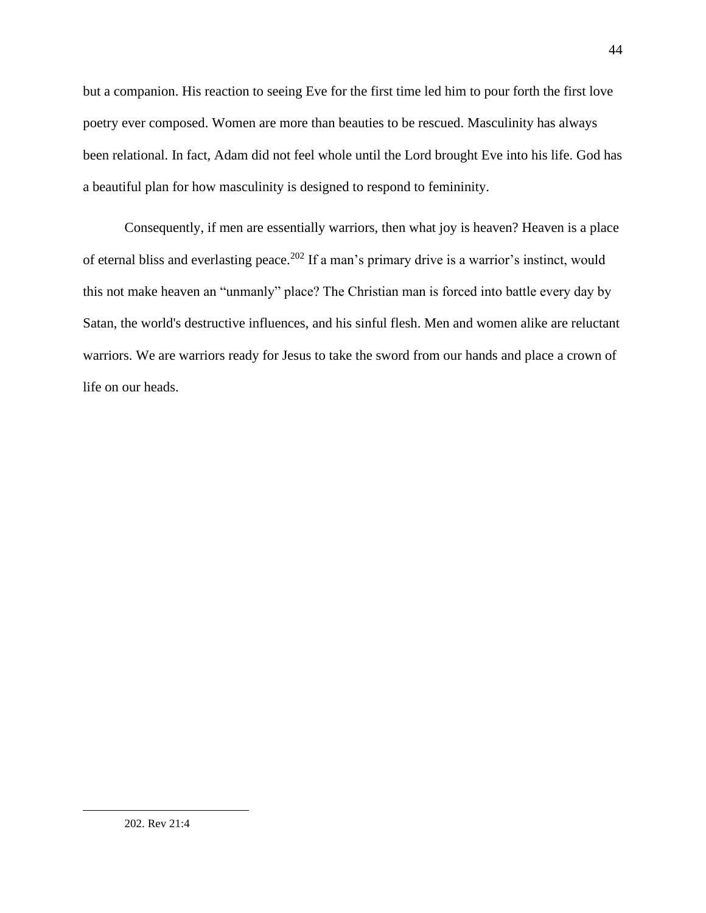but a companion. His reaction to seeing Eve for the first time led him to pour forth the first love poetry ever composed. Women are more than beauties to be rescued. Masculinity has always been relational. In fact, Adam did not feel whole until the Lord brought Eve into his life. God has a beautiful plan for how masculinity is designed to respond to femininity.

Consequently, if men are essentially warriors, then what joy is heaven? Heaven is a place of eternal bliss and everlasting peace.[202] If a man's primary drive is a warrior's instinct, would this not make heaven an "unmanly" place? The Christian man is forced into battle every day by Satan, the world's destructive influences, and his sinful flesh. Men and women alike are reluctant warriors. We are warriors ready for Jesus to take the sword from our hands and place a crown of life on our heads.

---

202. Rev 21:4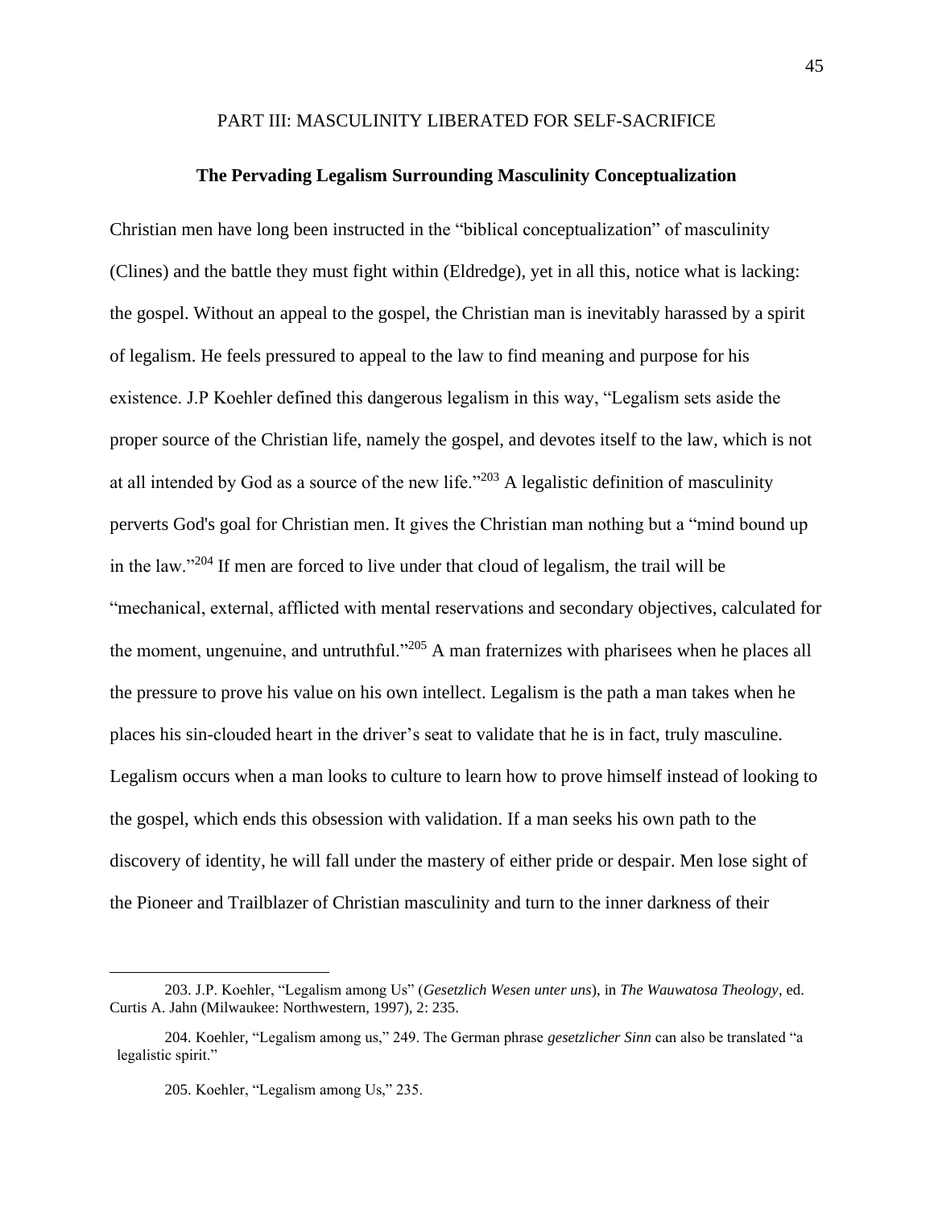## PART III: MASCULINITY LIBERATED FOR SELF-SACRIFICE

### The Pervading Legalism Surrounding Masculinity Conceptualization

Christian men have long been instructed in the "biblical conceptualization" of masculinity (Clines) and the battle they must fight within (Eldredge), yet in all this, notice what is lacking: the gospel. Without an appeal to the gospel, the Christian man is inevitably harassed by a spirit of legalism. He feels pressured to appeal to the law to find meaning and purpose for his existence. J.P Koehler defined this dangerous legalism in this way, "Legalism sets aside the proper source of the Christian life, namely the gospel, and devotes itself to the law, which is not at all intended by God as a source of the new life."[203] A legalistic definition of masculinity perverts God's goal for Christian men. It gives the Christian man nothing but a "mind bound up in the law."[204] If men are forced to live under that cloud of legalism, the trail will be "mechanical, external, afflicted with mental reservations and secondary objectives, calculated for the moment, ungenuine, and untruthful."[205] A man fraternizes with pharisees when he places all the pressure to prove his value on his own intellect. Legalism is the path a man takes when he places his sin-clouded heart in the driver's seat to validate that he is in fact, truly masculine. Legalism occurs when a man looks to culture to learn how to prove himself instead of looking to the gospel, which ends this obsession with validation. If a man seeks his own path to the discovery of identity, he will fall under the mastery of either pride or despair. Men lose sight of the Pioneer and Trailblazer of Christian masculinity and turn to the inner darkness of their

---

203. J.P. Koehler, "Legalism among Us" (*Gesetzlich Wesen unter uns*), in *The Wauwatosa Theology*, ed. Curtis A. Jahn (Milwaukee: Northwestern, 1997), 2: 235.

204. Koehler, "Legalism among us," 249. The German phrase *gesetzlicher Sinn* can also be translated "a legalistic spirit."

205. Koehler, "Legalism among Us," 235.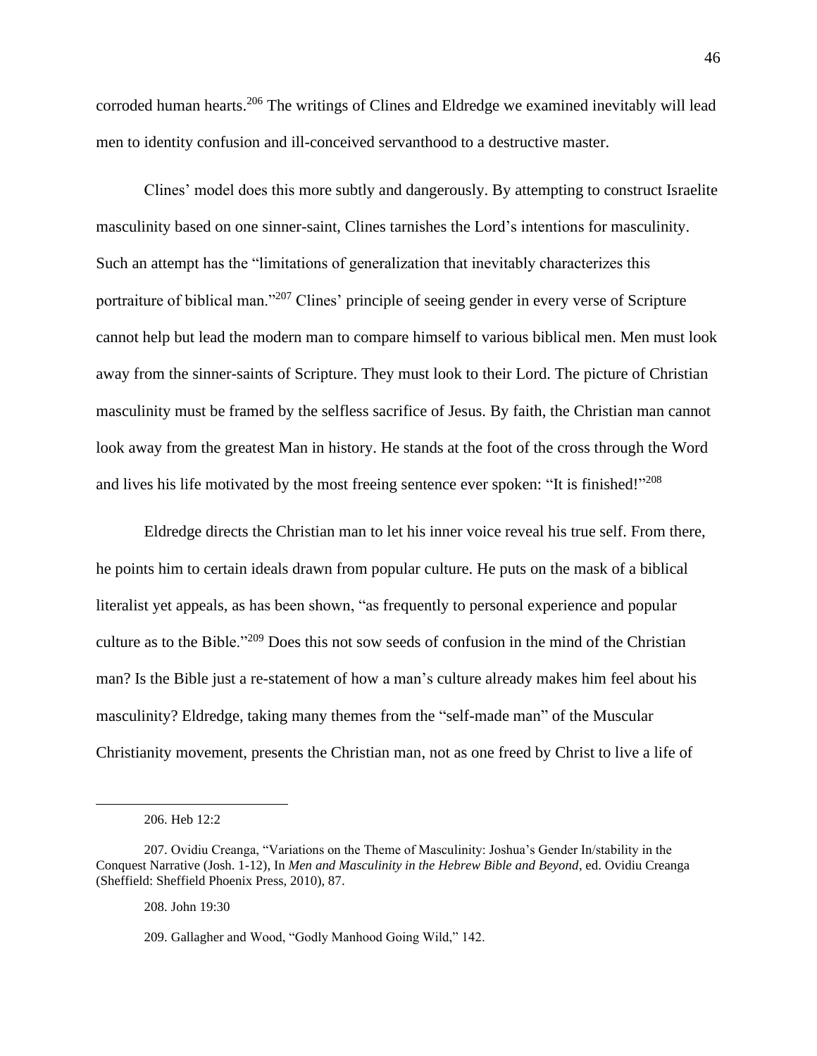corroded human hearts.[206] The writings of Clines and Eldredge we examined inevitably will lead men to identity confusion and ill-conceived servanthood to a destructive master.

Clines' model does this more subtly and dangerously. By attempting to construct Israelite masculinity based on one sinner-saint, Clines tarnishes the Lord's intentions for masculinity. Such an attempt has the "limitations of generalization that inevitably characterizes this portraiture of biblical man."[207] Clines' principle of seeing gender in every verse of Scripture cannot help but lead the modern man to compare himself to various biblical men. Men must look away from the sinner-saints of Scripture. They must look to their Lord. The picture of Christian masculinity must be framed by the selfless sacrifice of Jesus. By faith, the Christian man cannot look away from the greatest Man in history. He stands at the foot of the cross through the Word and lives his life motivated by the most freeing sentence ever spoken: "It is finished!"[208]

Eldredge directs the Christian man to let his inner voice reveal his true self. From there, he points him to certain ideals drawn from popular culture. He puts on the mask of a biblical literalist yet appeals, as has been shown, "as frequently to personal experience and popular culture as to the Bible."[209] Does this not sow seeds of confusion in the mind of the Christian man? Is the Bible just a re-statement of how a man's culture already makes him feel about his masculinity? Eldredge, taking many themes from the "self-made man" of the Muscular Christianity movement, presents the Christian man, not as one freed by Christ to live a life of

---

206. Heb 12:2

207. Ovidiu Creanga, "Variations on the Theme of Masculinity: Joshua's Gender In/stability in the Conquest Narrative (Josh. 1-12), In *Men and Masculinity in the Hebrew Bible and Beyond*, ed. Ovidiu Creanga (Sheffield: Sheffield Phoenix Press, 2010), 87.

208. John 19:30

209. Gallagher and Wood, "Godly Manhood Going Wild," 142.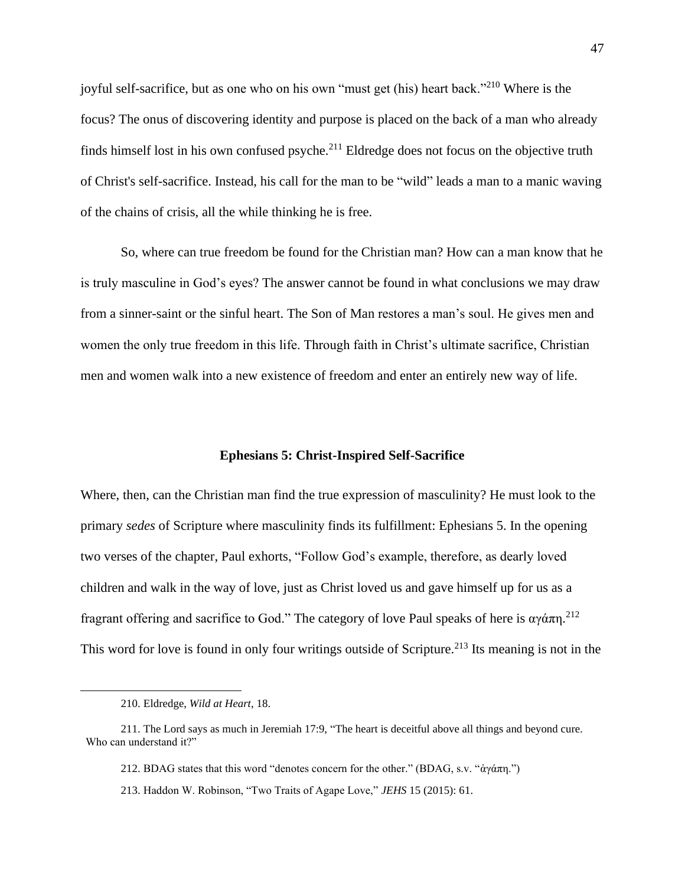joyful self-sacrifice, but as one who on his own "must get (his) heart back."[210] Where is the focus? The onus of discovering identity and purpose is placed on the back of a man who already finds himself lost in his own confused psyche.[211] Eldredge does not focus on the objective truth of Christ's self-sacrifice. Instead, his call for the man to be "wild" leads a man to a manic waving of the chains of crisis, all the while thinking he is free.

So, where can true freedom be found for the Christian man? How can a man know that he is truly masculine in God's eyes? The answer cannot be found in what conclusions we may draw from a sinner-saint or the sinful heart. The Son of Man restores a man's soul. He gives men and women the only true freedom in this life. Through faith in Christ's ultimate sacrifice, Christian men and women walk into a new existence of freedom and enter an entirely new way of life.

### Ephesians 5: Christ-Inspired Self-Sacrifice

Where, then, can the Christian man find the true expression of masculinity? He must look to the primary *sedes* of Scripture where masculinity finds its fulfillment: Ephesians 5. In the opening two verses of the chapter, Paul exhorts, "Follow God's example, therefore, as dearly loved children and walk in the way of love, just as Christ loved us and gave himself up for us as a fragrant offering and sacrifice to God." The category of love Paul speaks of here is αγάπη.[212] This word for love is found in only four writings outside of Scripture.[213] Its meaning is not in the

210. Eldredge, *Wild at Heart*, 18.

211. The Lord says as much in Jeremiah 17:9, "The heart is deceitful above all things and beyond cure. Who can understand it?"

212. BDAG states that this word "denotes concern for the other." (BDAG, s.v. "ἀγάπη.")

213. Haddon W. Robinson, "Two Traits of Agape Love," *JEHS* 15 (2015): 61.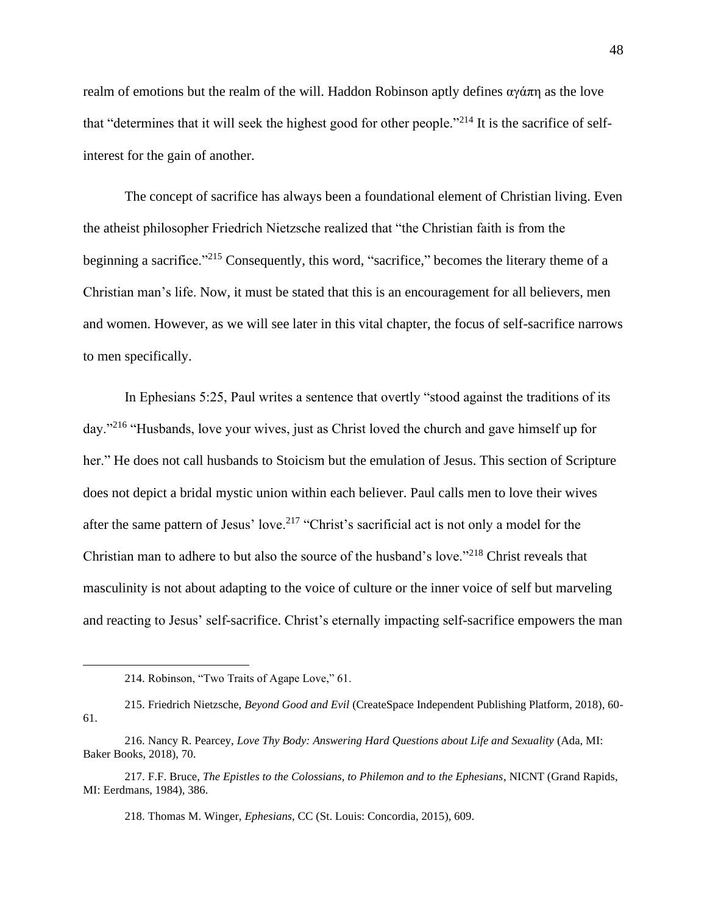realm of emotions but the realm of the will. Haddon Robinson aptly defines αγάπη as the love that "determines that it will seek the highest good for other people."[214] It is the sacrifice of self-interest for the gain of another.

The concept of sacrifice has always been a foundational element of Christian living. Even the atheist philosopher Friedrich Nietzsche realized that "the Christian faith is from the beginning a sacrifice."[215] Consequently, this word, "sacrifice," becomes the literary theme of a Christian man's life. Now, it must be stated that this is an encouragement for all believers, men and women. However, as we will see later in this vital chapter, the focus of self-sacrifice narrows to men specifically.

In Ephesians 5:25, Paul writes a sentence that overtly "stood against the traditions of its day."[216] "Husbands, love your wives, just as Christ loved the church and gave himself up for her." He does not call husbands to Stoicism but the emulation of Jesus. This section of Scripture does not depict a bridal mystic union within each believer. Paul calls men to love their wives after the same pattern of Jesus' love.[217] "Christ's sacrificial act is not only a model for the Christian man to adhere to but also the source of the husband's love."[218] Christ reveals that masculinity is not about adapting to the voice of culture or the inner voice of self but marveling and reacting to Jesus' self-sacrifice. Christ's eternally impacting self-sacrifice empowers the man

---

214. Robinson, "Two Traits of Agape Love," 61.

215. Friedrich Nietzsche, *Beyond Good and Evil* (CreateSpace Independent Publishing Platform, 2018), 60-61.

216. Nancy R. Pearcey, *Love Thy Body: Answering Hard Questions about Life and Sexuality* (Ada, MI: Baker Books, 2018), 70.

217. F.F. Bruce, *The Epistles to the Colossians, to Philemon and to the Ephesians*, NICNT (Grand Rapids, MI: Eerdmans, 1984), 386.

218. Thomas M. Winger, *Ephesians*, CC (St. Louis: Concordia, 2015), 609.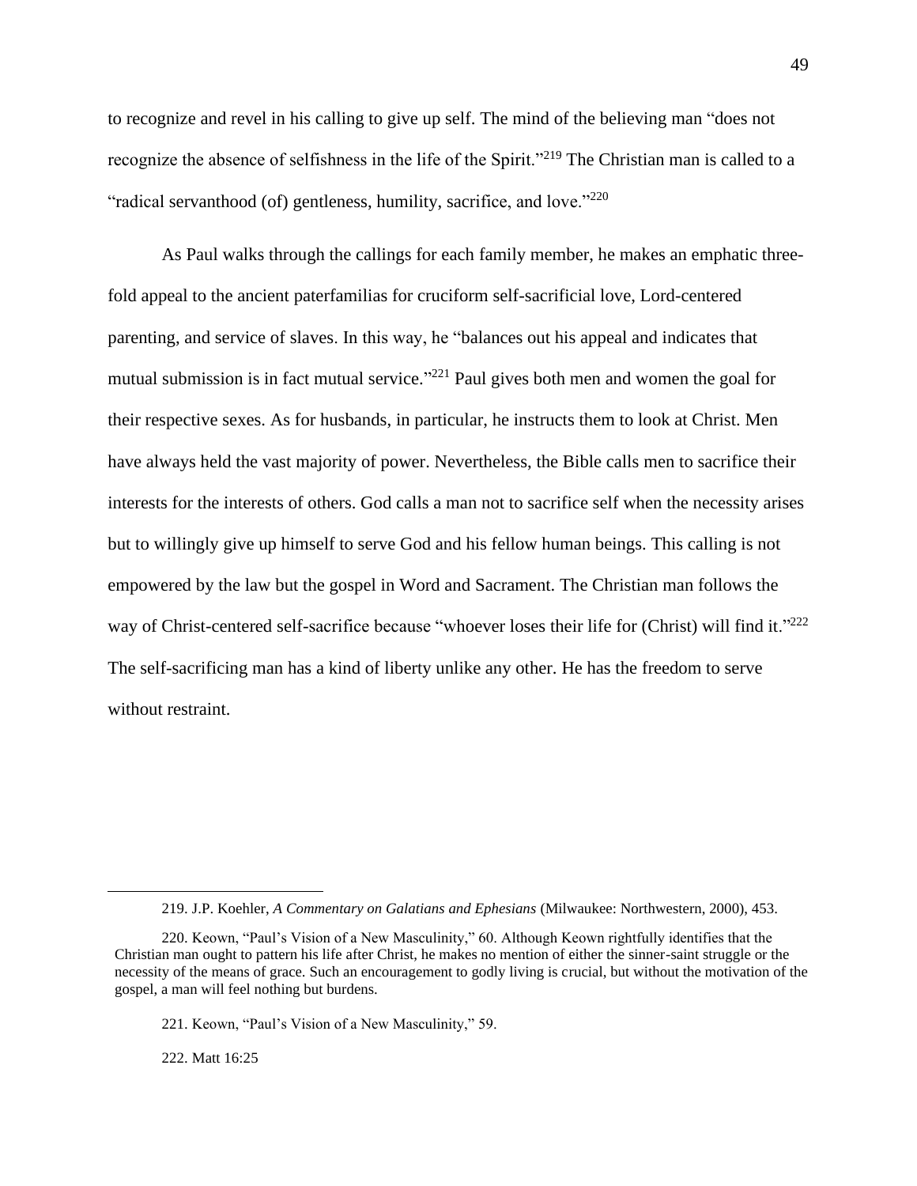to recognize and revel in his calling to give up self. The mind of the believing man "does not recognize the absence of selfishness in the life of the Spirit."[219] The Christian man is called to a "radical servanthood (of) gentleness, humility, sacrifice, and love."[220]

As Paul walks through the callings for each family member, he makes an emphatic three-fold appeal to the ancient paterfamilias for cruciform self-sacrificial love, Lord-centered parenting, and service of slaves. In this way, he "balances out his appeal and indicates that mutual submission is in fact mutual service."[221] Paul gives both men and women the goal for their respective sexes. As for husbands, in particular, he instructs them to look at Christ. Men have always held the vast majority of power. Nevertheless, the Bible calls men to sacrifice their interests for the interests of others. God calls a man not to sacrifice self when the necessity arises but to willingly give up himself to serve God and his fellow human beings. This calling is not empowered by the law but the gospel in Word and Sacrament. The Christian man follows the way of Christ-centered self-sacrifice because "whoever loses their life for (Christ) will find it."[222] The self-sacrificing man has a kind of liberty unlike any other. He has the freedom to serve without restraint.

---

219. J.P. Koehler, *A Commentary on Galatians and Ephesians* (Milwaukee: Northwestern, 2000), 453.

220. Keown, "Paul's Vision of a New Masculinity," 60. Although Keown rightfully identifies that the Christian man ought to pattern his life after Christ, he makes no mention of either the sinner-saint struggle or the necessity of the means of grace. Such an encouragement to godly living is crucial, but without the motivation of the gospel, a man will feel nothing but burdens.

221. Keown, "Paul's Vision of a New Masculinity," 59.

222. Matt 16:25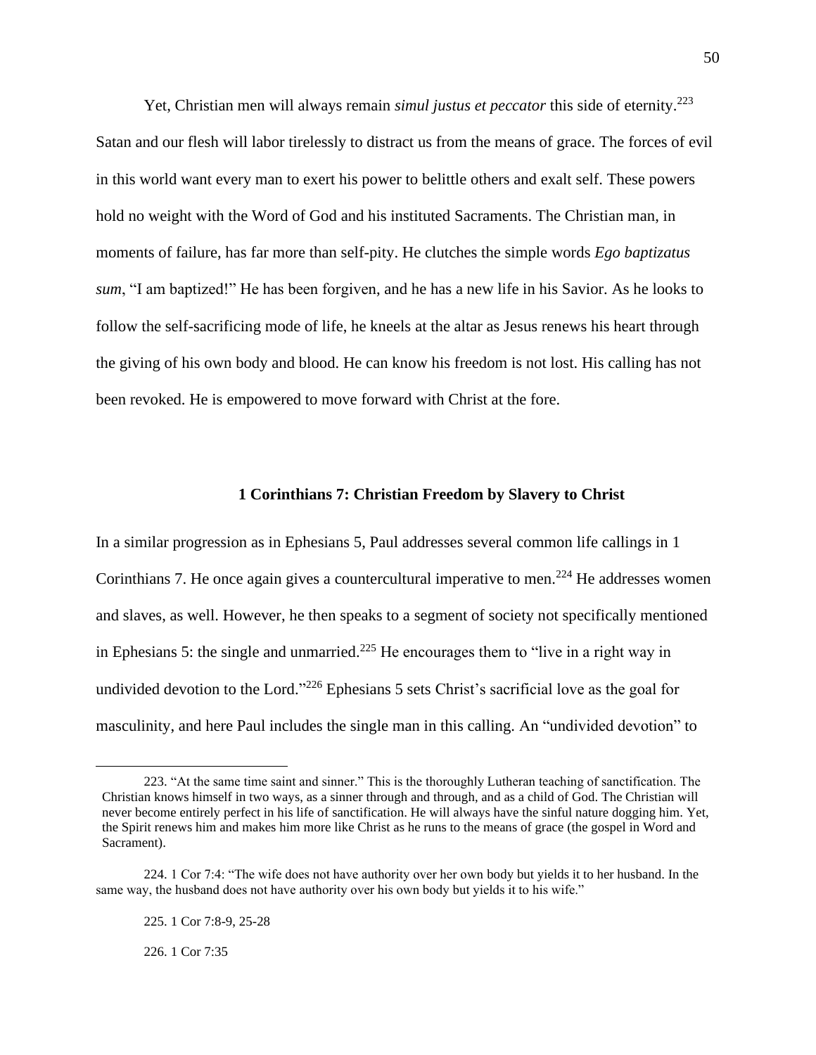Yet, Christian men will always remain *simul justus et peccator* this side of eternity.[223] Satan and our flesh will labor tirelessly to distract us from the means of grace. The forces of evil in this world want every man to exert his power to belittle others and exalt self. These powers hold no weight with the Word of God and his instituted Sacraments. The Christian man, in moments of failure, has far more than self-pity. He clutches the simple words *Ego baptizatus sum*, "I am baptized!" He has been forgiven, and he has a new life in his Savior. As he looks to follow the self-sacrificing mode of life, he kneels at the altar as Jesus renews his heart through the giving of his own body and blood. He can know his freedom is not lost. His calling has not been revoked. He is empowered to move forward with Christ at the fore.

### 1 Corinthians 7: Christian Freedom by Slavery to Christ

In a similar progression as in Ephesians 5, Paul addresses several common life callings in 1 Corinthians 7. He once again gives a countercultural imperative to men.[224] He addresses women and slaves, as well. However, he then speaks to a segment of society not specifically mentioned in Ephesians 5: the single and unmarried.[225] He encourages them to "live in a right way in undivided devotion to the Lord."[226] Ephesians 5 sets Christ's sacrificial love as the goal for masculinity, and here Paul includes the single man in this calling. An "undivided devotion" to

---

223. "At the same time saint and sinner." This is the thoroughly Lutheran teaching of sanctification. The Christian knows himself in two ways, as a sinner through and through, and as a child of God. The Christian will never become entirely perfect in his life of sanctification. He will always have the sinful nature dogging him. Yet, the Spirit renews him and makes him more like Christ as he runs to the means of grace (the gospel in Word and Sacrament).

224. 1 Cor 7:4: "The wife does not have authority over her own body but yields it to her husband. In the same way, the husband does not have authority over his own body but yields it to his wife."

225. 1 Cor 7:8-9, 25-28

226. 1 Cor 7:35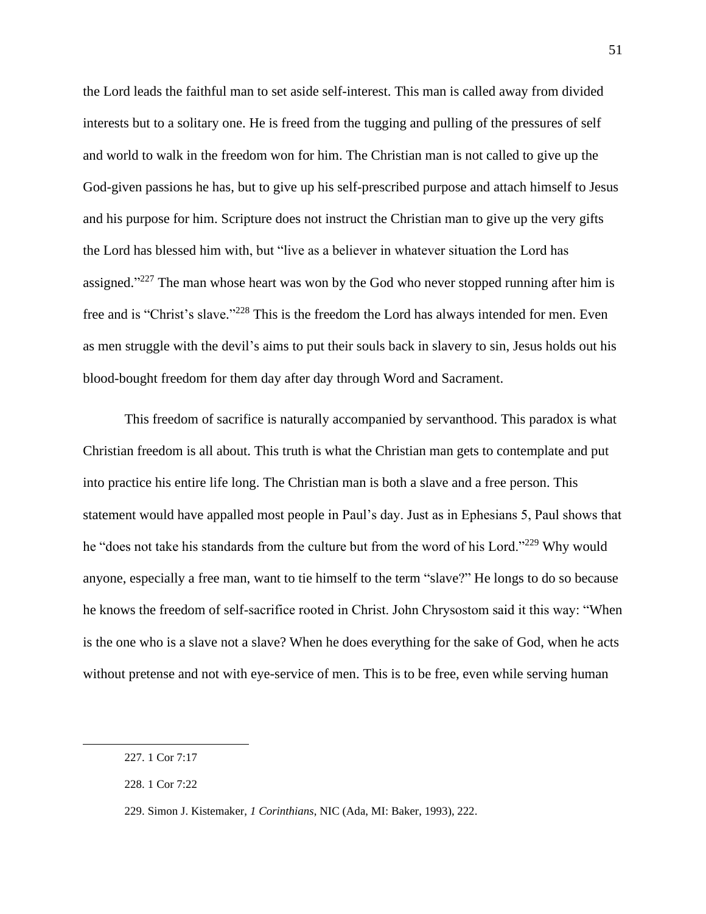the Lord leads the faithful man to set aside self-interest. This man is called away from divided interests but to a solitary one. He is freed from the tugging and pulling of the pressures of self and world to walk in the freedom won for him. The Christian man is not called to give up the God-given passions he has, but to give up his self-prescribed purpose and attach himself to Jesus and his purpose for him. Scripture does not instruct the Christian man to give up the very gifts the Lord has blessed him with, but "live as a believer in whatever situation the Lord has assigned."[227] The man whose heart was won by the God who never stopped running after him is free and is "Christ's slave."[228] This is the freedom the Lord has always intended for men. Even as men struggle with the devil's aims to put their souls back in slavery to sin, Jesus holds out his blood-bought freedom for them day after day through Word and Sacrament.

This freedom of sacrifice is naturally accompanied by servanthood. This paradox is what Christian freedom is all about. This truth is what the Christian man gets to contemplate and put into practice his entire life long. The Christian man is both a slave and a free person. This statement would have appalled most people in Paul's day. Just as in Ephesians 5, Paul shows that he "does not take his standards from the culture but from the word of his Lord."[229] Why would anyone, especially a free man, want to tie himself to the term "slave?" He longs to do so because he knows the freedom of self-sacrifice rooted in Christ. John Chrysostom said it this way: "When is the one who is a slave not a slave? When he does everything for the sake of God, when he acts without pretense and not with eye-service of men. This is to be free, even while serving human

---

227. 1 Cor 7:17

228. 1 Cor 7:22

229. Simon J. Kistemaker, *1 Corinthians*, NIC (Ada, MI: Baker, 1993), 222.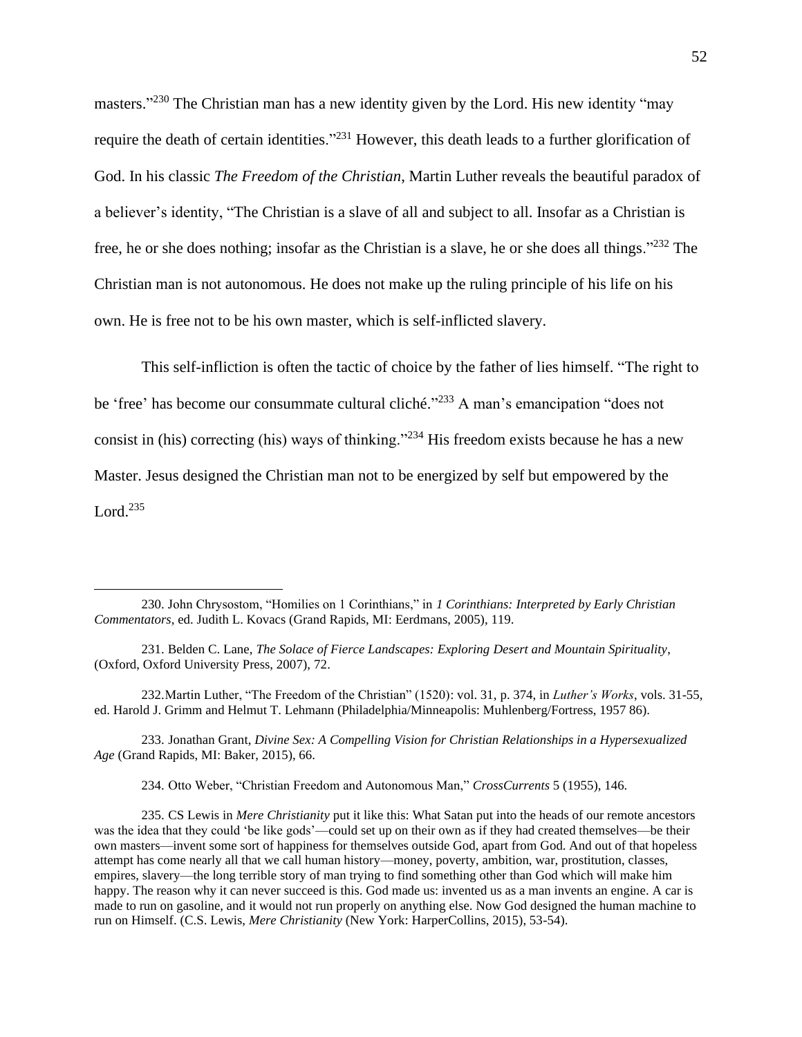masters."[230] The Christian man has a new identity given by the Lord. His new identity "may require the death of certain identities."[231] However, this death leads to a further glorification of God. In his classic *The Freedom of the Christian*, Martin Luther reveals the beautiful paradox of a believer's identity, "The Christian is a slave of all and subject to all. Insofar as a Christian is free, he or she does nothing; insofar as the Christian is a slave, he or she does all things."[232] The Christian man is not autonomous. He does not make up the ruling principle of his life on his own. He is free not to be his own master, which is self-inflicted slavery.

This self-infliction is often the tactic of choice by the father of lies himself. "The right to be 'free' has become our consummate cultural cliché."[233] A man's emancipation "does not consist in (his) correcting (his) ways of thinking."[234] His freedom exists because he has a new Master. Jesus designed the Christian man not to be energized by self but empowered by the Lord.[235]

---

230. John Chrysostom, "Homilies on 1 Corinthians," in *1 Corinthians: Interpreted by Early Christian Commentators*, ed. Judith L. Kovacs (Grand Rapids, MI: Eerdmans, 2005), 119.

231. Belden C. Lane, *The Solace of Fierce Landscapes: Exploring Desert and Mountain Spirituality*, (Oxford, Oxford University Press, 2007), 72.

232.Martin Luther, "The Freedom of the Christian" (1520): vol. 31, p. 374, in *Luther's Works*, vols. 31-55, ed. Harold J. Grimm and Helmut T. Lehmann (Philadelphia/Minneapolis: Muhlenberg/Fortress, 1957 86).

233. Jonathan Grant, *Divine Sex: A Compelling Vision for Christian Relationships in a Hypersexualized Age* (Grand Rapids, MI: Baker, 2015), 66.

234. Otto Weber, "Christian Freedom and Autonomous Man," *CrossCurrents* 5 (1955), 146.

235. CS Lewis in *Mere Christianity* put it like this: What Satan put into the heads of our remote ancestors was the idea that they could 'be like gods'—could set up on their own as if they had created themselves—be their own masters—invent some sort of happiness for themselves outside God, apart from God. And out of that hopeless attempt has come nearly all that we call human history—money, poverty, ambition, war, prostitution, classes, empires, slavery—the long terrible story of man trying to find something other than God which will make him happy. The reason why it can never succeed is this. God made us: invented us as a man invents an engine. A car is made to run on gasoline, and it would not run properly on anything else. Now God designed the human machine to run on Himself. (C.S. Lewis, *Mere Christianity* (New York: HarperCollins, 2015), 53-54).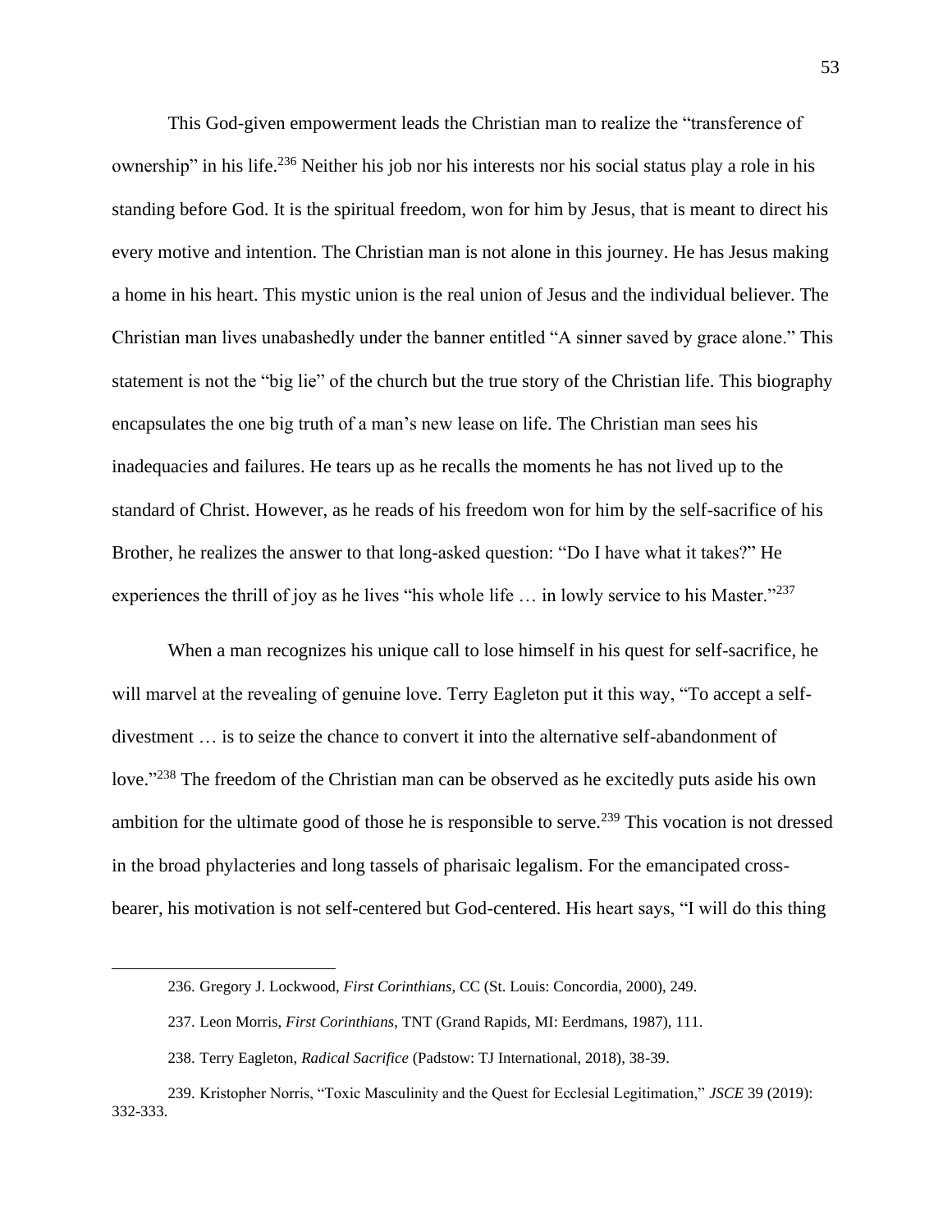This God-given empowerment leads the Christian man to realize the "transference of ownership" in his life.[236] Neither his job nor his interests nor his social status play a role in his standing before God. It is the spiritual freedom, won for him by Jesus, that is meant to direct his every motive and intention. The Christian man is not alone in this journey. He has Jesus making a home in his heart. This mystic union is the real union of Jesus and the individual believer. The Christian man lives unabashedly under the banner entitled "A sinner saved by grace alone." This statement is not the "big lie" of the church but the true story of the Christian life. This biography encapsulates the one big truth of a man's new lease on life. The Christian man sees his inadequacies and failures. He tears up as he recalls the moments he has not lived up to the standard of Christ. However, as he reads of his freedom won for him by the self-sacrifice of his Brother, he realizes the answer to that long-asked question: "Do I have what it takes?" He experiences the thrill of joy as he lives "his whole life … in lowly service to his Master."[237]

When a man recognizes his unique call to lose himself in his quest for self-sacrifice, he will marvel at the revealing of genuine love. Terry Eagleton put it this way, "To accept a self-divestment … is to seize the chance to convert it into the alternative self-abandonment of love."[238] The freedom of the Christian man can be observed as he excitedly puts aside his own ambition for the ultimate good of those he is responsible to serve.[239] This vocation is not dressed in the broad phylacteries and long tassels of pharisaic legalism. For the emancipated cross-bearer, his motivation is not self-centered but God-centered. His heart says, "I will do this thing

---

236. Gregory J. Lockwood, *First Corinthians*, CC (St. Louis: Concordia, 2000), 249.

237. Leon Morris, *First Corinthians*, TNT (Grand Rapids, MI: Eerdmans, 1987), 111.

238. Terry Eagleton, *Radical Sacrifice* (Padstow: TJ International, 2018), 38-39.

239. Kristopher Norris, "Toxic Masculinity and the Quest for Ecclesial Legitimation," *JSCE* 39 (2019): 332-333.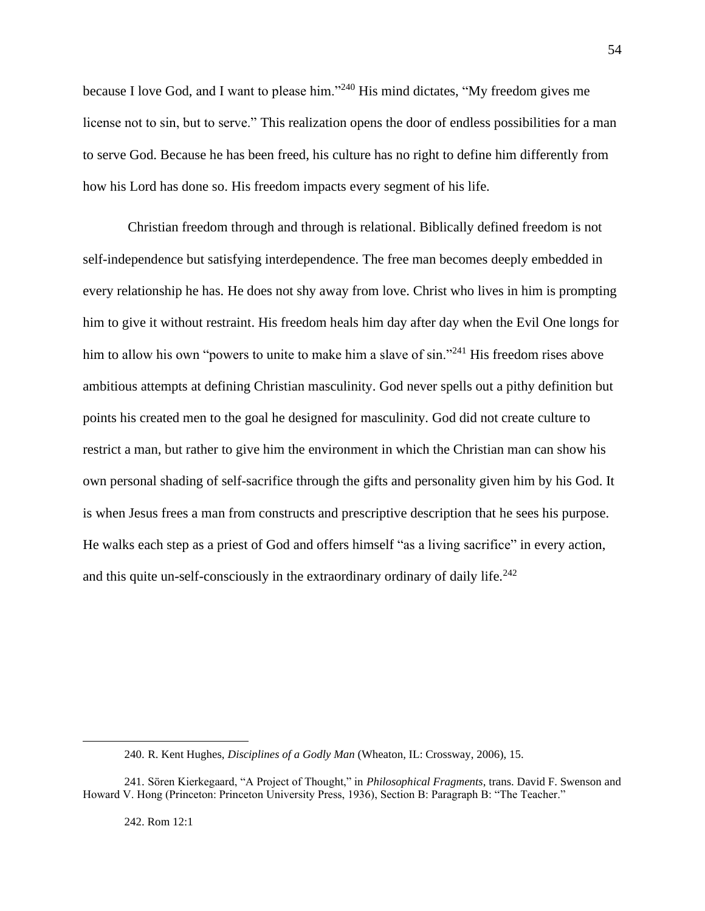because I love God, and I want to please him."[240] His mind dictates, "My freedom gives me license not to sin, but to serve." This realization opens the door of endless possibilities for a man to serve God. Because he has been freed, his culture has no right to define him differently from how his Lord has done so. His freedom impacts every segment of his life.

Christian freedom through and through is relational. Biblically defined freedom is not self-independence but satisfying interdependence. The free man becomes deeply embedded in every relationship he has. He does not shy away from love. Christ who lives in him is prompting him to give it without restraint. His freedom heals him day after day when the Evil One longs for him to allow his own "powers to unite to make him a slave of sin."[241] His freedom rises above ambitious attempts at defining Christian masculinity. God never spells out a pithy definition but points his created men to the goal he designed for masculinity. God did not create culture to restrict a man, but rather to give him the environment in which the Christian man can show his own personal shading of self-sacrifice through the gifts and personality given him by his God. It is when Jesus frees a man from constructs and prescriptive description that he sees his purpose. He walks each step as a priest of God and offers himself "as a living sacrifice" in every action, and this quite un-self-consciously in the extraordinary ordinary of daily life.[242]

---

240. R. Kent Hughes, *Disciplines of a Godly Man* (Wheaton, IL: Crossway, 2006), 15.

241. Sören Kierkegaard, "A Project of Thought," in *Philosophical Fragments*, trans. David F. Swenson and Howard V. Hong (Princeton: Princeton University Press, 1936), Section B: Paragraph B: "The Teacher."

242. Rom 12:1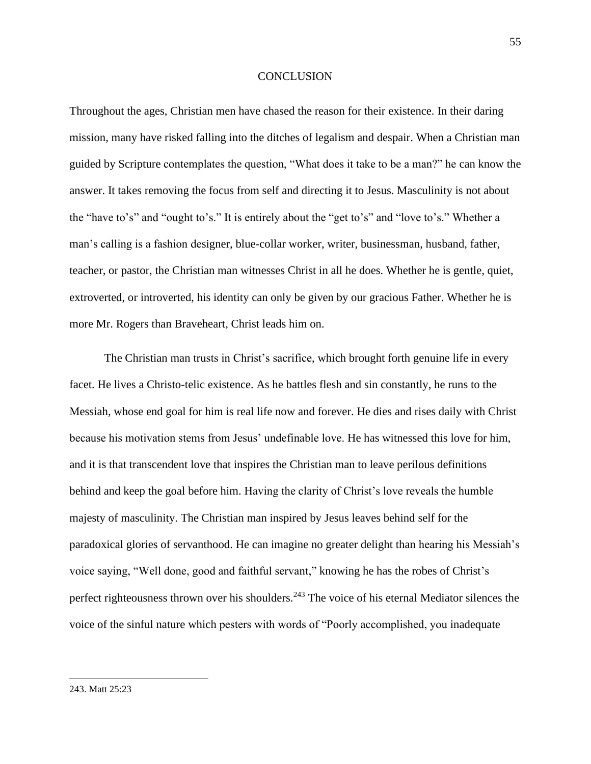# CONCLUSION

Throughout the ages, Christian men have chased the reason for their existence. In their daring mission, many have risked falling into the ditches of legalism and despair. When a Christian man guided by Scripture contemplates the question, "What does it take to be a man?" he can know the answer. It takes removing the focus from self and directing it to Jesus. Masculinity is not about the "have to's" and "ought to's." It is entirely about the "get to's" and "love to's." Whether a man's calling is a fashion designer, blue-collar worker, writer, businessman, husband, father, teacher, or pastor, the Christian man witnesses Christ in all he does. Whether he is gentle, quiet, extroverted, or introverted, his identity can only be given by our gracious Father. Whether he is more Mr. Rogers than Braveheart, Christ leads him on.

The Christian man trusts in Christ's sacrifice, which brought forth genuine life in every facet. He lives a Christo-telic existence. As he battles flesh and sin constantly, he runs to the Messiah, whose end goal for him is real life now and forever. He dies and rises daily with Christ because his motivation stems from Jesus' undefinable love. He has witnessed this love for him, and it is that transcendent love that inspires the Christian man to leave perilous definitions behind and keep the goal before him. Having the clarity of Christ's love reveals the humble majesty of masculinity. The Christian man inspired by Jesus leaves behind self for the paradoxical glories of servanthood. He can imagine no greater delight than hearing his Messiah's voice saying, "Well done, good and faithful servant," knowing he has the robes of Christ's perfect righteousness thrown over his shoulders.[243] The voice of his eternal Mediator silences the voice of the sinful nature which pesters with words of "Poorly accomplished, you inadequate

243. Matt 25:23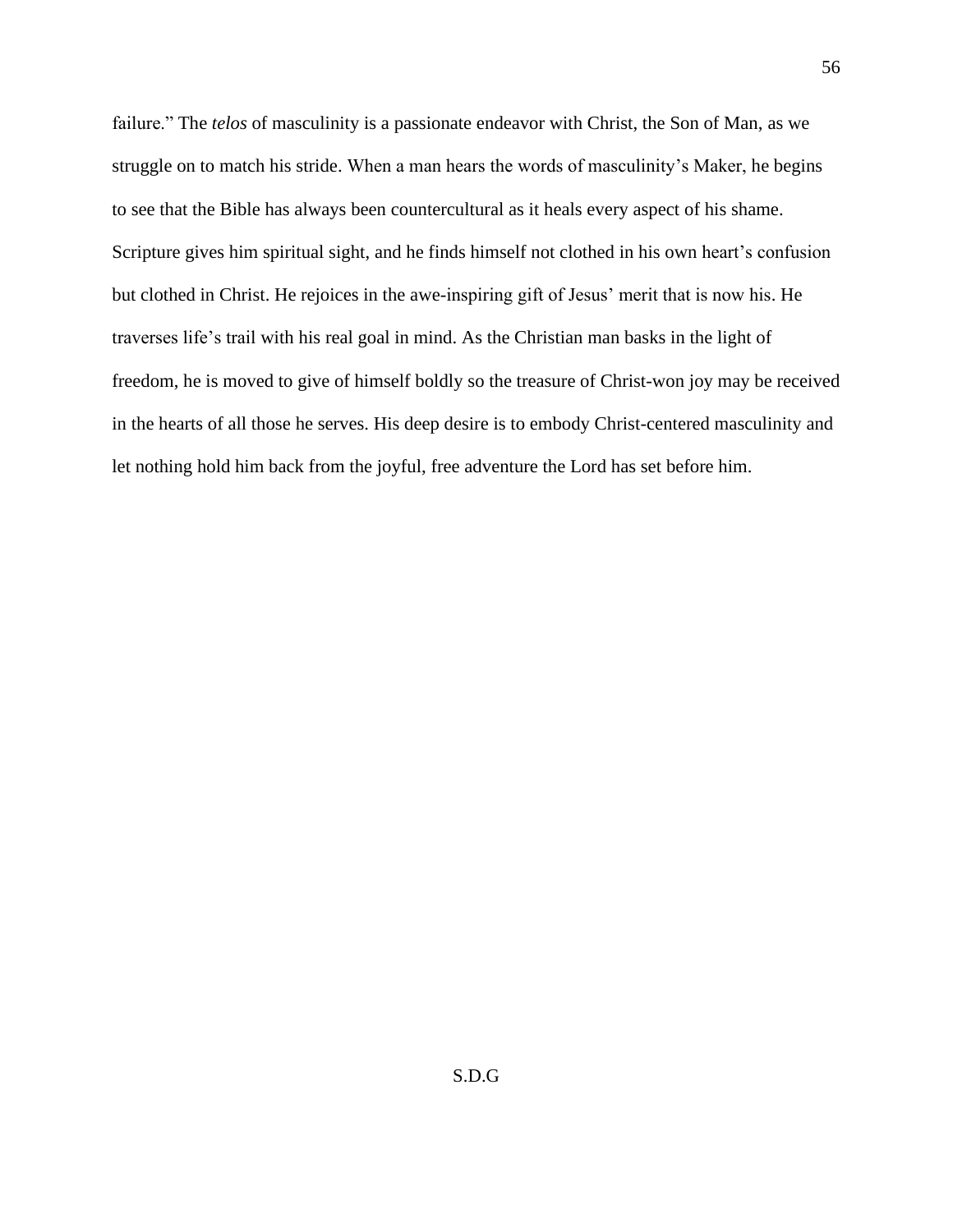failure." The *telos* of masculinity is a passionate endeavor with Christ, the Son of Man, as we struggle on to match his stride. When a man hears the words of masculinity's Maker, he begins to see that the Bible has always been countercultural as it heals every aspect of his shame. Scripture gives him spiritual sight, and he finds himself not clothed in his own heart's confusion but clothed in Christ. He rejoices in the awe-inspiring gift of Jesus' merit that is now his. He traverses life's trail with his real goal in mind. As the Christian man basks in the light of freedom, he is moved to give of himself boldly so the treasure of Christ-won joy may be received in the hearts of all those he serves. His deep desire is to embody Christ-centered masculinity and let nothing hold him back from the joyful, free adventure the Lord has set before him.

S.D.G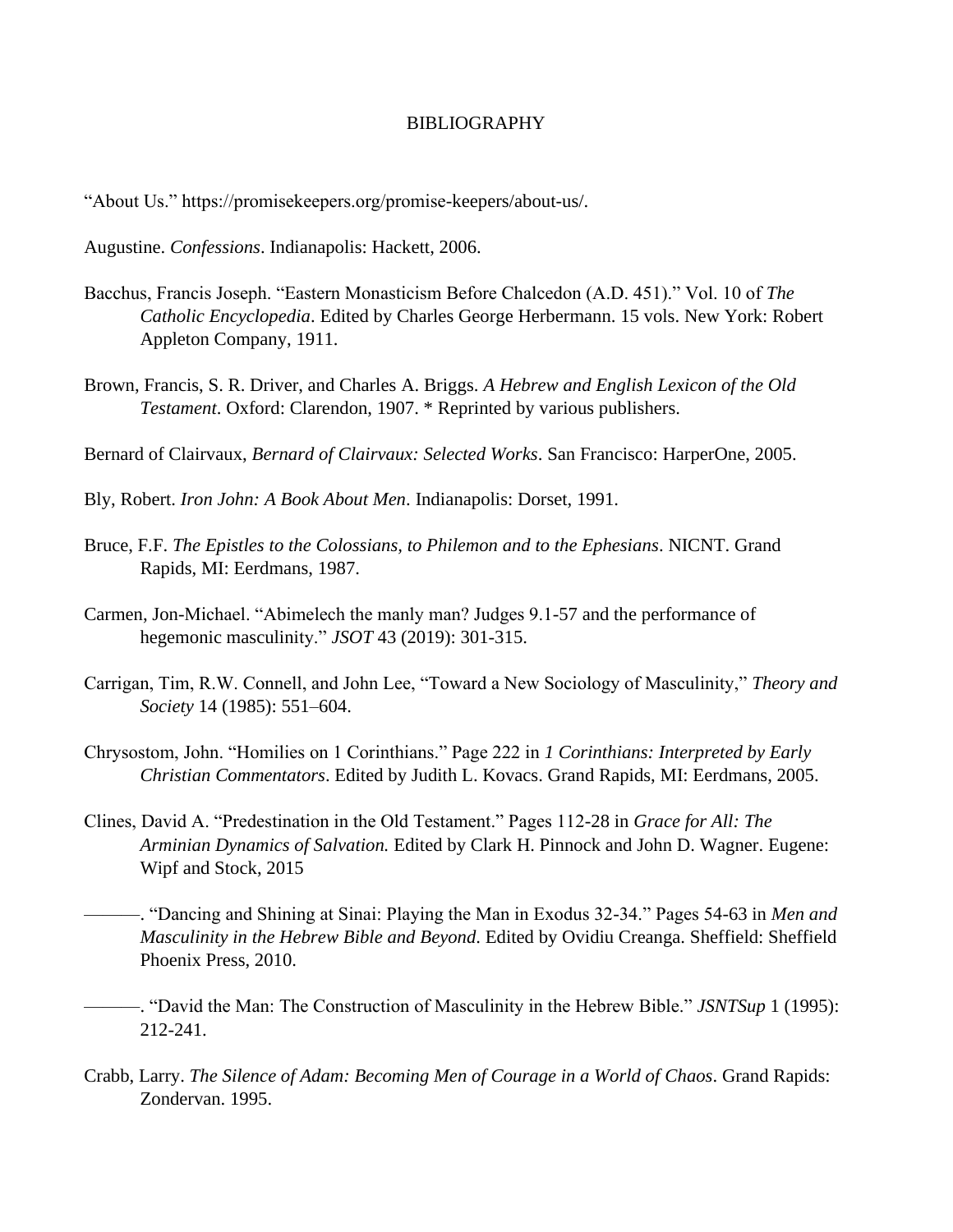# BIBLIOGRAPHY

"About Us." https://promisekeepers.org/promise-keepers/about-us/.

Augustine. *Confessions*. Indianapolis: Hackett, 2006.

Bacchus, Francis Joseph. "Eastern Monasticism Before Chalcedon (A.D. 451)." Vol. 10 of *The Catholic Encyclopedia*. Edited by Charles George Herbermann. 15 vols. New York: Robert Appleton Company, 1911.

Brown, Francis, S. R. Driver, and Charles A. Briggs. *A Hebrew and English Lexicon of the Old Testament*. Oxford: Clarendon, 1907. * Reprinted by various publishers.

Bernard of Clairvaux, *Bernard of Clairvaux: Selected Works*. San Francisco: HarperOne, 2005.

Bly, Robert. *Iron John: A Book About Men*. Indianapolis: Dorset, 1991.

Bruce, F.F. *The Epistles to the Colossians, to Philemon and to the Ephesians*. NICNT. Grand Rapids, MI: Eerdmans, 1987.

Carmen, Jon-Michael. "Abimelech the manly man? Judges 9.1-57 and the performance of hegemonic masculinity." *JSOT* 43 (2019): 301-315.

Carrigan, Tim, R.W. Connell, and John Lee, "Toward a New Sociology of Masculinity," *Theory and Society* 14 (1985): 551–604.

Chrysostom, John. "Homilies on 1 Corinthians." Page 222 in *1 Corinthians: Interpreted by Early Christian Commentators*. Edited by Judith L. Kovacs. Grand Rapids, MI: Eerdmans, 2005.

Clines, David A. "Predestination in the Old Testament." Pages 112-28 in *Grace for All: The Arminian Dynamics of Salvation.* Edited by Clark H. Pinnock and John D. Wagner. Eugene: Wipf and Stock, 2015

———. "Dancing and Shining at Sinai: Playing the Man in Exodus 32-34." Pages 54-63 in *Men and Masculinity in the Hebrew Bible and Beyond*. Edited by Ovidiu Creanga. Sheffield: Sheffield Phoenix Press, 2010.

———. "David the Man: The Construction of Masculinity in the Hebrew Bible." *JSNTSup* 1 (1995): 212-241.

Crabb, Larry. *The Silence of Adam: Becoming Men of Courage in a World of Chaos*. Grand Rapids: Zondervan. 1995.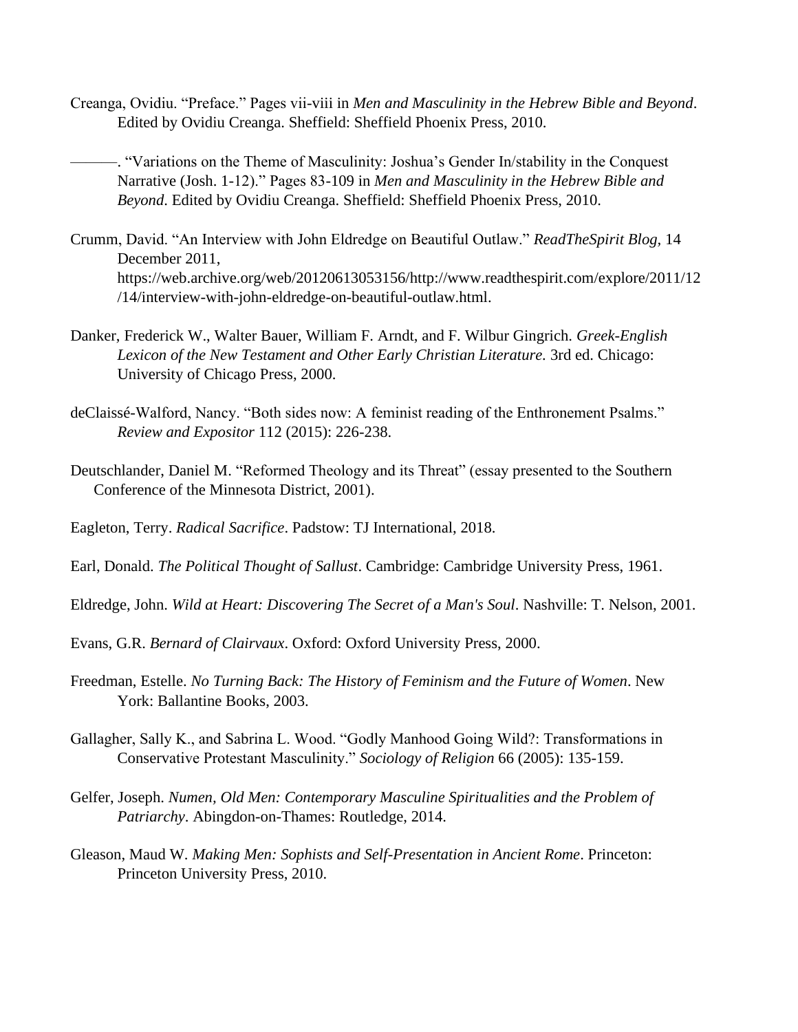Creanga, Ovidiu. "Preface." Pages vii-viii in *Men and Masculinity in the Hebrew Bible and Beyond*. Edited by Ovidiu Creanga. Sheffield: Sheffield Phoenix Press, 2010.

———. "Variations on the Theme of Masculinity: Joshua's Gender In/stability in the Conquest Narrative (Josh. 1-12)." Pages 83-109 in *Men and Masculinity in the Hebrew Bible and Beyond*. Edited by Ovidiu Creanga. Sheffield: Sheffield Phoenix Press, 2010.

Crumm, David. "An Interview with John Eldredge on Beautiful Outlaw." *ReadTheSpirit Blog,* 14 December 2011, https://web.archive.org/web/20120613053156/http://www.readthespirit.com/explore/2011/12/14/interview-with-john-eldredge-on-beautiful-outlaw.html.

Danker, Frederick W., Walter Bauer, William F. Arndt, and F. Wilbur Gingrich. *Greek-English Lexicon of the New Testament and Other Early Christian Literature.* 3rd ed. Chicago: University of Chicago Press, 2000.

deClaissé-Walford, Nancy. "Both sides now: A feminist reading of the Enthronement Psalms." *Review and Expositor* 112 (2015): 226-238.

Deutschlander, Daniel M. "Reformed Theology and its Threat" (essay presented to the Southern Conference of the Minnesota District, 2001).

Eagleton, Terry. *Radical Sacrifice*. Padstow: TJ International, 2018.

Earl, Donald. *The Political Thought of Sallust*. Cambridge: Cambridge University Press, 1961.

Eldredge, John. *Wild at Heart: Discovering The Secret of a Man's Soul*. Nashville: T. Nelson, 2001.

Evans, G.R. *Bernard of Clairvaux*. Oxford: Oxford University Press, 2000.

Freedman, Estelle. *No Turning Back: The History of Feminism and the Future of Women*. New York: Ballantine Books, 2003.

Gallagher, Sally K., and Sabrina L. Wood. "Godly Manhood Going Wild?: Transformations in Conservative Protestant Masculinity." *Sociology of Religion* 66 (2005): 135-159.

Gelfer, Joseph. *Numen, Old Men: Contemporary Masculine Spiritualities and the Problem of Patriarchy*. Abingdon-on-Thames: Routledge, 2014.

Gleason, Maud W. *Making Men: Sophists and Self-Presentation in Ancient Rome*. Princeton: Princeton University Press, 2010.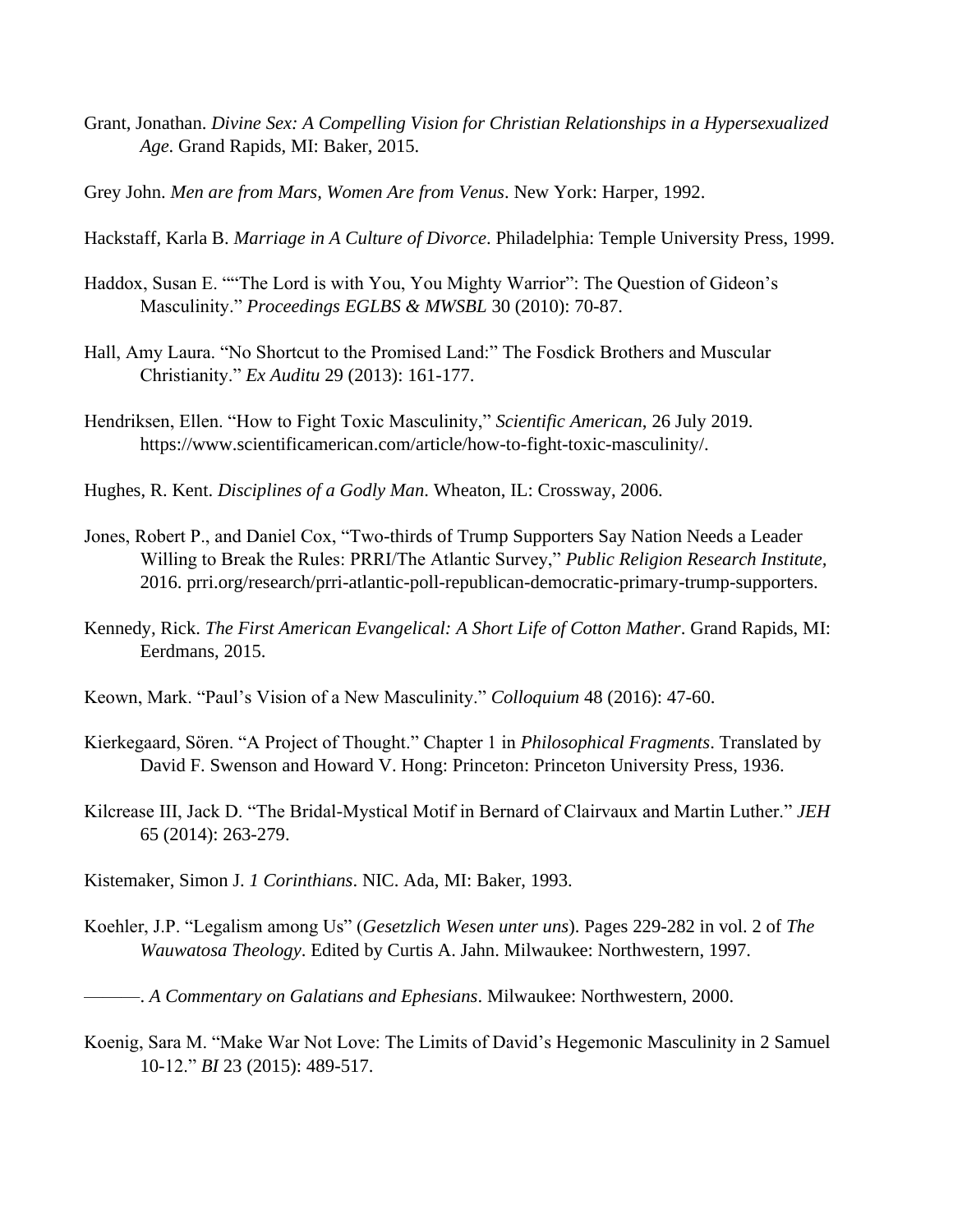Grant, Jonathan. *Divine Sex: A Compelling Vision for Christian Relationships in a Hypersexualized Age*. Grand Rapids, MI: Baker, 2015.

Grey John. *Men are from Mars, Women Are from Venus*. New York: Harper, 1992.

Hackstaff, Karla B. *Marriage in A Culture of Divorce*. Philadelphia: Temple University Press, 1999.

Haddox, Susan E. ""The Lord is with You, You Mighty Warrior": The Question of Gideon's Masculinity." *Proceedings EGLBS & MWSBL* 30 (2010): 70-87.

Hall, Amy Laura. "No Shortcut to the Promised Land:" The Fosdick Brothers and Muscular Christianity." *Ex Auditu* 29 (2013): 161-177.

Hendriksen, Ellen. "How to Fight Toxic Masculinity," *Scientific American*, 26 July 2019. https://www.scientificamerican.com/article/how-to-fight-toxic-masculinity/.

Hughes, R. Kent. *Disciplines of a Godly Man*. Wheaton, IL: Crossway, 2006.

Jones, Robert P., and Daniel Cox, "Two-thirds of Trump Supporters Say Nation Needs a Leader Willing to Break the Rules: PRRI/The Atlantic Survey," *Public Religion Research Institute,* 2016. prri.org/research/prri-atlantic-poll-republican-democratic-primary-trump-supporters.

Kennedy, Rick. *The First American Evangelical: A Short Life of Cotton Mather*. Grand Rapids, MI: Eerdmans, 2015.

Keown, Mark. "Paul's Vision of a New Masculinity." *Colloquium* 48 (2016): 47-60.

Kierkegaard, Sören. "A Project of Thought." Chapter 1 in *Philosophical Fragments*. Translated by David F. Swenson and Howard V. Hong: Princeton: Princeton University Press, 1936.

Kilcrease III, Jack D. "The Bridal-Mystical Motif in Bernard of Clairvaux and Martin Luther." *JEH* 65 (2014): 263-279.

Kistemaker, Simon J. *1 Corinthians*. NIC. Ada, MI: Baker, 1993.

Koehler, J.P. "Legalism among Us" (*Gesetzlich Wesen unter uns*). Pages 229-282 in vol. 2 of *The Wauwatosa Theology*. Edited by Curtis A. Jahn. Milwaukee: Northwestern, 1997.

———. *A Commentary on Galatians and Ephesians*. Milwaukee: Northwestern, 2000.

Koenig, Sara M. "Make War Not Love: The Limits of David's Hegemonic Masculinity in 2 Samuel 10-12." *BI* 23 (2015): 489-517.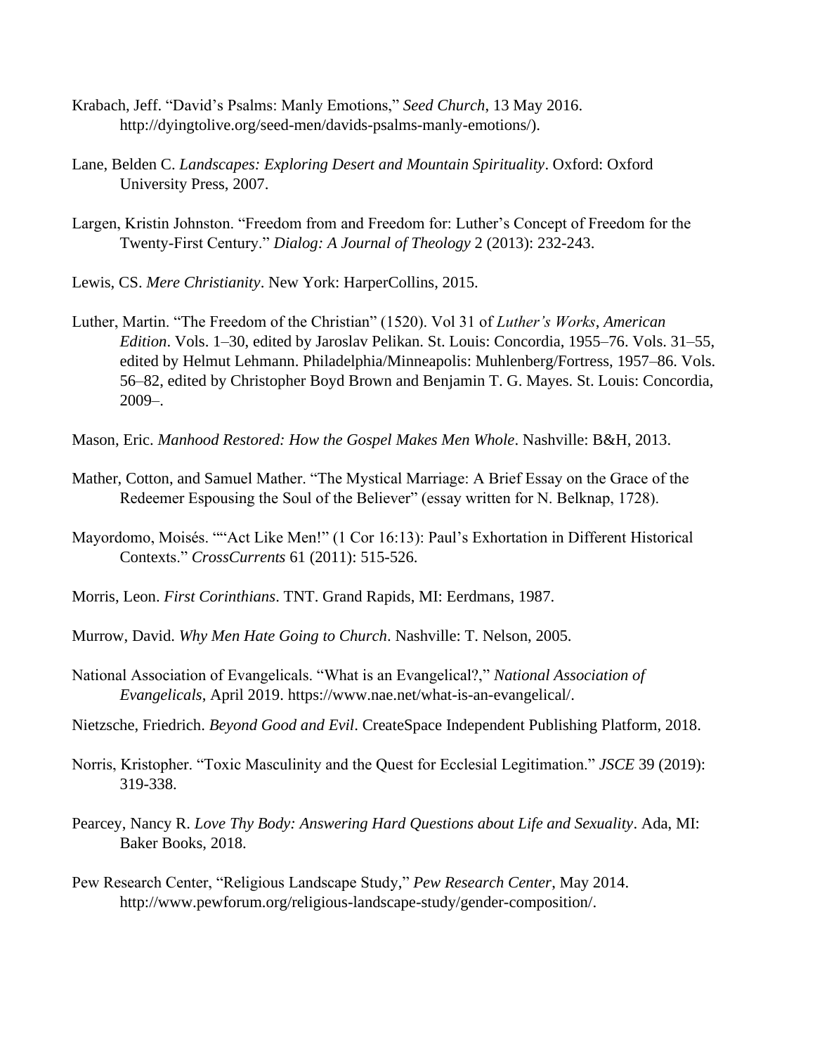Krabach, Jeff. "David's Psalms: Manly Emotions," *Seed Church*, 13 May 2016. http://dyingtolive.org/seed-men/davids-psalms-manly-emotions/).

Lane, Belden C. *Landscapes: Exploring Desert and Mountain Spirituality*. Oxford: Oxford University Press, 2007.

Largen, Kristin Johnston. "Freedom from and Freedom for: Luther's Concept of Freedom for the Twenty-First Century." *Dialog: A Journal of Theology* 2 (2013): 232-243.

Lewis, CS. *Mere Christianity*. New York: HarperCollins, 2015.

Luther, Martin. "The Freedom of the Christian" (1520). Vol 31 of *Luther's Works*, *American Edition*. Vols. 1–30, edited by Jaroslav Pelikan. St. Louis: Concordia, 1955–76. Vols. 31–55, edited by Helmut Lehmann. Philadelphia/Minneapolis: Muhlenberg/Fortress, 1957–86. Vols. 56–82, edited by Christopher Boyd Brown and Benjamin T. G. Mayes. St. Louis: Concordia, 2009–.

Mason, Eric. *Manhood Restored: How the Gospel Makes Men Whole*. Nashville: B&H, 2013.

Mather, Cotton, and Samuel Mather. "The Mystical Marriage: A Brief Essay on the Grace of the Redeemer Espousing the Soul of the Believer" (essay written for N. Belknap, 1728).

Mayordomo, Moisés. ""Act Like Men!" (1 Cor 16:13): Paul's Exhortation in Different Historical Contexts." *CrossCurrents* 61 (2011): 515-526.

Morris, Leon. *First Corinthians*. TNT. Grand Rapids, MI: Eerdmans, 1987.

Murrow, David. *Why Men Hate Going to Church*. Nashville: T. Nelson, 2005.

National Association of Evangelicals. "What is an Evangelical?," *National Association of Evangelicals*, April 2019. https://www.nae.net/what-is-an-evangelical/.

Nietzsche, Friedrich. *Beyond Good and Evil*. CreateSpace Independent Publishing Platform, 2018.

Norris, Kristopher. "Toxic Masculinity and the Quest for Ecclesial Legitimation." *JSCE* 39 (2019): 319-338.

Pearcey, Nancy R. *Love Thy Body: Answering Hard Questions about Life and Sexuality*. Ada, MI: Baker Books, 2018.

Pew Research Center, "Religious Landscape Study," *Pew Research Center*, May 2014. http://www.pewforum.org/religious-landscape-study/gender-composition/.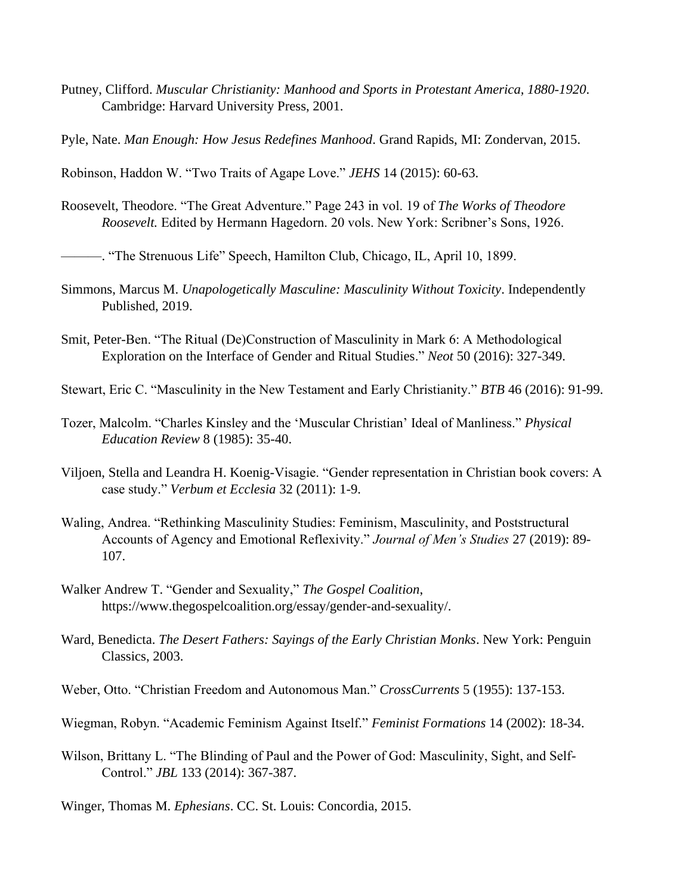Putney, Clifford. *Muscular Christianity: Manhood and Sports in Protestant America, 1880-1920*. Cambridge: Harvard University Press, 2001.

Pyle, Nate. *Man Enough: How Jesus Redefines Manhood*. Grand Rapids, MI: Zondervan, 2015.

Robinson, Haddon W. "Two Traits of Agape Love." *JEHS* 14 (2015): 60-63.

Roosevelt, Theodore. "The Great Adventure." Page 243 in vol. 19 of *The Works of Theodore Roosevelt.* Edited by Hermann Hagedorn. 20 vols. New York: Scribner's Sons, 1926.

———. "The Strenuous Life" Speech, Hamilton Club, Chicago, IL, April 10, 1899.

Simmons, Marcus M. *Unapologetically Masculine: Masculinity Without Toxicity*. Independently Published, 2019.

Smit, Peter-Ben. "The Ritual (De)Construction of Masculinity in Mark 6: A Methodological Exploration on the Interface of Gender and Ritual Studies." *Neot* 50 (2016): 327-349.

Stewart, Eric C. "Masculinity in the New Testament and Early Christianity." *BTB* 46 (2016): 91-99.

Tozer, Malcolm. "Charles Kinsley and the 'Muscular Christian' Ideal of Manliness." *Physical Education Review* 8 (1985): 35-40.

Viljoen, Stella and Leandra H. Koenig-Visagie. "Gender representation in Christian book covers: A case study." *Verbum et Ecclesia* 32 (2011): 1-9.

Waling, Andrea. "Rethinking Masculinity Studies: Feminism, Masculinity, and Poststructural Accounts of Agency and Emotional Reflexivity." *Journal of Men's Studies* 27 (2019): 89-107.

Walker Andrew T. "Gender and Sexuality," *The Gospel Coalition*, https://www.thegospelcoalition.org/essay/gender-and-sexuality/.

Ward, Benedicta. *The Desert Fathers: Sayings of the Early Christian Monks*. New York: Penguin Classics, 2003.

Weber, Otto. "Christian Freedom and Autonomous Man." *CrossCurrents* 5 (1955): 137-153.

Wiegman, Robyn. "Academic Feminism Against Itself." *Feminist Formations* 14 (2002): 18-34.

Wilson, Brittany L. "The Blinding of Paul and the Power of God: Masculinity, Sight, and Self-Control." *JBL* 133 (2014): 367-387.

Winger, Thomas M. *Ephesians*. CC. St. Louis: Concordia, 2015.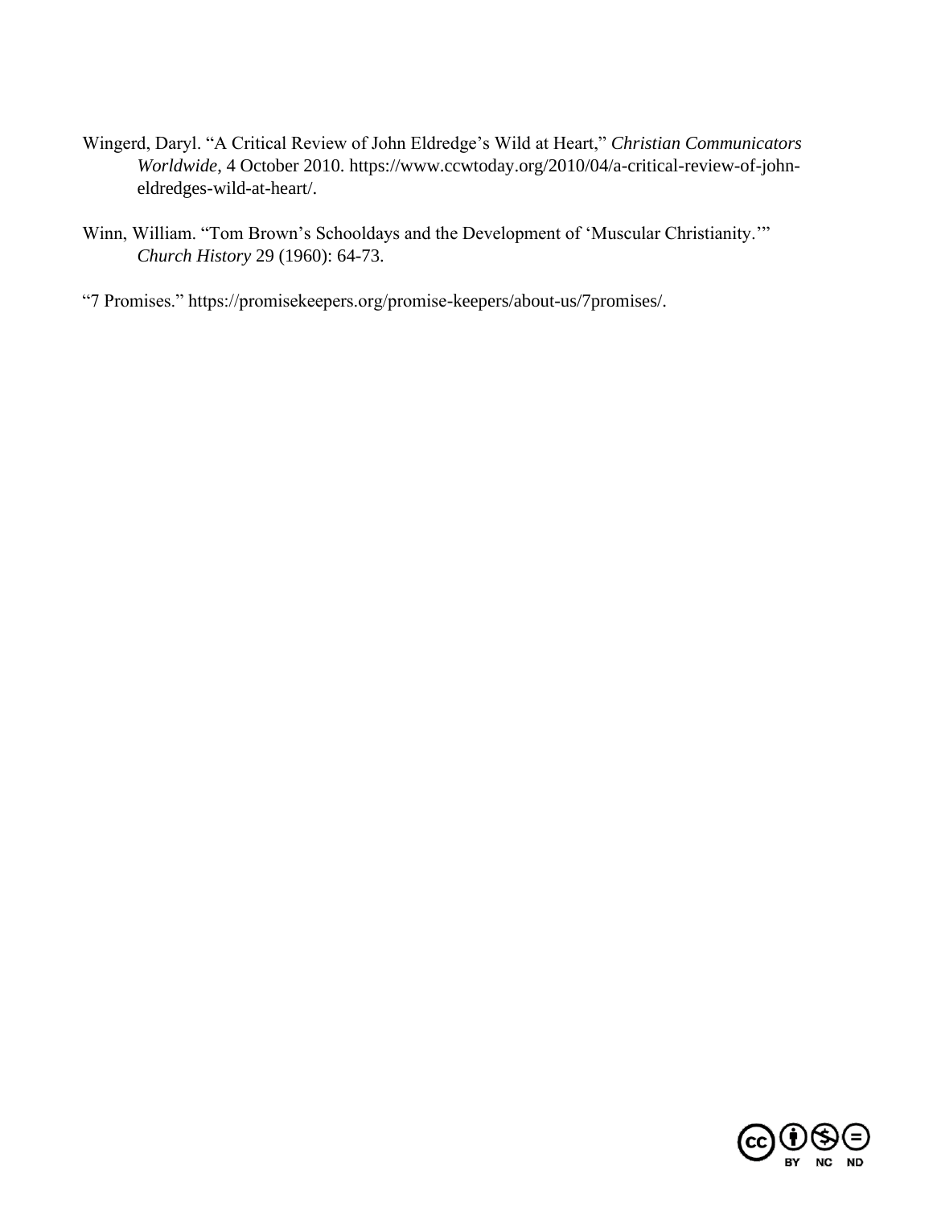Wingerd, Daryl. “A Critical Review of John Eldredge’s Wild at Heart,” *Christian Communicators Worldwide*, 4 October 2010. https://www.ccwtoday.org/2010/04/a-critical-review-of-john-eldredges-wild-at-heart/.

Winn, William. “Tom Brown’s Schooldays and the Development of ‘Muscular Christianity.’” *Church History* 29 (1960): 64-73.

“7 Promises.” https://promisekeepers.org/promise-keepers/about-us/7promises/.

BY NC ND